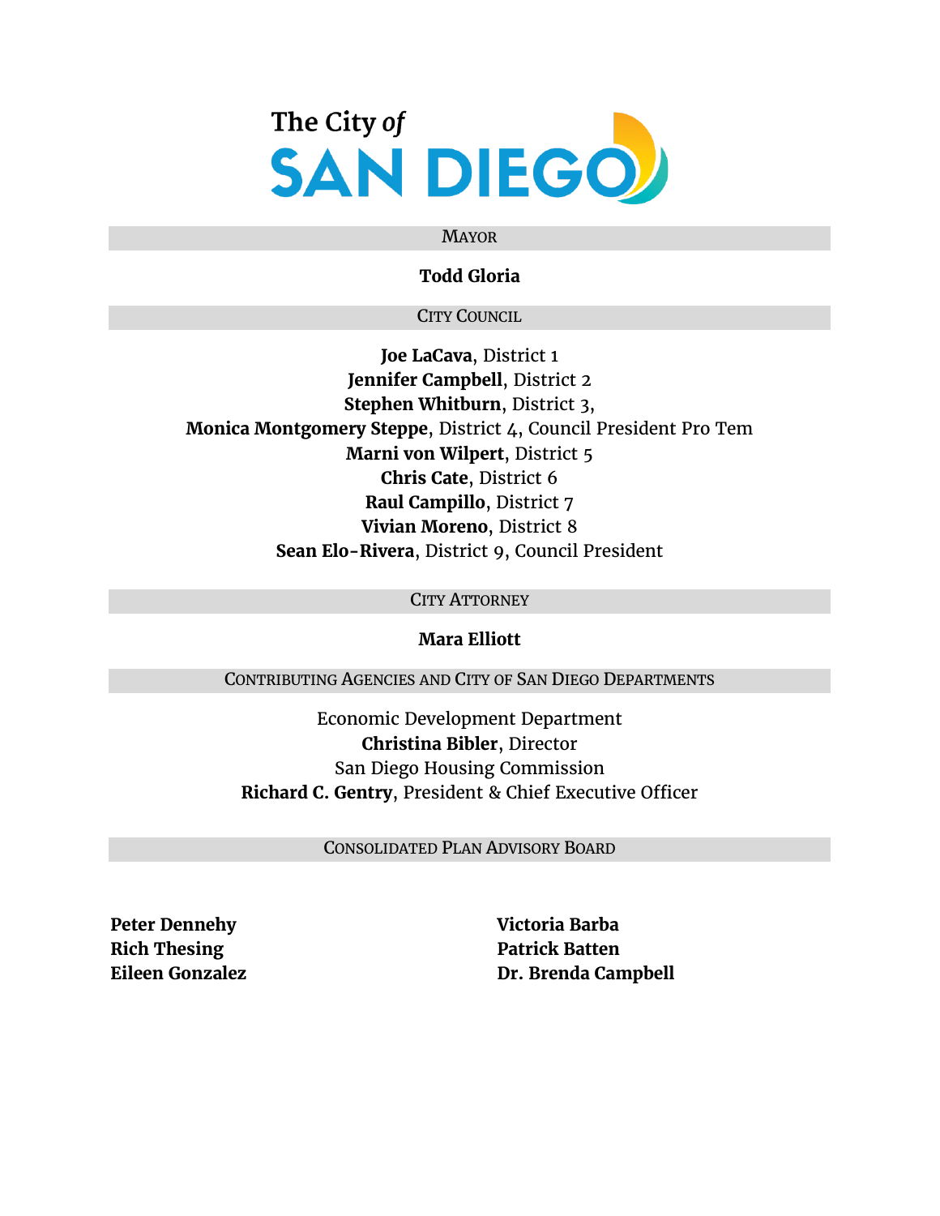The City *of*

# SAN DIEGO

## Mayor

**Todd Gloria**

## City Council

**Joe LaCava**, District 1
**Jennifer Campbell**, District 2
**Stephen Whitburn**, District 3,
**Monica Montgomery Steppe**, District 4, Council President Pro Tem
**Marni von Wilpert**, District 5
**Chris Cate**, District 6
**Raul Campillo**, District 7
**Vivian Moreno**, District 8
**Sean Elo-Rivera**, District 9, Council President

## City Attorney

**Mara Elliott**

## Contributing Agencies and City of San Diego Departments

Economic Development Department
**Christina Bibler**, Director
San Diego Housing Commission
**Richard C. Gentry**, President & Chief Executive Officer

## Consolidated Plan Advisory Board

**Peter Dennehy**
**Rich Thesing**
**Eileen Gonzalez**
**Victoria Barba**
**Patrick Batten**
**Dr. Brenda Campbell**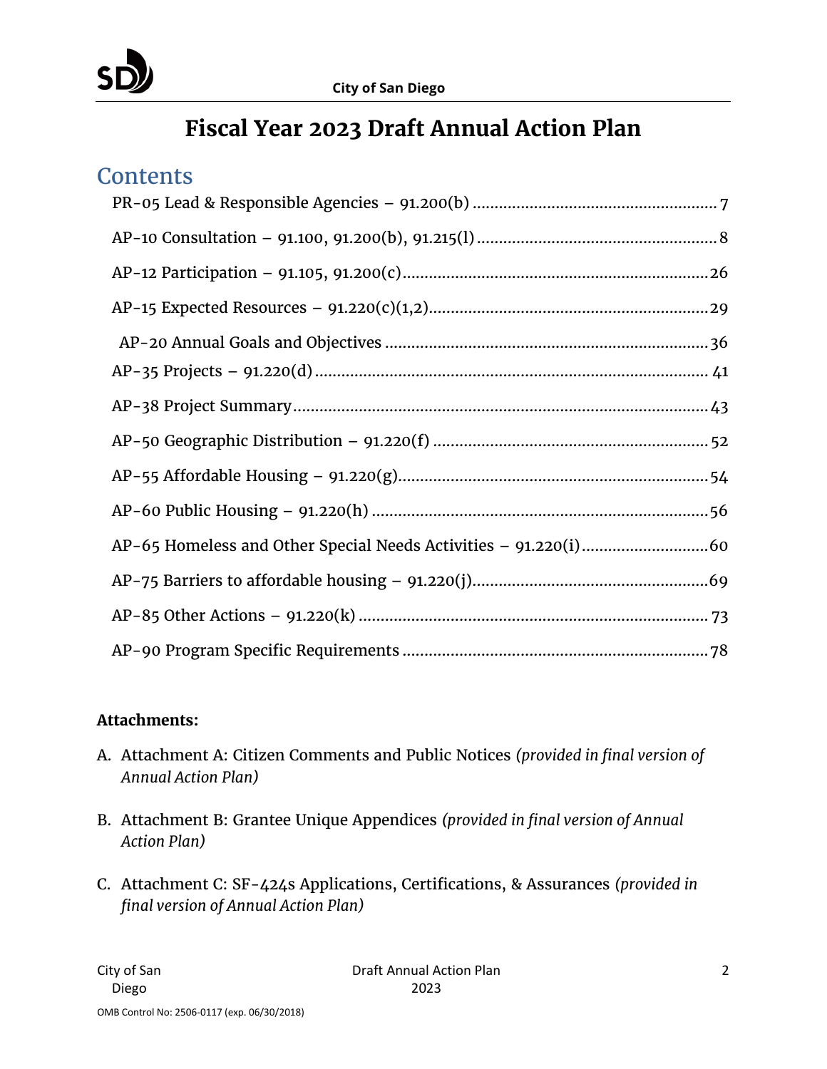# Fiscal Year 2023 Draft Annual Action Plan

## Contents

PR-05 Lead & Responsible Agencies – 91.200(b) ........ 7

AP-10 Consultation – 91.100, 91.200(b), 91.215(l) ........ 8

AP-12 Participation – 91.105, 91.200(c) ........ 26

AP-15 Expected Resources – 91.220(c)(1,2) ........ 29

AP-20 Annual Goals and Objectives ........ 36

AP-35 Projects – 91.220(d) ........ 41

AP-38 Project Summary ........ 43

AP-50 Geographic Distribution – 91.220(f) ........ 52

AP-55 Affordable Housing – 91.220(g) ........ 54

AP-60 Public Housing – 91.220(h) ........ 56

AP-65 Homeless and Other Special Needs Activities – 91.220(i) ........ 60

AP-75 Barriers to affordable housing – 91.220(j) ........ 69

AP-85 Other Actions – 91.220(k) ........ 73

AP-90 Program Specific Requirements ........ 78

**Attachments:**

A. Attachment A: Citizen Comments and Public Notices *(provided in final version of Annual Action Plan)*

B. Attachment B: Grantee Unique Appendices *(provided in final version of Annual Action Plan)*

C. Attachment C: SF-424s Applications, Certifications, & Assurances *(provided in final version of Annual Action Plan)*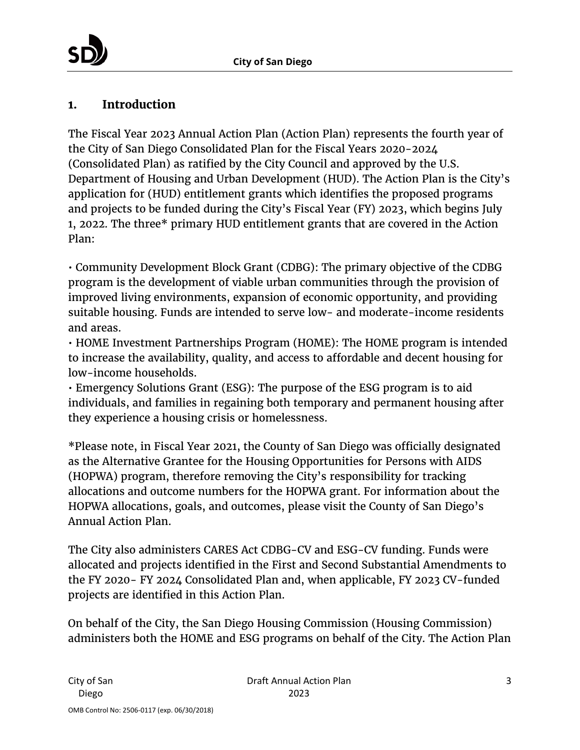# 1. Introduction

The Fiscal Year 2023 Annual Action Plan (Action Plan) represents the fourth year of the City of San Diego Consolidated Plan for the Fiscal Years 2020-2024 (Consolidated Plan) as ratified by the City Council and approved by the U.S. Department of Housing and Urban Development (HUD). The Action Plan is the City's application for (HUD) entitlement grants which identifies the proposed programs and projects to be funded during the City's Fiscal Year (FY) 2023, which begins July 1, 2022. The three* primary HUD entitlement grants that are covered in the Action Plan:

• Community Development Block Grant (CDBG): The primary objective of the CDBG program is the development of viable urban communities through the provision of improved living environments, expansion of economic opportunity, and providing suitable housing. Funds are intended to serve low- and moderate-income residents and areas.
• HOME Investment Partnerships Program (HOME): The HOME program is intended to increase the availability, quality, and access to affordable and decent housing for low-income households.
• Emergency Solutions Grant (ESG): The purpose of the ESG program is to aid individuals, and families in regaining both temporary and permanent housing after they experience a housing crisis or homelessness.

*Please note, in Fiscal Year 2021, the County of San Diego was officially designated as the Alternative Grantee for the Housing Opportunities for Persons with AIDS (HOPWA) program, therefore removing the City's responsibility for tracking allocations and outcome numbers for the HOPWA grant. For information about the HOPWA allocations, goals, and outcomes, please visit the County of San Diego's Annual Action Plan.

The City also administers CARES Act CDBG-CV and ESG-CV funding. Funds were allocated and projects identified in the First and Second Substantial Amendments to the FY 2020- FY 2024 Consolidated Plan and, when applicable, FY 2023 CV-funded projects are identified in this Action Plan.

On behalf of the City, the San Diego Housing Commission (Housing Commission) administers both the HOME and ESG programs on behalf of the City. The Action Plan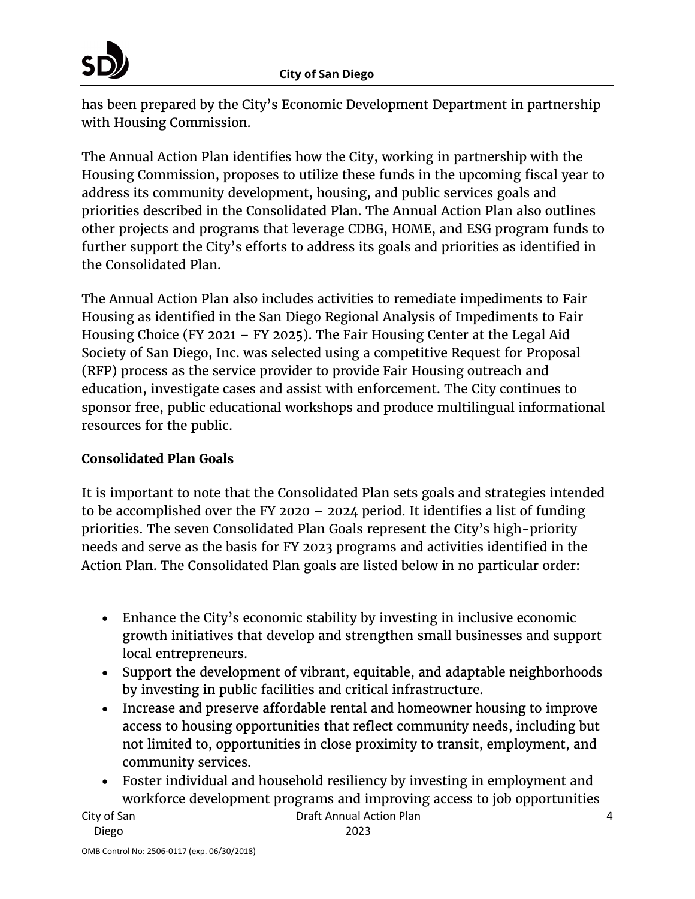has been prepared by the City's Economic Development Department in partnership with Housing Commission.

The Annual Action Plan identifies how the City, working in partnership with the Housing Commission, proposes to utilize these funds in the upcoming fiscal year to address its community development, housing, and public services goals and priorities described in the Consolidated Plan. The Annual Action Plan also outlines other projects and programs that leverage CDBG, HOME, and ESG program funds to further support the City's efforts to address its goals and priorities as identified in the Consolidated Plan.

The Annual Action Plan also includes activities to remediate impediments to Fair Housing as identified in the San Diego Regional Analysis of Impediments to Fair Housing Choice (FY 2021 – FY 2025). The Fair Housing Center at the Legal Aid Society of San Diego, Inc. was selected using a competitive Request for Proposal (RFP) process as the service provider to provide Fair Housing outreach and education, investigate cases and assist with enforcement. The City continues to sponsor free, public educational workshops and produce multilingual informational resources for the public.

**Consolidated Plan Goals**

It is important to note that the Consolidated Plan sets goals and strategies intended to be accomplished over the FY 2020 – 2024 period. It identifies a list of funding priorities. The seven Consolidated Plan Goals represent the City's high-priority needs and serve as the basis for FY 2023 programs and activities identified in the Action Plan. The Consolidated Plan goals are listed below in no particular order:

- Enhance the City's economic stability by investing in inclusive economic growth initiatives that develop and strengthen small businesses and support local entrepreneurs.
- Support the development of vibrant, equitable, and adaptable neighborhoods by investing in public facilities and critical infrastructure.
- Increase and preserve affordable rental and homeowner housing to improve access to housing opportunities that reflect community needs, including but not limited to, opportunities in close proximity to transit, employment, and community services.
- Foster individual and household resiliency by investing in employment and workforce development programs and improving access to job opportunities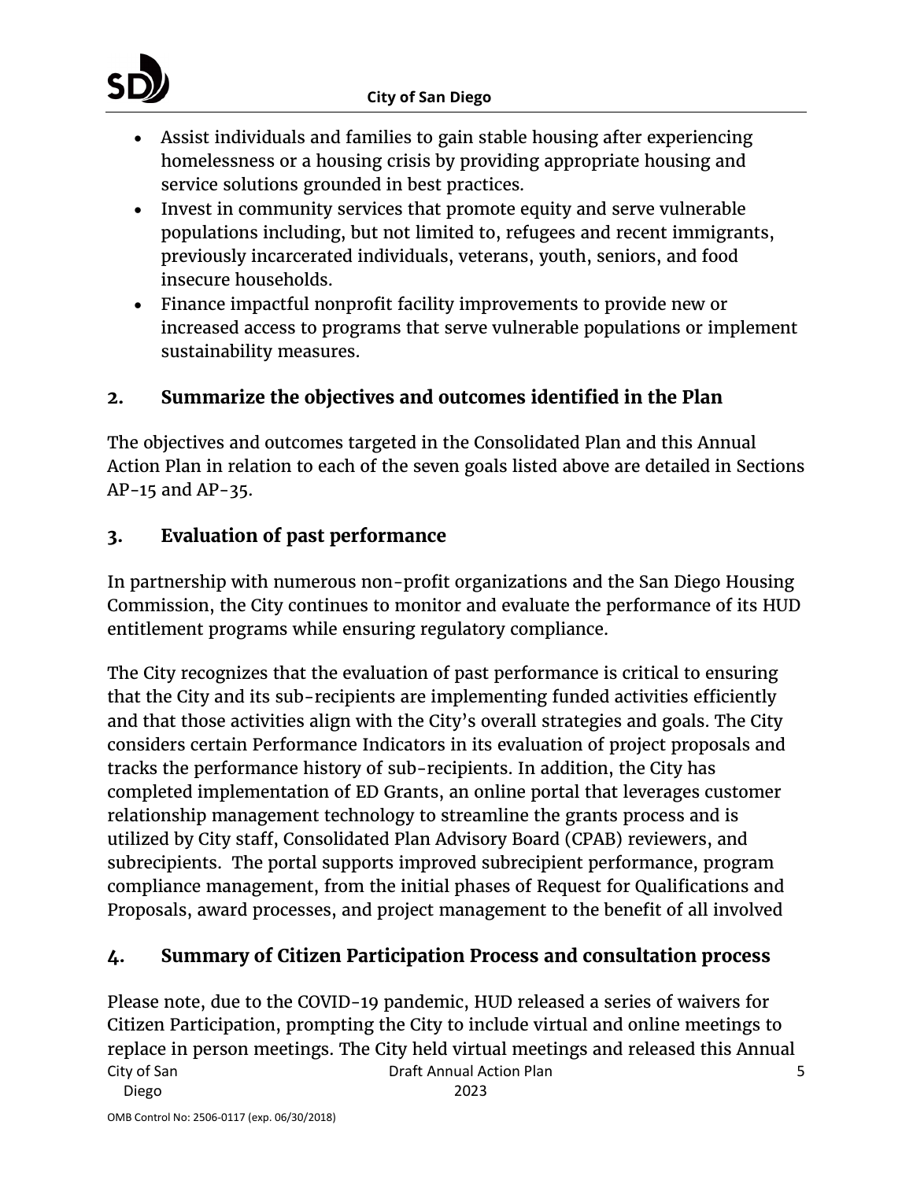- Assist individuals and families to gain stable housing after experiencing homelessness or a housing crisis by providing appropriate housing and service solutions grounded in best practices.
- Invest in community services that promote equity and serve vulnerable populations including, but not limited to, refugees and recent immigrants, previously incarcerated individuals, veterans, youth, seniors, and food insecure households.
- Finance impactful nonprofit facility improvements to provide new or increased access to programs that serve vulnerable populations or implement sustainability measures.

## 2. Summarize the objectives and outcomes identified in the Plan

The objectives and outcomes targeted in the Consolidated Plan and this Annual Action Plan in relation to each of the seven goals listed above are detailed in Sections AP-15 and AP-35.

## 3. Evaluation of past performance

In partnership with numerous non-profit organizations and the San Diego Housing Commission, the City continues to monitor and evaluate the performance of its HUD entitlement programs while ensuring regulatory compliance.

The City recognizes that the evaluation of past performance is critical to ensuring that the City and its sub-recipients are implementing funded activities efficiently and that those activities align with the City's overall strategies and goals. The City considers certain Performance Indicators in its evaluation of project proposals and tracks the performance history of sub-recipients. In addition, the City has completed implementation of ED Grants, an online portal that leverages customer relationship management technology to streamline the grants process and is utilized by City staff, Consolidated Plan Advisory Board (CPAB) reviewers, and subrecipients. The portal supports improved subrecipient performance, program compliance management, from the initial phases of Request for Qualifications and Proposals, award processes, and project management to the benefit of all involved

## 4. Summary of Citizen Participation Process and consultation process

Please note, due to the COVID-19 pandemic, HUD released a series of waivers for Citizen Participation, prompting the City to include virtual and online meetings to replace in person meetings. The City held virtual meetings and released this Annual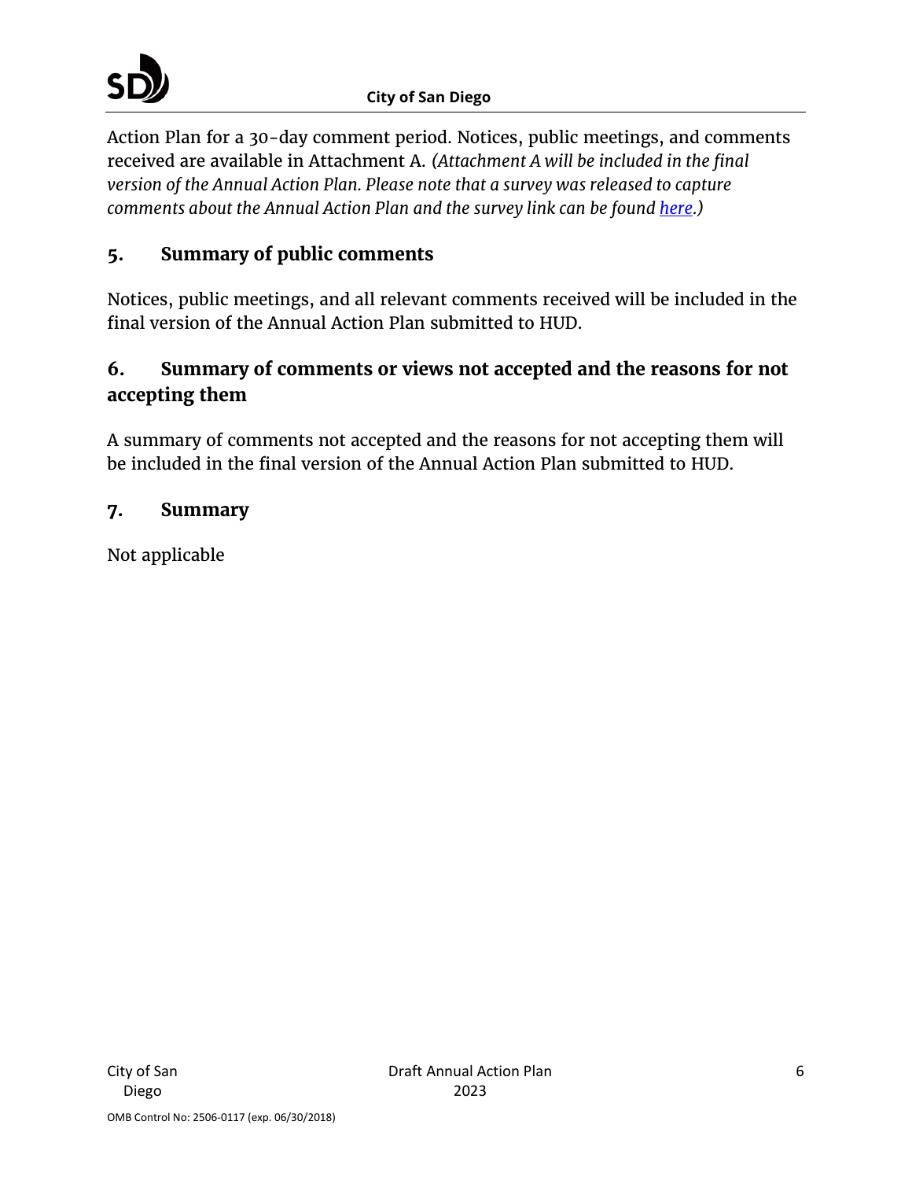Action Plan for a 30-day comment period. Notices, public meetings, and comments received are available in Attachment A. *(Attachment A will be included in the final version of the Annual Action Plan. Please note that a survey was released to capture comments about the Annual Action Plan and the survey link can be found here.)*

## 5. Summary of public comments

Notices, public meetings, and all relevant comments received will be included in the final version of the Annual Action Plan submitted to HUD.

## 6. Summary of comments or views not accepted and the reasons for not accepting them

A summary of comments not accepted and the reasons for not accepting them will be included in the final version of the Annual Action Plan submitted to HUD.

## 7. Summary

Not applicable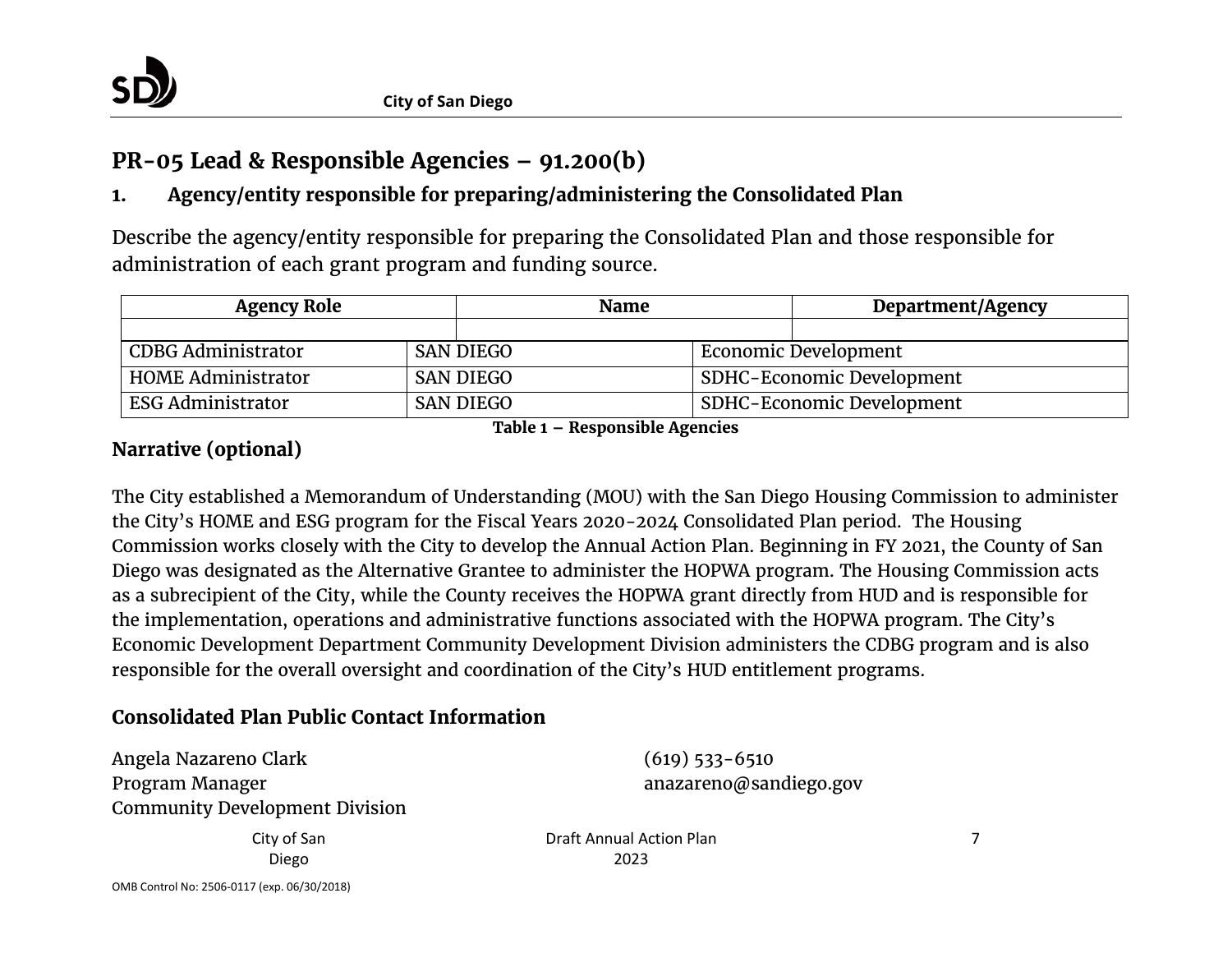## PR-05 Lead & Responsible Agencies – 91.200(b)

### 1. Agency/entity responsible for preparing/administering the Consolidated Plan

Describe the agency/entity responsible for preparing the Consolidated Plan and those responsible for administration of each grant program and funding source.

| Agency Role | Name | Department/Agency |
|---|---|---|
| | | |
| CDBG Administrator | SAN DIEGO | Economic Development |
| HOME Administrator | SAN DIEGO | SDHC-Economic Development |
| ESG Administrator | SAN DIEGO | SDHC-Economic Development |

**Table 1 – Responsible Agencies**

### Narrative (optional)

The City established a Memorandum of Understanding (MOU) with the San Diego Housing Commission to administer the City's HOME and ESG program for the Fiscal Years 2020-2024 Consolidated Plan period. The Housing Commission works closely with the City to develop the Annual Action Plan. Beginning in FY 2021, the County of San Diego was designated as the Alternative Grantee to administer the HOPWA program. The Housing Commission acts as a subrecipient of the City, while the County receives the HOPWA grant directly from HUD and is responsible for the implementation, operations and administrative functions associated with the HOPWA program. The City's Economic Development Department Community Development Division administers the CDBG program and is also responsible for the overall oversight and coordination of the City's HUD entitlement programs.

### Consolidated Plan Public Contact Information

Angela Nazareno Clark
Program Manager
Community Development Division

(619) 533-6510
anazareno@sandiego.gov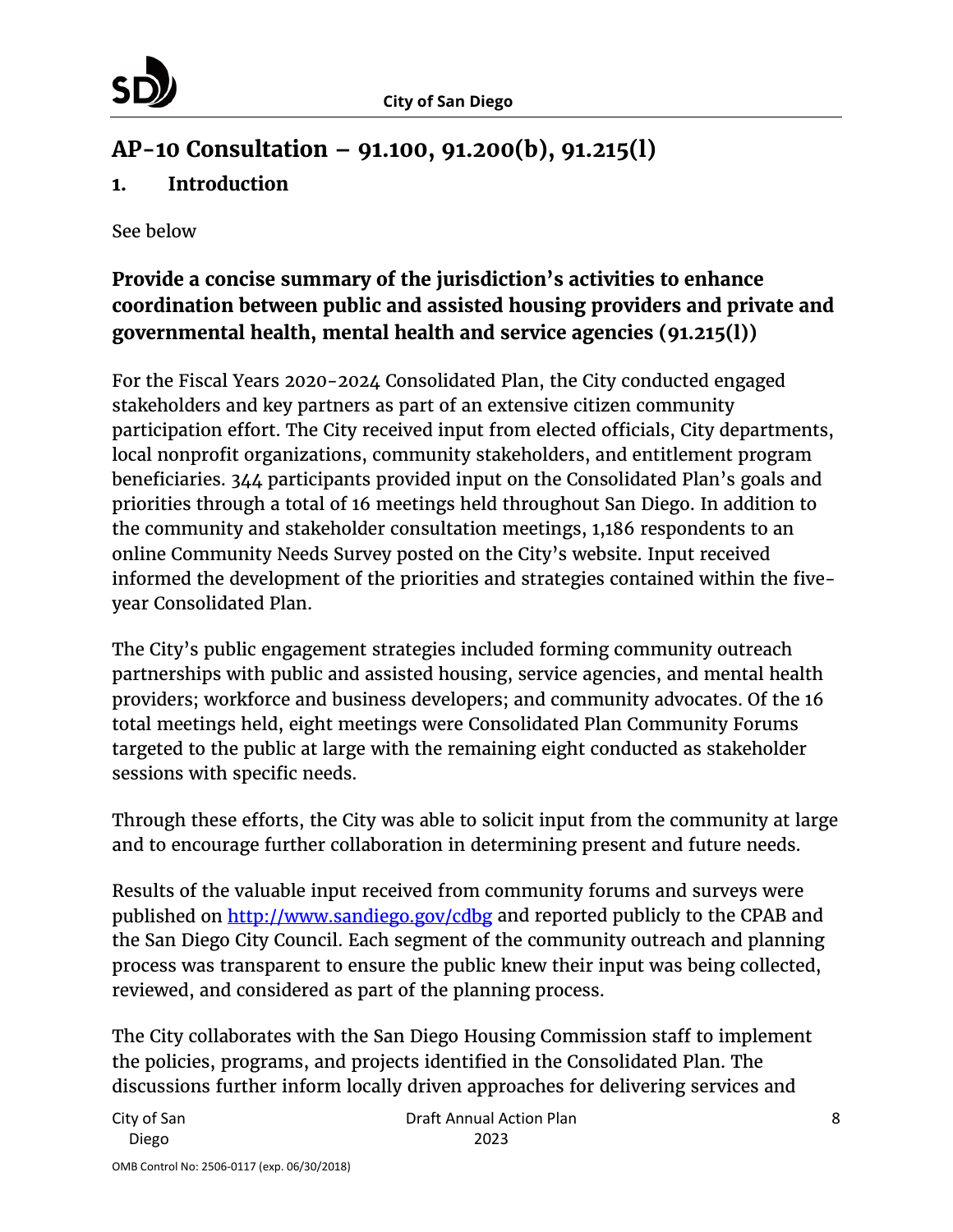# AP-10 Consultation – 91.100, 91.200(b), 91.215(l)

## 1. Introduction

See below

### Provide a concise summary of the jurisdiction's activities to enhance coordination between public and assisted housing providers and private and governmental health, mental health and service agencies (91.215(l))

For the Fiscal Years 2020-2024 Consolidated Plan, the City conducted engaged stakeholders and key partners as part of an extensive citizen community participation effort. The City received input from elected officials, City departments, local nonprofit organizations, community stakeholders, and entitlement program beneficiaries. 344 participants provided input on the Consolidated Plan's goals and priorities through a total of 16 meetings held throughout San Diego. In addition to the community and stakeholder consultation meetings, 1,186 respondents to an online Community Needs Survey posted on the City's website. Input received informed the development of the priorities and strategies contained within the five-year Consolidated Plan.

The City's public engagement strategies included forming community outreach partnerships with public and assisted housing, service agencies, and mental health providers; workforce and business developers; and community advocates. Of the 16 total meetings held, eight meetings were Consolidated Plan Community Forums targeted to the public at large with the remaining eight conducted as stakeholder sessions with specific needs.

Through these efforts, the City was able to solicit input from the community at large and to encourage further collaboration in determining present and future needs.

Results of the valuable input received from community forums and surveys were published on http://www.sandiego.gov/cdbg and reported publicly to the CPAB and the San Diego City Council. Each segment of the community outreach and planning process was transparent to ensure the public knew their input was being collected, reviewed, and considered as part of the planning process.

The City collaborates with the San Diego Housing Commission staff to implement the policies, programs, and projects identified in the Consolidated Plan. The discussions further inform locally driven approaches for delivering services and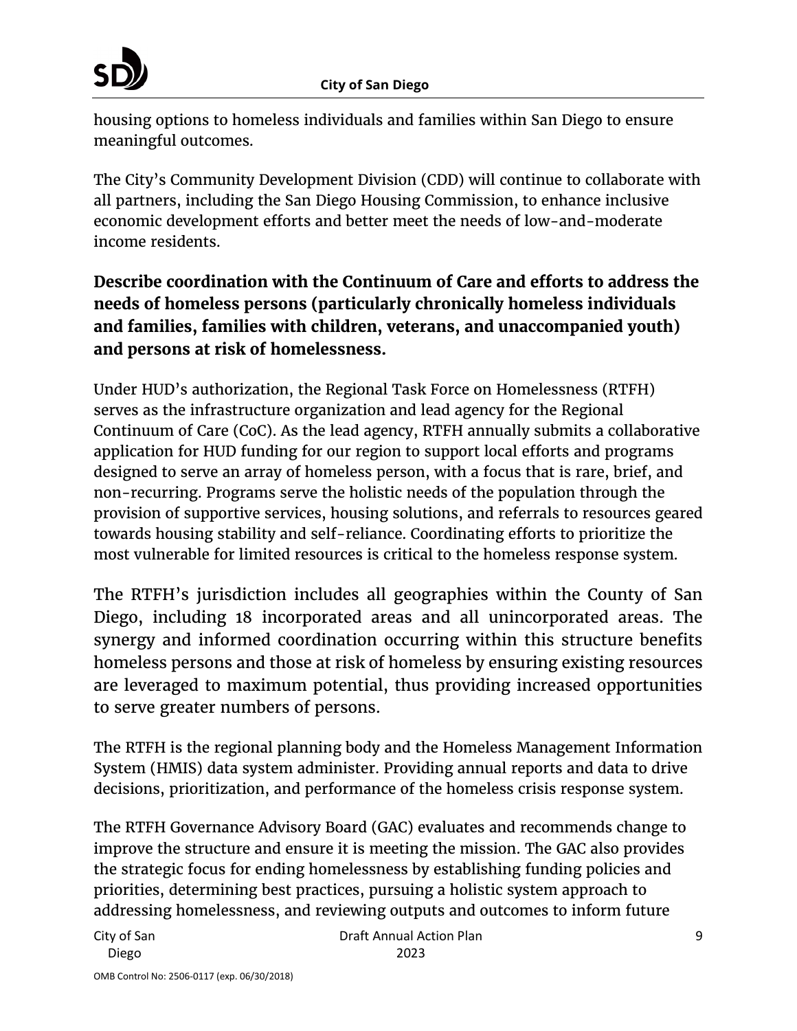housing options to homeless individuals and families within San Diego to ensure meaningful outcomes.

The City's Community Development Division (CDD) will continue to collaborate with all partners, including the San Diego Housing Commission, to enhance inclusive economic development efforts and better meet the needs of low-and-moderate income residents.

**Describe coordination with the Continuum of Care and efforts to address the needs of homeless persons (particularly chronically homeless individuals and families, families with children, veterans, and unaccompanied youth) and persons at risk of homelessness.**

Under HUD's authorization, the Regional Task Force on Homelessness (RTFH) serves as the infrastructure organization and lead agency for the Regional Continuum of Care (CoC). As the lead agency, RTFH annually submits a collaborative application for HUD funding for our region to support local efforts and programs designed to serve an array of homeless person, with a focus that is rare, brief, and non-recurring. Programs serve the holistic needs of the population through the provision of supportive services, housing solutions, and referrals to resources geared towards housing stability and self-reliance. Coordinating efforts to prioritize the most vulnerable for limited resources is critical to the homeless response system.

The RTFH's jurisdiction includes all geographies within the County of San Diego, including 18 incorporated areas and all unincorporated areas. The synergy and informed coordination occurring within this structure benefits homeless persons and those at risk of homeless by ensuring existing resources are leveraged to maximum potential, thus providing increased opportunities to serve greater numbers of persons.

The RTFH is the regional planning body and the Homeless Management Information System (HMIS) data system administer. Providing annual reports and data to drive decisions, prioritization, and performance of the homeless crisis response system.

The RTFH Governance Advisory Board (GAC) evaluates and recommends change to improve the structure and ensure it is meeting the mission. The GAC also provides the strategic focus for ending homelessness by establishing funding policies and priorities, determining best practices, pursuing a holistic system approach to addressing homelessness, and reviewing outputs and outcomes to inform future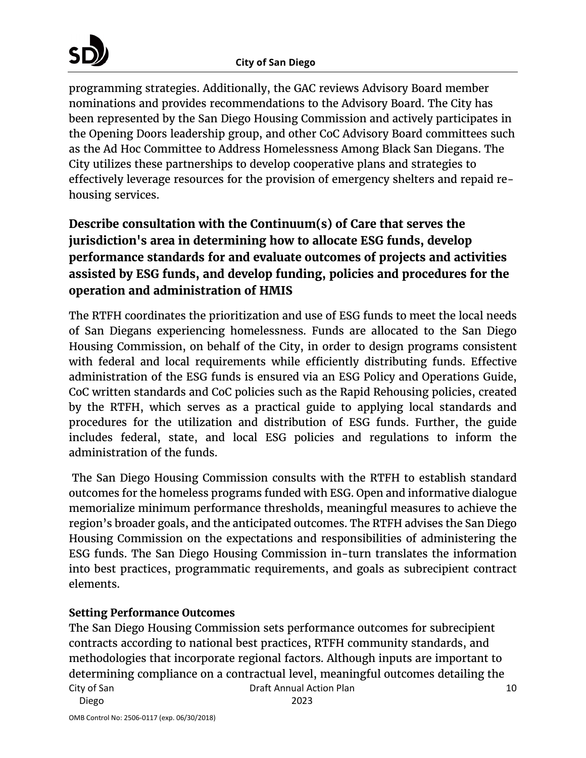programming strategies. Additionally, the GAC reviews Advisory Board member nominations and provides recommendations to the Advisory Board. The City has been represented by the San Diego Housing Commission and actively participates in the Opening Doors leadership group, and other CoC Advisory Board committees such as the Ad Hoc Committee to Address Homelessness Among Black San Diegans. The City utilizes these partnerships to develop cooperative plans and strategies to effectively leverage resources for the provision of emergency shelters and repaid re-housing services.

## Describe consultation with the Continuum(s) of Care that serves the jurisdiction's area in determining how to allocate ESG funds, develop performance standards for and evaluate outcomes of projects and activities assisted by ESG funds, and develop funding, policies and procedures for the operation and administration of HMIS

The RTFH coordinates the prioritization and use of ESG funds to meet the local needs of San Diegans experiencing homelessness. Funds are allocated to the San Diego Housing Commission, on behalf of the City, in order to design programs consistent with federal and local requirements while efficiently distributing funds. Effective administration of the ESG funds is ensured via an ESG Policy and Operations Guide, CoC written standards and CoC policies such as the Rapid Rehousing policies, created by the RTFH, which serves as a practical guide to applying local standards and procedures for the utilization and distribution of ESG funds. Further, the guide includes federal, state, and local ESG policies and regulations to inform the administration of the funds.

The San Diego Housing Commission consults with the RTFH to establish standard outcomes for the homeless programs funded with ESG. Open and informative dialogue memorialize minimum performance thresholds, meaningful measures to achieve the region's broader goals, and the anticipated outcomes. The RTFH advises the San Diego Housing Commission on the expectations and responsibilities of administering the ESG funds. The San Diego Housing Commission in-turn translates the information into best practices, programmatic requirements, and goals as subrecipient contract elements.

**Setting Performance Outcomes**

The San Diego Housing Commission sets performance outcomes for subrecipient contracts according to national best practices, RTFH community standards, and methodologies that incorporate regional factors. Although inputs are important to determining compliance on a contractual level, meaningful outcomes detailing the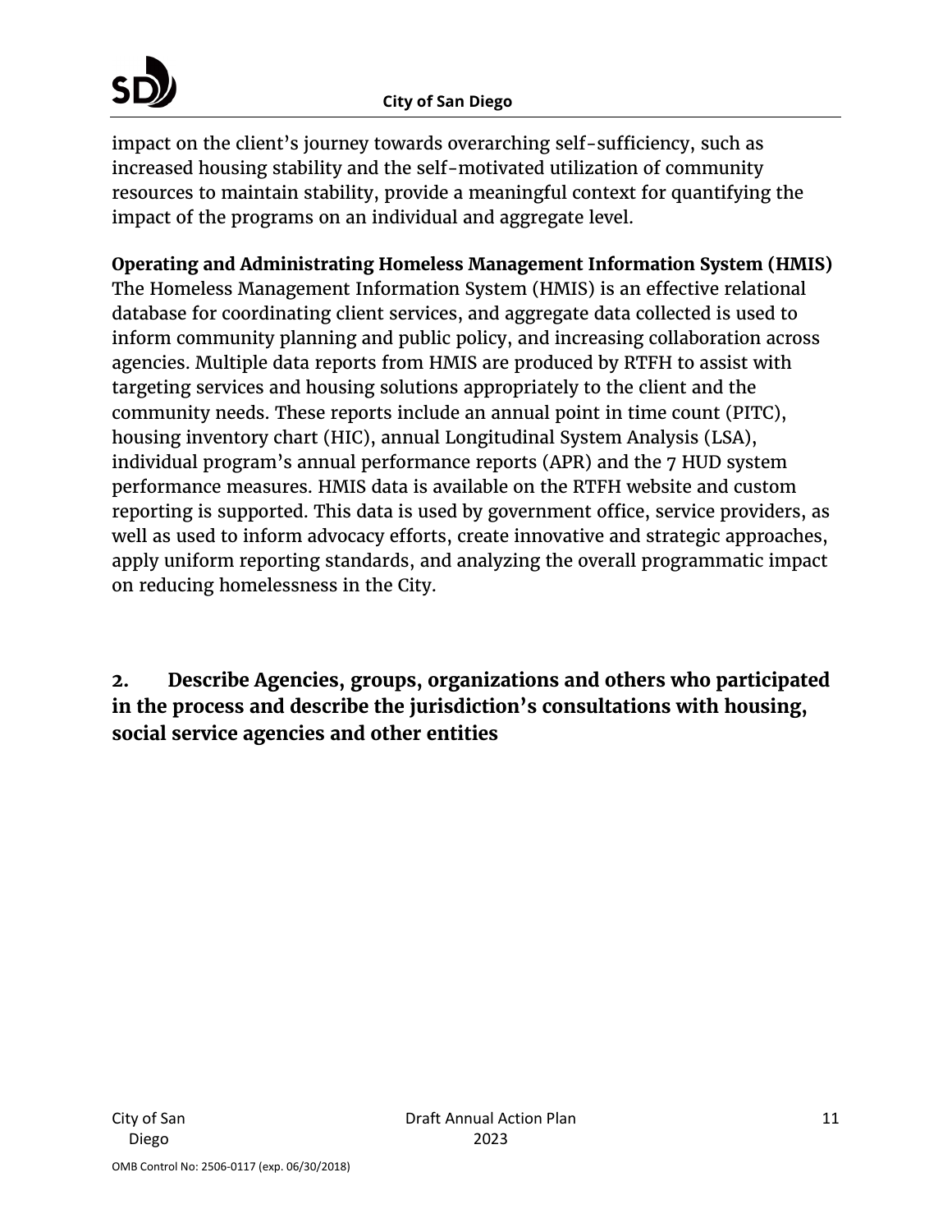impact on the client's journey towards overarching self-sufficiency, such as increased housing stability and the self-motivated utilization of community resources to maintain stability, provide a meaningful context for quantifying the impact of the programs on an individual and aggregate level.

**Operating and Administrating Homeless Management Information System (HMIS)**
The Homeless Management Information System (HMIS) is an effective relational database for coordinating client services, and aggregate data collected is used to inform community planning and public policy, and increasing collaboration across agencies. Multiple data reports from HMIS are produced by RTFH to assist with targeting services and housing solutions appropriately to the client and the community needs. These reports include an annual point in time count (PITC), housing inventory chart (HIC), annual Longitudinal System Analysis (LSA), individual program's annual performance reports (APR) and the 7 HUD system performance measures. HMIS data is available on the RTFH website and custom reporting is supported. This data is used by government office, service providers, as well as used to inform advocacy efforts, create innovative and strategic approaches, apply uniform reporting standards, and analyzing the overall programmatic impact on reducing homelessness in the City.

### 2. Describe Agencies, groups, organizations and others who participated in the process and describe the jurisdiction's consultations with housing, social service agencies and other entities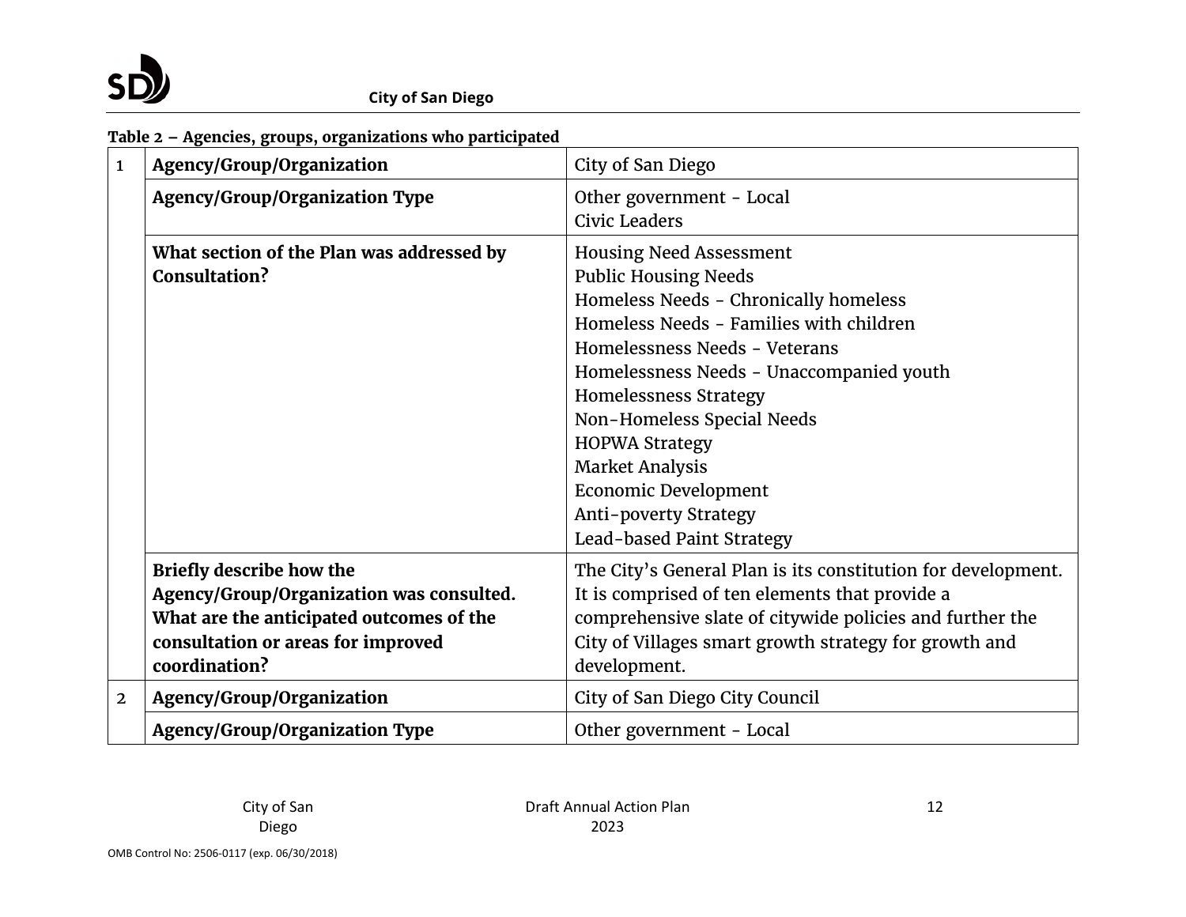**Table 2 – Agencies, groups, organizations who participated**

| | | |
|---|---|---|
| 1 | **Agency/Group/Organization** | City of San Diego |
| | **Agency/Group/Organization Type** | Other government - Local<br>Civic Leaders |
| | **What section of the Plan was addressed by Consultation?** | Housing Need Assessment<br>Public Housing Needs<br>Homeless Needs - Chronically homeless<br>Homeless Needs - Families with children<br>Homelessness Needs - Veterans<br>Homelessness Needs - Unaccompanied youth<br>Homelessness Strategy<br>Non-Homeless Special Needs<br>HOPWA Strategy<br>Market Analysis<br>Economic Development<br>Anti-poverty Strategy<br>Lead-based Paint Strategy |
| | **Briefly describe how the Agency/Group/Organization was consulted. What are the anticipated outcomes of the consultation or areas for improved coordination?** | The City's General Plan is its constitution for development. It is comprised of ten elements that provide a comprehensive slate of citywide policies and further the City of Villages smart growth strategy for growth and development. |
| 2 | **Agency/Group/Organization** | City of San Diego City Council |
| | **Agency/Group/Organization Type** | Other government - Local |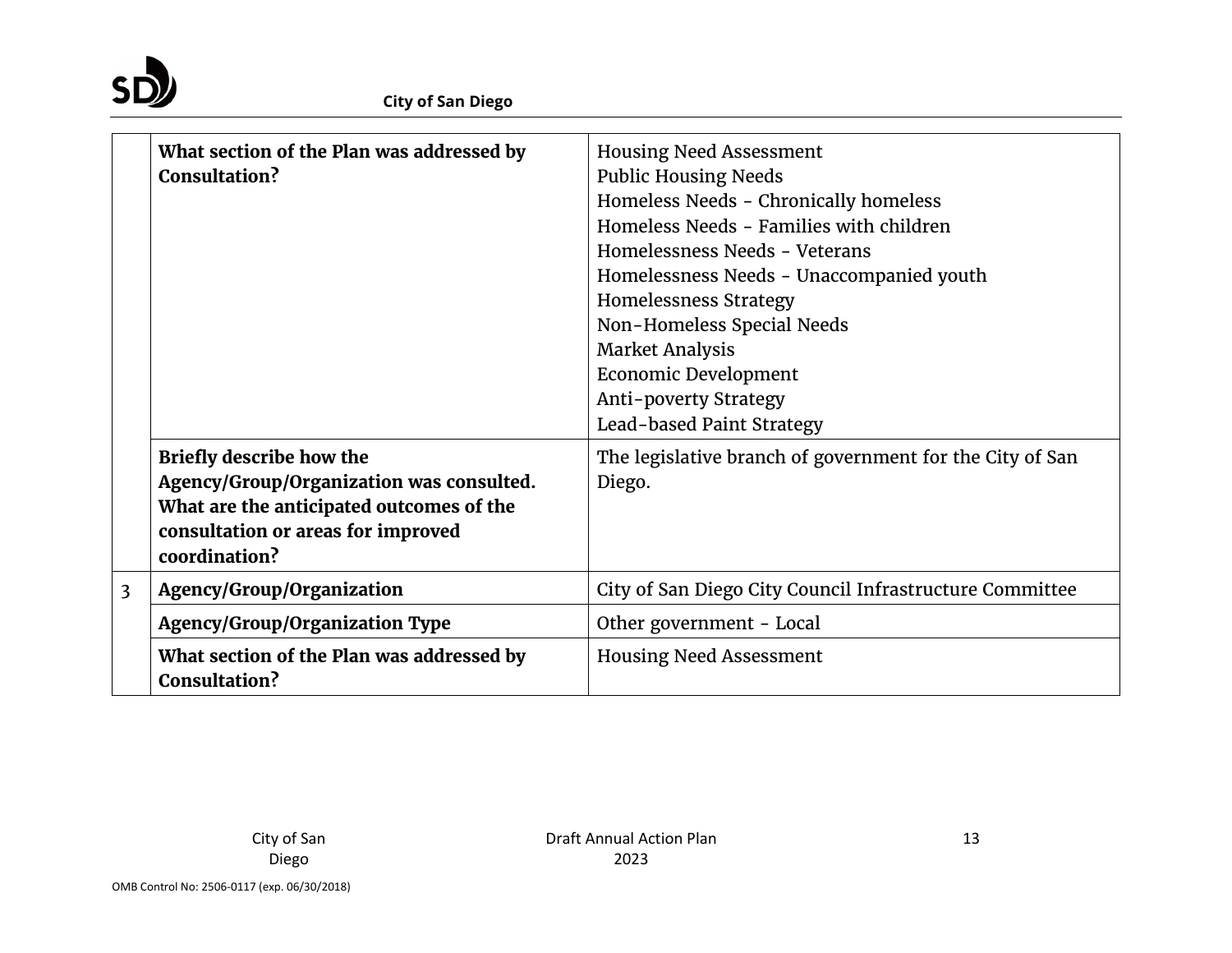| | | |
|---|---|---|
| | **What section of the Plan was addressed by Consultation?** | Housing Need Assessment<br>Public Housing Needs<br>Homeless Needs - Chronically homeless<br>Homeless Needs - Families with children<br>Homelessness Needs - Veterans<br>Homelessness Needs - Unaccompanied youth<br>Homelessness Strategy<br>Non-Homeless Special Needs<br>Market Analysis<br>Economic Development<br>Anti-poverty Strategy<br>Lead-based Paint Strategy |
| | **Briefly describe how the Agency/Group/Organization was consulted. What are the anticipated outcomes of the consultation or areas for improved coordination?** | The legislative branch of government for the City of San Diego. |
| 3 | **Agency/Group/Organization** | City of San Diego City Council Infrastructure Committee |
| | **Agency/Group/Organization Type** | Other government - Local |
| | **What section of the Plan was addressed by Consultation?** | Housing Need Assessment |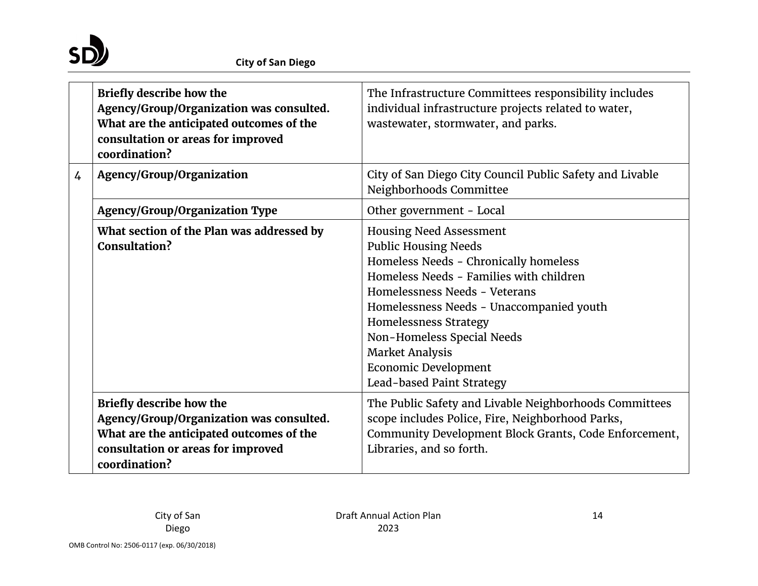| | | |
|---|---|---|
| | **Briefly describe how the Agency/Group/Organization was consulted. What are the anticipated outcomes of the consultation or areas for improved coordination?** | The Infrastructure Committees responsibility includes individual infrastructure projects related to water, wastewater, stormwater, and parks. |
| 4 | **Agency/Group/Organization** | City of San Diego City Council Public Safety and Livable Neighborhoods Committee |
| | **Agency/Group/Organization Type** | Other government - Local |
| | **What section of the Plan was addressed by Consultation?** | Housing Need Assessment<br>Public Housing Needs<br>Homeless Needs - Chronically homeless<br>Homeless Needs - Families with children<br>Homelessness Needs - Veterans<br>Homelessness Needs - Unaccompanied youth<br>Homelessness Strategy<br>Non-Homeless Special Needs<br>Market Analysis<br>Economic Development<br>Lead-based Paint Strategy |
| | **Briefly describe how the Agency/Group/Organization was consulted. What are the anticipated outcomes of the consultation or areas for improved coordination?** | The Public Safety and Livable Neighborhoods Committees scope includes Police, Fire, Neighborhood Parks, Community Development Block Grants, Code Enforcement, Libraries, and so forth. |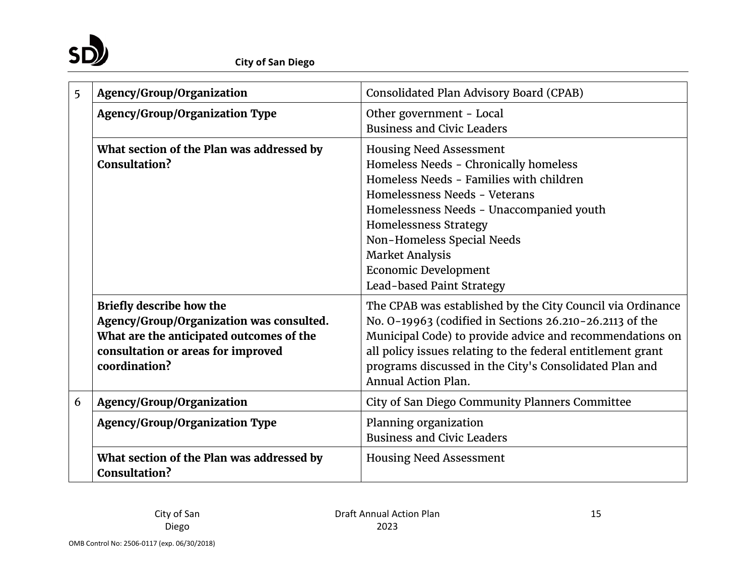| | | |
|---|---|---|
| 5 | **Agency/Group/Organization** | Consolidated Plan Advisory Board (CPAB) |
| | **Agency/Group/Organization Type** | Other government - Local<br>Business and Civic Leaders |
| | **What section of the Plan was addressed by Consultation?** | Housing Need Assessment<br>Homeless Needs - Chronically homeless<br>Homeless Needs - Families with children<br>Homelessness Needs - Veterans<br>Homelessness Needs - Unaccompanied youth<br>Homelessness Strategy<br>Non-Homeless Special Needs<br>Market Analysis<br>Economic Development<br>Lead-based Paint Strategy |
| | **Briefly describe how the Agency/Group/Organization was consulted. What are the anticipated outcomes of the consultation or areas for improved coordination?** | The CPAB was established by the City Council via Ordinance No. O-19963 (codified in Sections 26.210-26.2113 of the Municipal Code) to provide advice and recommendations on all policy issues relating to the federal entitlement grant programs discussed in the City's Consolidated Plan and Annual Action Plan. |
| 6 | **Agency/Group/Organization** | City of San Diego Community Planners Committee |
| | **Agency/Group/Organization Type** | Planning organization<br>Business and Civic Leaders |
| | **What section of the Plan was addressed by Consultation?** | Housing Need Assessment |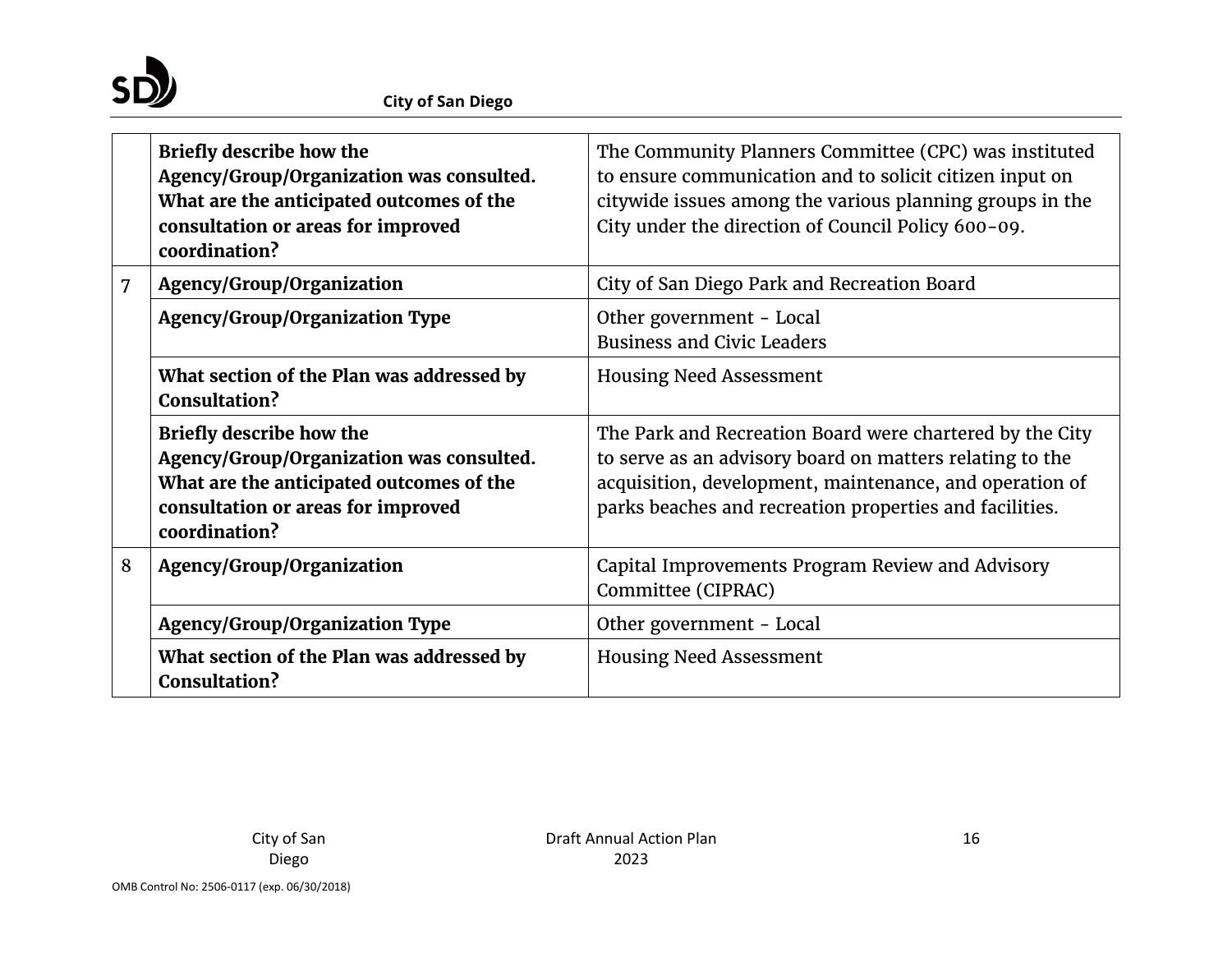| | | |
|---|---|---|
| | **Briefly describe how the Agency/Group/Organization was consulted. What are the anticipated outcomes of the consultation or areas for improved coordination?** | The Community Planners Committee (CPC) was instituted to ensure communication and to solicit citizen input on citywide issues among the various planning groups in the City under the direction of Council Policy 600-09. |
| 7 | **Agency/Group/Organization** | City of San Diego Park and Recreation Board |
| | **Agency/Group/Organization Type** | Other government - Local<br>Business and Civic Leaders |
| | **What section of the Plan was addressed by Consultation?** | Housing Need Assessment |
| | **Briefly describe how the Agency/Group/Organization was consulted. What are the anticipated outcomes of the consultation or areas for improved coordination?** | The Park and Recreation Board were chartered by the City to serve as an advisory board on matters relating to the acquisition, development, maintenance, and operation of parks beaches and recreation properties and facilities. |
| 8 | **Agency/Group/Organization** | Capital Improvements Program Review and Advisory Committee (CIPRAC) |
| | **Agency/Group/Organization Type** | Other government - Local |
| | **What section of the Plan was addressed by Consultation?** | Housing Need Assessment |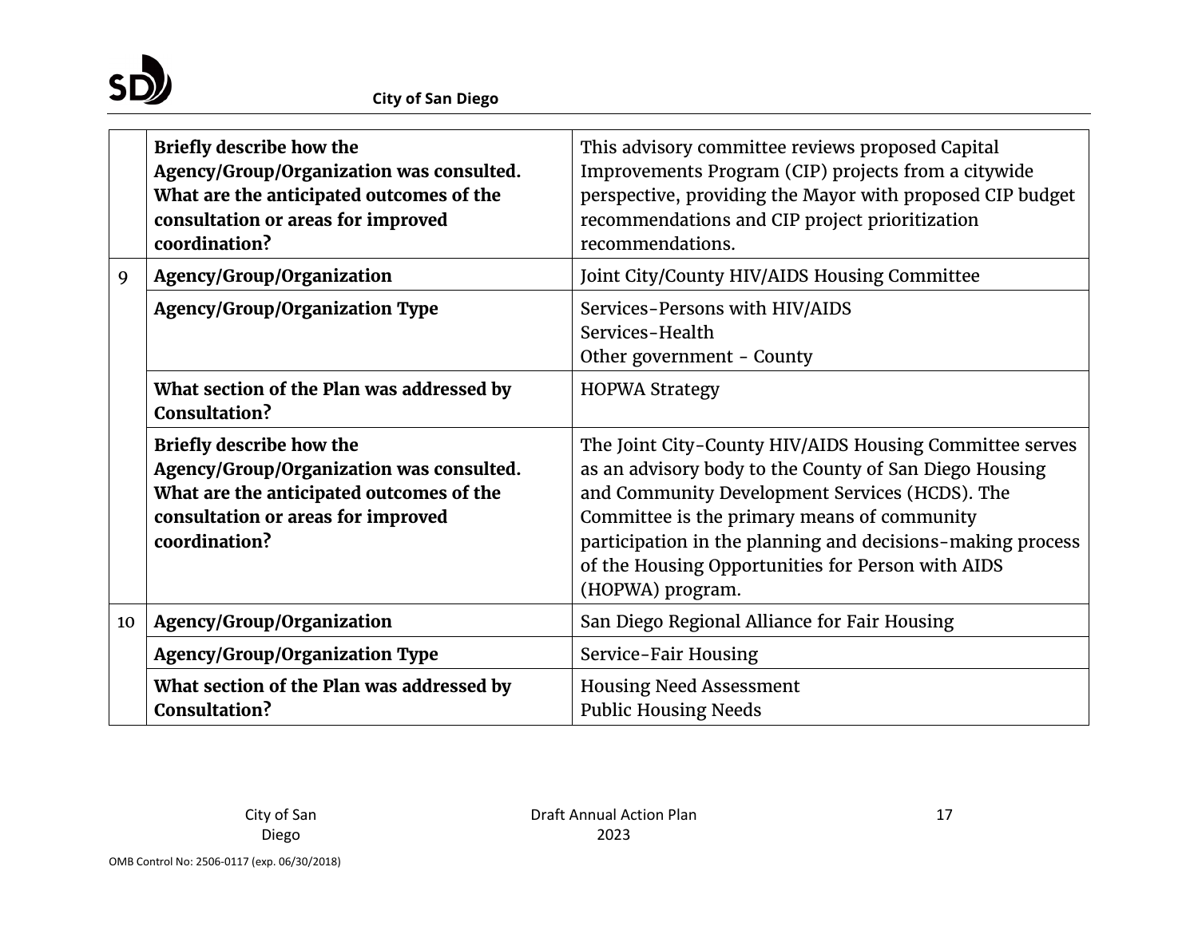| | | |
|---|---|---|
| | **Briefly describe how the Agency/Group/Organization was consulted. What are the anticipated outcomes of the consultation or areas for improved coordination?** | This advisory committee reviews proposed Capital Improvements Program (CIP) projects from a citywide perspective, providing the Mayor with proposed CIP budget recommendations and CIP project prioritization recommendations. |
| 9 | **Agency/Group/Organization** | Joint City/County HIV/AIDS Housing Committee |
| | **Agency/Group/Organization Type** | Services-Persons with HIV/AIDS<br>Services-Health<br>Other government - County |
| | **What section of the Plan was addressed by Consultation?** | HOPWA Strategy |
| | **Briefly describe how the Agency/Group/Organization was consulted. What are the anticipated outcomes of the consultation or areas for improved coordination?** | The Joint City-County HIV/AIDS Housing Committee serves as an advisory body to the County of San Diego Housing and Community Development Services (HCDS). The Committee is the primary means of community participation in the planning and decisions-making process of the Housing Opportunities for Person with AIDS (HOPWA) program. |
| 10 | **Agency/Group/Organization** | San Diego Regional Alliance for Fair Housing |
| | **Agency/Group/Organization Type** | Service-Fair Housing |
| | **What section of the Plan was addressed by Consultation?** | Housing Need Assessment<br>Public Housing Needs |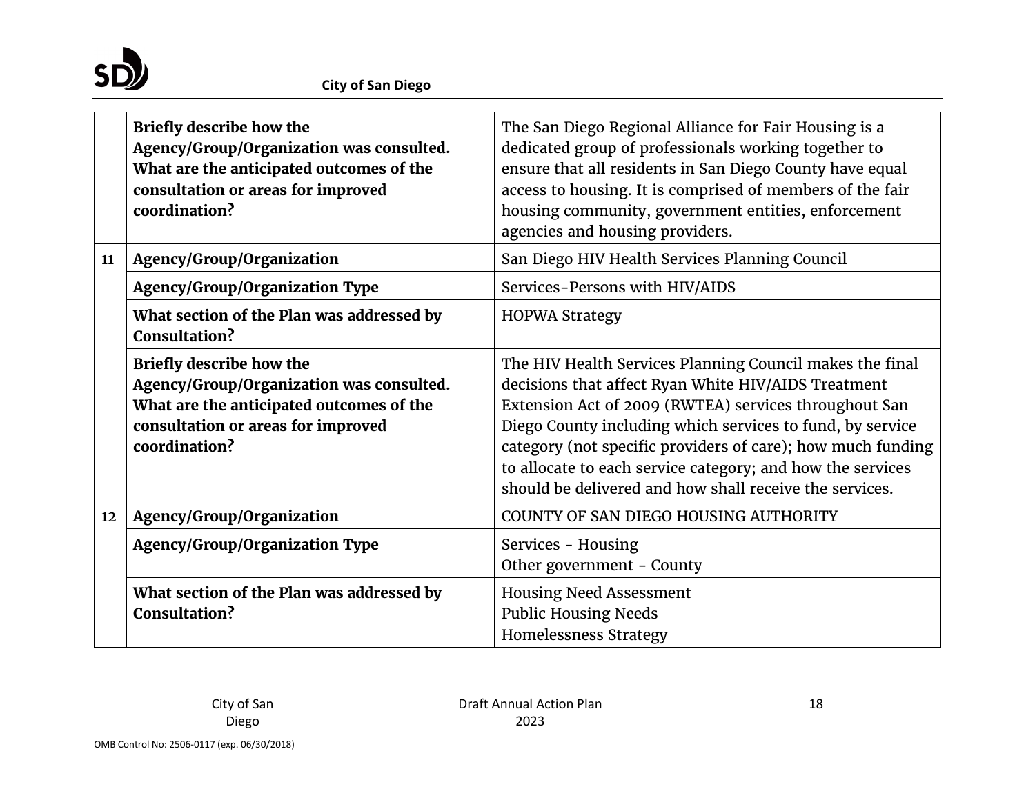| | | |
|---|---|---|
| | **Briefly describe how the Agency/Group/Organization was consulted. What are the anticipated outcomes of the consultation or areas for improved coordination?** | The San Diego Regional Alliance for Fair Housing is a dedicated group of professionals working together to ensure that all residents in San Diego County have equal access to housing. It is comprised of members of the fair housing community, government entities, enforcement agencies and housing providers. |
| 11 | **Agency/Group/Organization** | San Diego HIV Health Services Planning Council |
| | **Agency/Group/Organization Type** | Services-Persons with HIV/AIDS |
| | **What section of the Plan was addressed by Consultation?** | HOPWA Strategy |
| | **Briefly describe how the Agency/Group/Organization was consulted. What are the anticipated outcomes of the consultation or areas for improved coordination?** | The HIV Health Services Planning Council makes the final decisions that affect Ryan White HIV/AIDS Treatment Extension Act of 2009 (RWTEA) services throughout San Diego County including which services to fund, by service category (not specific providers of care); how much funding to allocate to each service category; and how the services should be delivered and how shall receive the services. |
| 12 | **Agency/Group/Organization** | COUNTY OF SAN DIEGO HOUSING AUTHORITY |
| | **Agency/Group/Organization Type** | Services - Housing<br>Other government - County |
| | **What section of the Plan was addressed by Consultation?** | Housing Need Assessment<br>Public Housing Needs<br>Homelessness Strategy |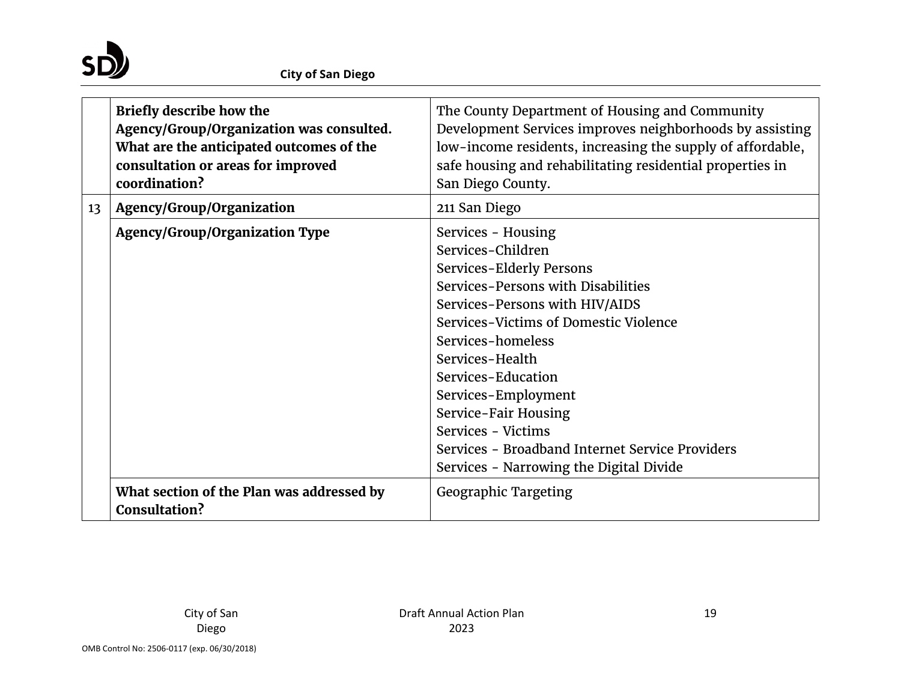| | | |
|---|---|---|
| | **Briefly describe how the Agency/Group/Organization was consulted. What are the anticipated outcomes of the consultation or areas for improved coordination?** | The County Department of Housing and Community Development Services improves neighborhoods by assisting low-income residents, increasing the supply of affordable, safe housing and rehabilitating residential properties in San Diego County. |
| 13 | **Agency/Group/Organization** | 211 San Diego |
| | **Agency/Group/Organization Type** | Services - Housing<br>Services-Children<br>Services-Elderly Persons<br>Services-Persons with Disabilities<br>Services-Persons with HIV/AIDS<br>Services-Victims of Domestic Violence<br>Services-homeless<br>Services-Health<br>Services-Education<br>Services-Employment<br>Service-Fair Housing<br>Services - Victims<br>Services - Broadband Internet Service Providers<br>Services - Narrowing the Digital Divide |
| | **What section of the Plan was addressed by Consultation?** | Geographic Targeting |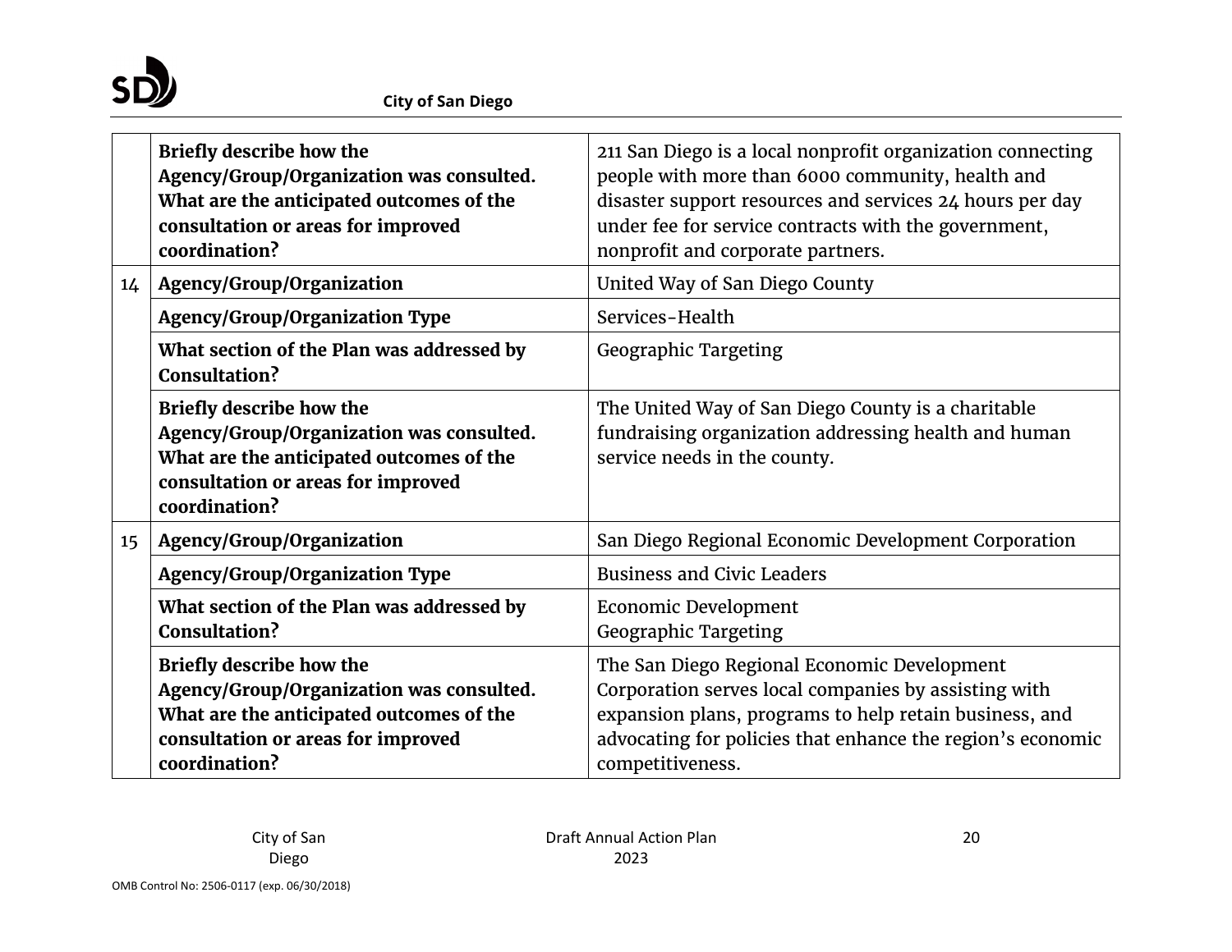| | | |
|---|---|---|
| | **Briefly describe how the Agency/Group/Organization was consulted. What are the anticipated outcomes of the consultation or areas for improved coordination?** | 211 San Diego is a local nonprofit organization connecting people with more than 6000 community, health and disaster support resources and services 24 hours per day under fee for service contracts with the government, nonprofit and corporate partners. |
| 14 | **Agency/Group/Organization** | United Way of San Diego County |
| | **Agency/Group/Organization Type** | Services-Health |
| | **What section of the Plan was addressed by Consultation?** | Geographic Targeting |
| | **Briefly describe how the Agency/Group/Organization was consulted. What are the anticipated outcomes of the consultation or areas for improved coordination?** | The United Way of San Diego County is a charitable fundraising organization addressing health and human service needs in the county. |
| 15 | **Agency/Group/Organization** | San Diego Regional Economic Development Corporation |
| | **Agency/Group/Organization Type** | Business and Civic Leaders |
| | **What section of the Plan was addressed by Consultation?** | Economic Development<br>Geographic Targeting |
| | **Briefly describe how the Agency/Group/Organization was consulted. What are the anticipated outcomes of the consultation or areas for improved coordination?** | The San Diego Regional Economic Development Corporation serves local companies by assisting with expansion plans, programs to help retain business, and advocating for policies that enhance the region's economic competitiveness. |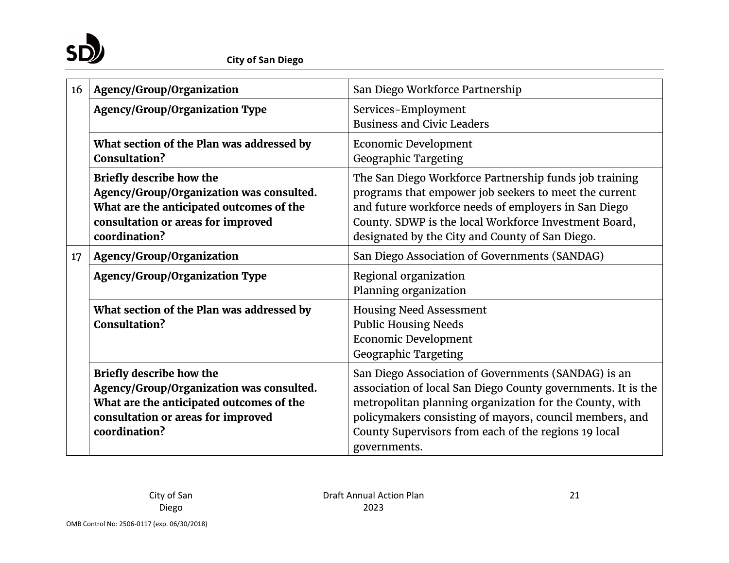| | | |
|---|---|---|
| 16 | **Agency/Group/Organization** | San Diego Workforce Partnership |
| | **Agency/Group/Organization Type** | Services-Employment<br>Business and Civic Leaders |
| | **What section of the Plan was addressed by Consultation?** | Economic Development<br>Geographic Targeting |
| | **Briefly describe how the Agency/Group/Organization was consulted. What are the anticipated outcomes of the consultation or areas for improved coordination?** | The San Diego Workforce Partnership funds job training programs that empower job seekers to meet the current and future workforce needs of employers in San Diego County. SDWP is the local Workforce Investment Board, designated by the City and County of San Diego. |
| 17 | **Agency/Group/Organization** | San Diego Association of Governments (SANDAG) |
| | **Agency/Group/Organization Type** | Regional organization<br>Planning organization |
| | **What section of the Plan was addressed by Consultation?** | Housing Need Assessment<br>Public Housing Needs<br>Economic Development<br>Geographic Targeting |
| | **Briefly describe how the Agency/Group/Organization was consulted. What are the anticipated outcomes of the consultation or areas for improved coordination?** | San Diego Association of Governments (SANDAG) is an association of local San Diego County governments. It is the metropolitan planning organization for the County, with policymakers consisting of mayors, council members, and County Supervisors from each of the regions 19 local governments. |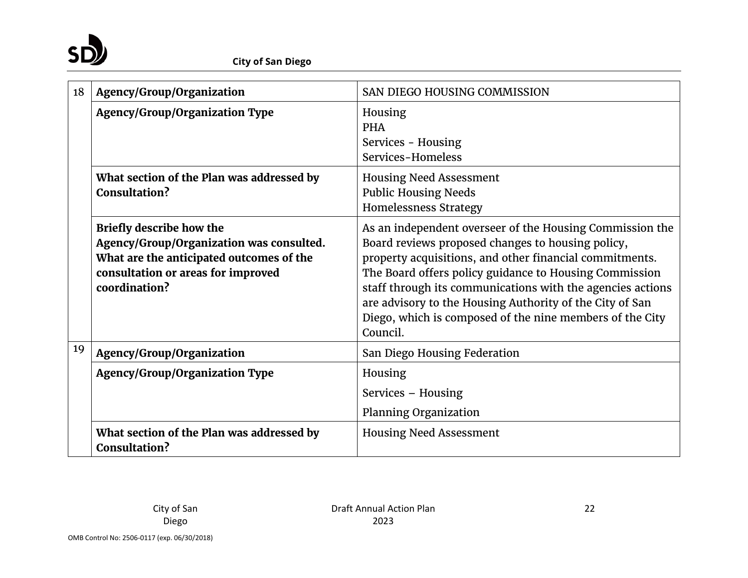| | | |
|---|---|---|
| 18 | **Agency/Group/Organization** | SAN DIEGO HOUSING COMMISSION |
| | **Agency/Group/Organization Type** | Housing<br>PHA<br>Services - Housing<br>Services-Homeless |
| | **What section of the Plan was addressed by Consultation?** | Housing Need Assessment<br>Public Housing Needs<br>Homelessness Strategy |
| | **Briefly describe how the Agency/Group/Organization was consulted. What are the anticipated outcomes of the consultation or areas for improved coordination?** | As an independent overseer of the Housing Commission the Board reviews proposed changes to housing policy, property acquisitions, and other financial commitments. The Board offers policy guidance to Housing Commission staff through its communications with the agencies actions are advisory to the Housing Authority of the City of San Diego, which is composed of the nine members of the City Council. |
| 19 | **Agency/Group/Organization** | San Diego Housing Federation |
| | **Agency/Group/Organization Type** | Housing<br>Services – Housing<br>Planning Organization |
| | **What section of the Plan was addressed by Consultation?** | Housing Need Assessment |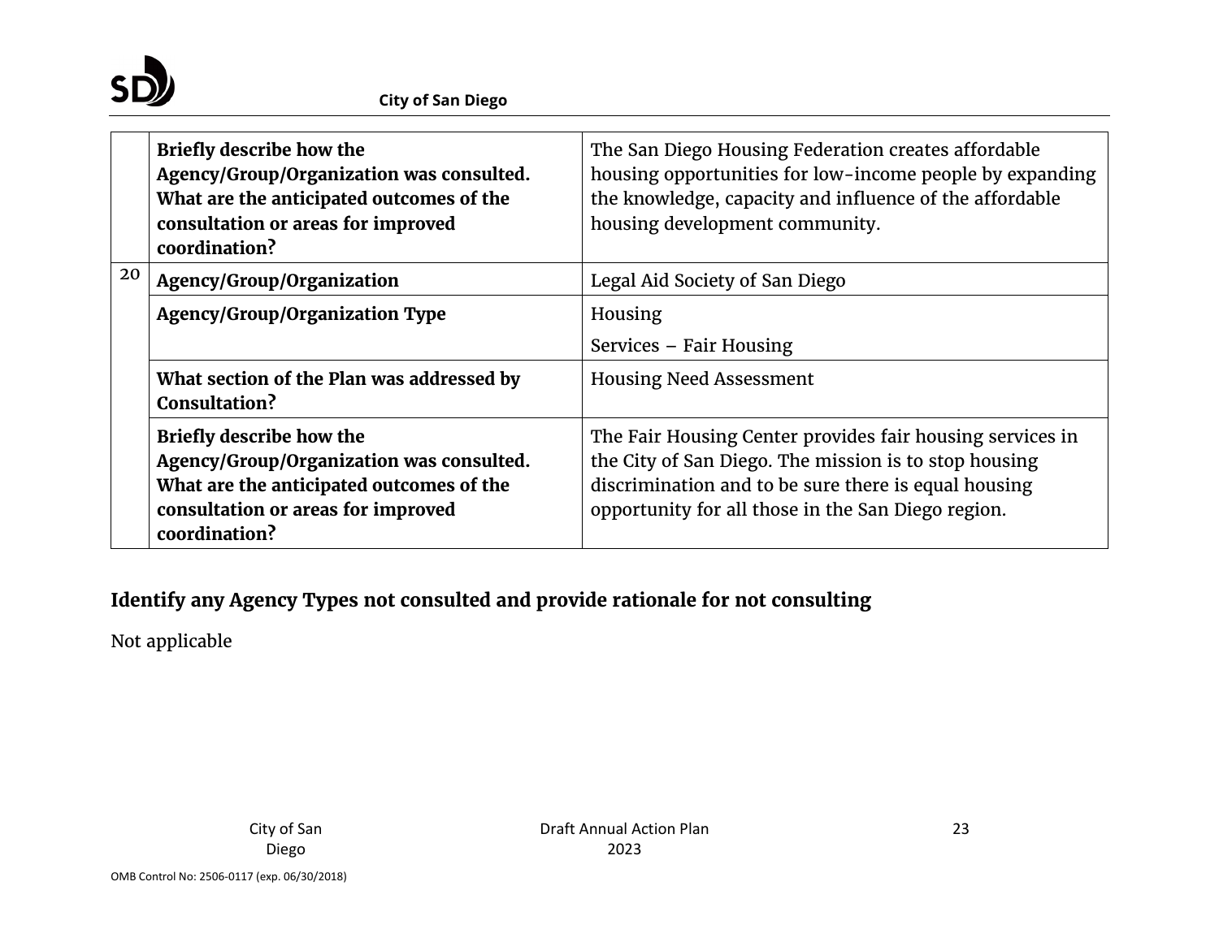| | | |
|---|---|---|
| | **Briefly describe how the Agency/Group/Organization was consulted. What are the anticipated outcomes of the consultation or areas for improved coordination?** | The San Diego Housing Federation creates affordable housing opportunities for low-income people by expanding the knowledge, capacity and influence of the affordable housing development community. |
| 20 | **Agency/Group/Organization** | Legal Aid Society of San Diego |
| | **Agency/Group/Organization Type** | Housing<br>Services – Fair Housing |
| | **What section of the Plan was addressed by Consultation?** | Housing Need Assessment |
| | **Briefly describe how the Agency/Group/Organization was consulted. What are the anticipated outcomes of the consultation or areas for improved coordination?** | The Fair Housing Center provides fair housing services in the City of San Diego. The mission is to stop housing discrimination and to be sure there is equal housing opportunity for all those in the San Diego region. |

## Identify any Agency Types not consulted and provide rationale for not consulting

Not applicable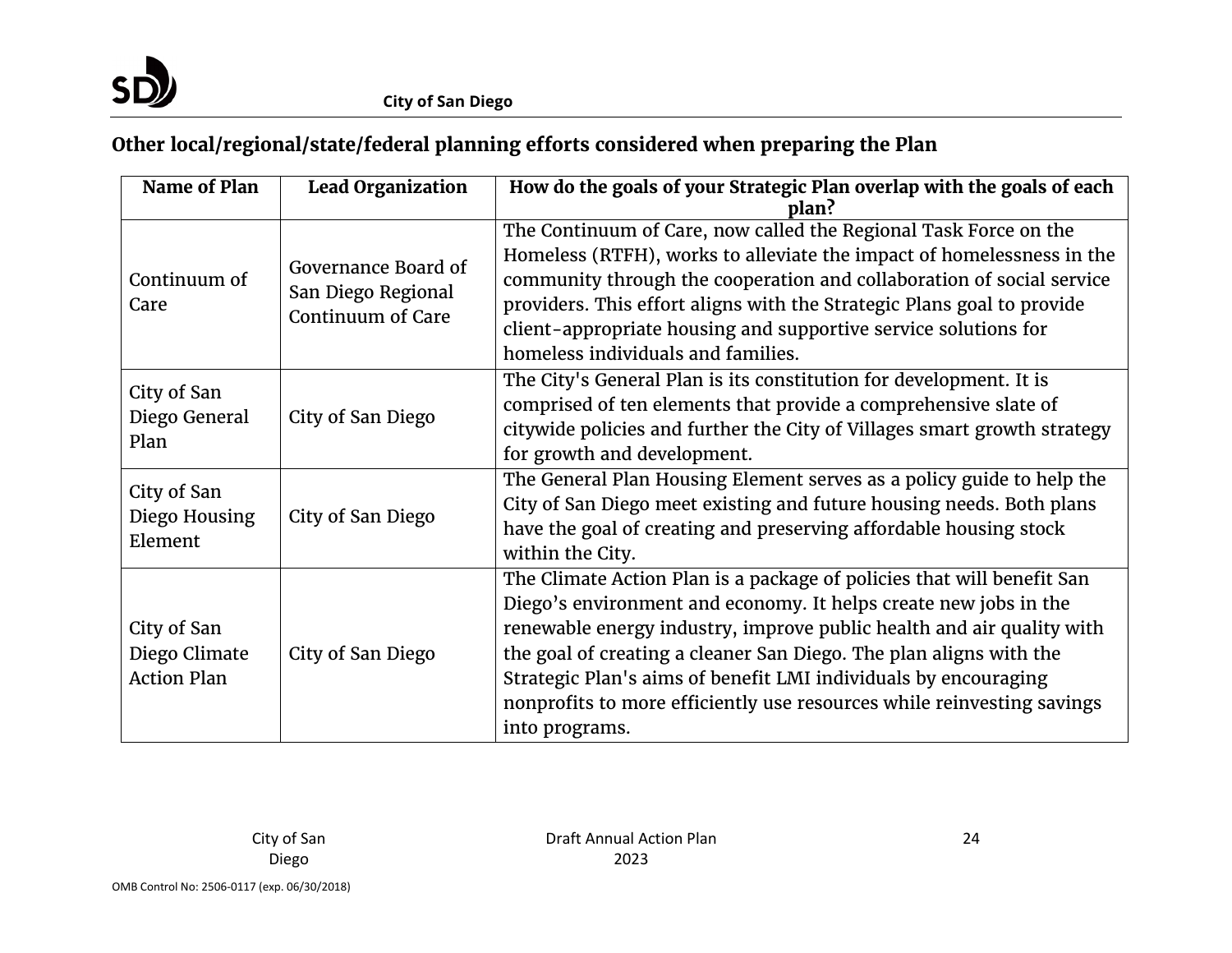**Other local/regional/state/federal planning efforts considered when preparing the Plan**

| Name of Plan | Lead Organization | How do the goals of your Strategic Plan overlap with the goals of each plan? |
|---|---|---|
| Continuum of Care | Governance Board of San Diego Regional Continuum of Care | The Continuum of Care, now called the Regional Task Force on the Homeless (RTFH), works to alleviate the impact of homelessness in the community through the cooperation and collaboration of social service providers. This effort aligns with the Strategic Plans goal to provide client-appropriate housing and supportive service solutions for homeless individuals and families. |
| City of San Diego General Plan | City of San Diego | The City's General Plan is its constitution for development. It is comprised of ten elements that provide a comprehensive slate of citywide policies and further the City of Villages smart growth strategy for growth and development. |
| City of San Diego Housing Element | City of San Diego | The General Plan Housing Element serves as a policy guide to help the City of San Diego meet existing and future housing needs. Both plans have the goal of creating and preserving affordable housing stock within the City. |
| City of San Diego Climate Action Plan | City of San Diego | The Climate Action Plan is a package of policies that will benefit San Diego's environment and economy. It helps create new jobs in the renewable energy industry, improve public health and air quality with the goal of creating a cleaner San Diego. The plan aligns with the Strategic Plan's aims of benefit LMI individuals by encouraging nonprofits to more efficiently use resources while reinvesting savings into programs. |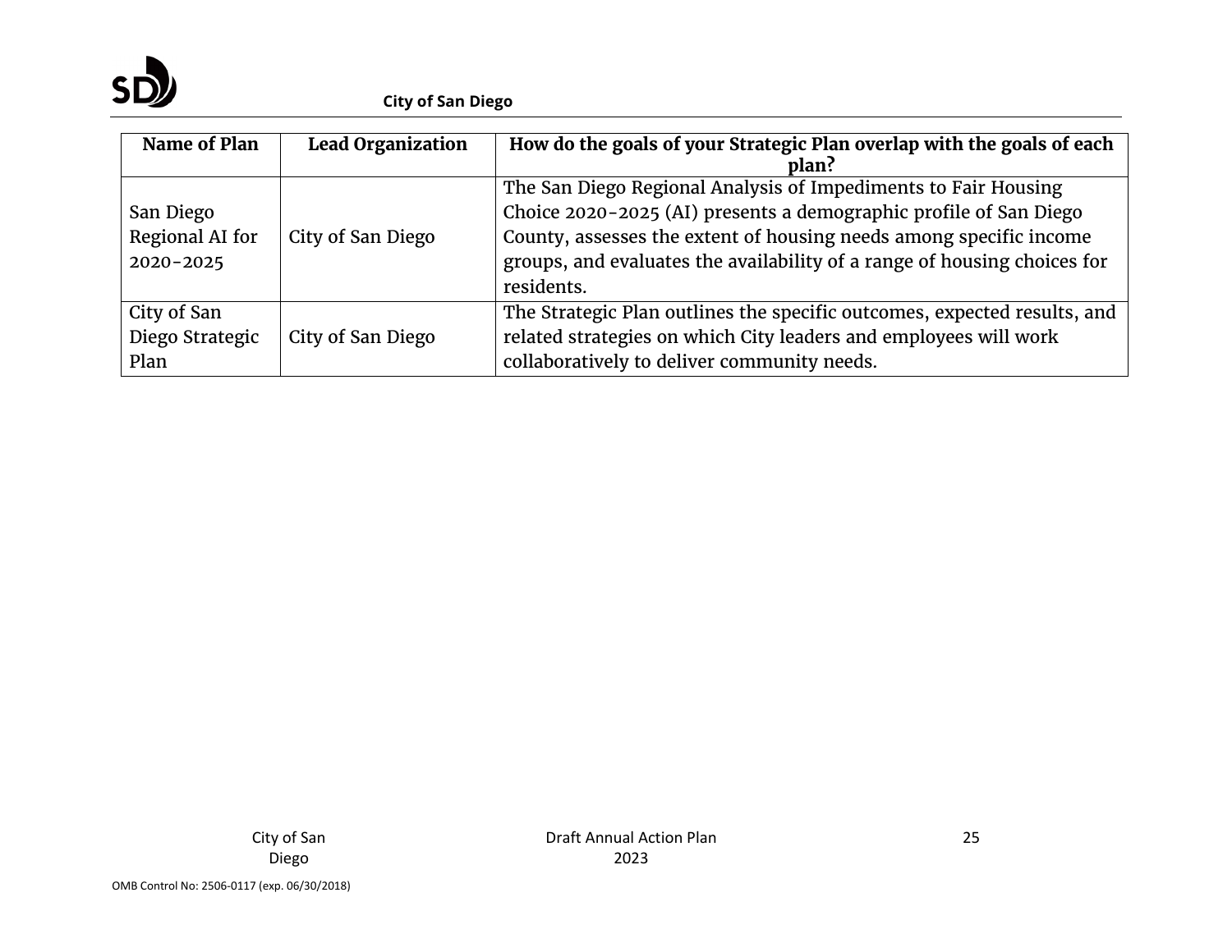| Name of Plan | Lead Organization | How do the goals of your Strategic Plan overlap with the goals of each plan? |
|---|---|---|
| San Diego Regional AI for 2020-2025 | City of San Diego | The San Diego Regional Analysis of Impediments to Fair Housing Choice 2020-2025 (AI) presents a demographic profile of San Diego County, assesses the extent of housing needs among specific income groups, and evaluates the availability of a range of housing choices for residents. |
| City of San Diego Strategic Plan | City of San Diego | The Strategic Plan outlines the specific outcomes, expected results, and related strategies on which City leaders and employees will work collaboratively to deliver community needs. |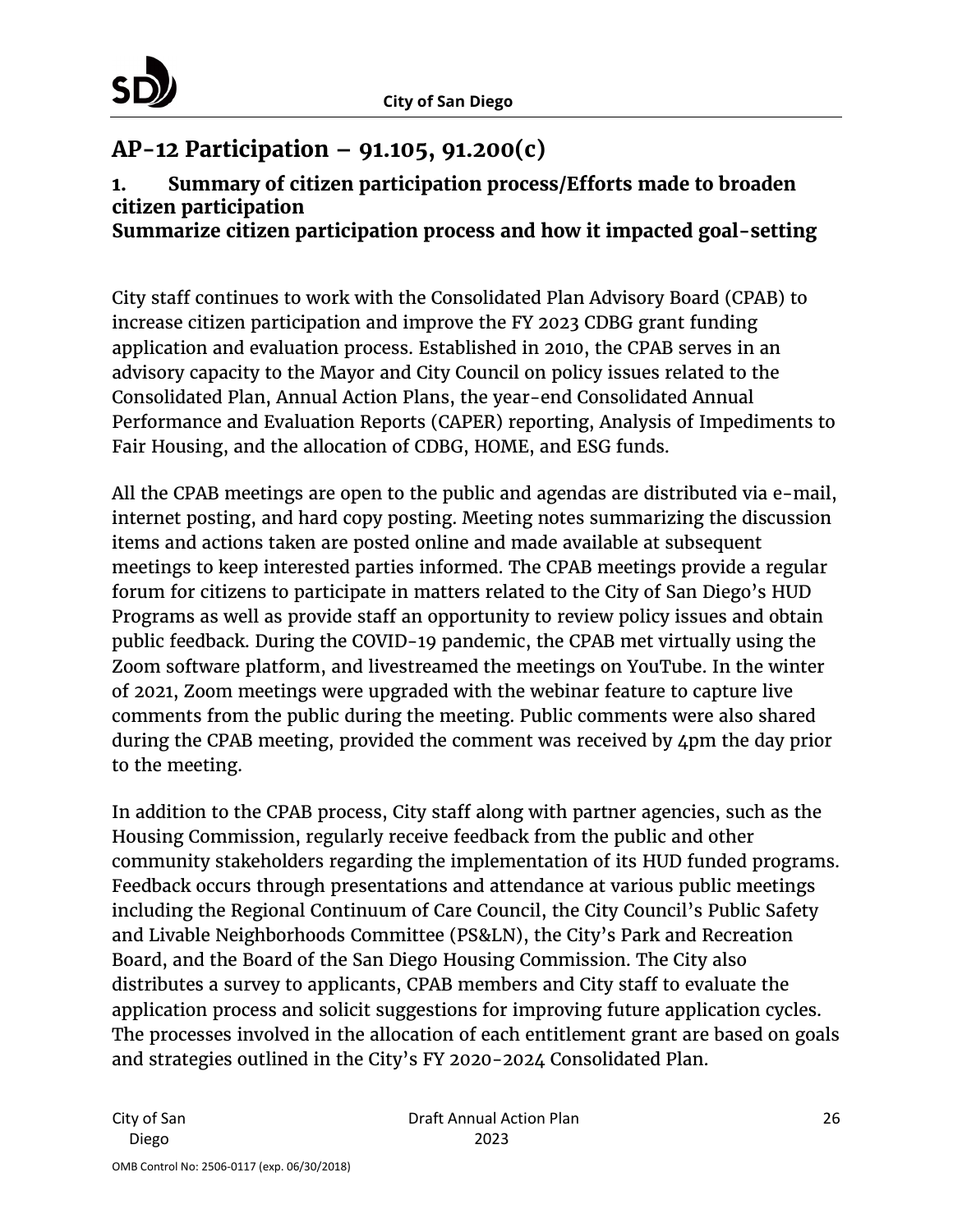# AP-12 Participation – 91.105, 91.200(c)

## 1. Summary of citizen participation process/Efforts made to broaden citizen participation
## Summarize citizen participation process and how it impacted goal-setting

City staff continues to work with the Consolidated Plan Advisory Board (CPAB) to increase citizen participation and improve the FY 2023 CDBG grant funding application and evaluation process. Established in 2010, the CPAB serves in an advisory capacity to the Mayor and City Council on policy issues related to the Consolidated Plan, Annual Action Plans, the year-end Consolidated Annual Performance and Evaluation Reports (CAPER) reporting, Analysis of Impediments to Fair Housing, and the allocation of CDBG, HOME, and ESG funds.

All the CPAB meetings are open to the public and agendas are distributed via e-mail, internet posting, and hard copy posting. Meeting notes summarizing the discussion items and actions taken are posted online and made available at subsequent meetings to keep interested parties informed. The CPAB meetings provide a regular forum for citizens to participate in matters related to the City of San Diego's HUD Programs as well as provide staff an opportunity to review policy issues and obtain public feedback. During the COVID-19 pandemic, the CPAB met virtually using the Zoom software platform, and livestreamed the meetings on YouTube. In the winter of 2021, Zoom meetings were upgraded with the webinar feature to capture live comments from the public during the meeting. Public comments were also shared during the CPAB meeting, provided the comment was received by 4pm the day prior to the meeting.

In addition to the CPAB process, City staff along with partner agencies, such as the Housing Commission, regularly receive feedback from the public and other community stakeholders regarding the implementation of its HUD funded programs. Feedback occurs through presentations and attendance at various public meetings including the Regional Continuum of Care Council, the City Council's Public Safety and Livable Neighborhoods Committee (PS&LN), the City's Park and Recreation Board, and the Board of the San Diego Housing Commission. The City also distributes a survey to applicants, CPAB members and City staff to evaluate the application process and solicit suggestions for improving future application cycles. The processes involved in the allocation of each entitlement grant are based on goals and strategies outlined in the City's FY 2020-2024 Consolidated Plan.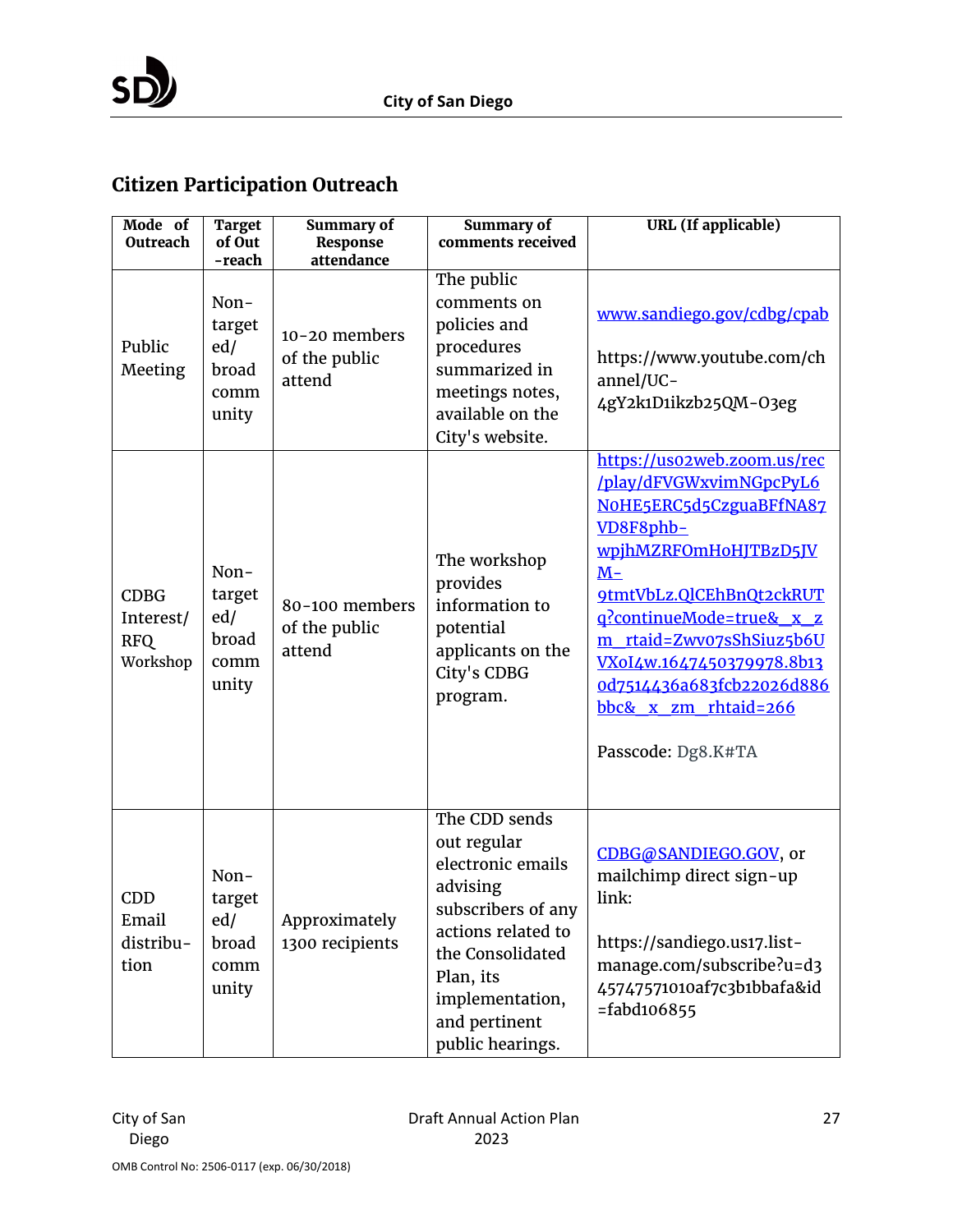## Citizen Participation Outreach

| Mode of Outreach | Target of Out-reach | Summary of Response attendance | Summary of comments received | URL (If applicable) |
|---|---|---|---|---|
| Public Meeting | Non-targeted/ broad community | 10-20 members of the public attend | The public comments on policies and procedures summarized in meetings notes, available on the City's website. | www.sandiego.gov/cdbg/cpab https://www.youtube.com/channel/UC-4gY2k1D1ikzb25QM-O3eg |
| CDBG Interest/ RFQ Workshop | Non-targeted/ broad community | 80-100 members of the public attend | The workshop provides information to potential applicants on the City's CDBG program. | https://us02web.zoom.us/rec/play/dFVGWxvimNGpcPyL6NOHE5ERC5d5CzguaBFfNA87VD8F8phb-wpjhMZRFOmHoHJTBzD5JVM-9tmtVbLz.QlCEhBnQt2ckRUTq?continueMode=true&_x_zm_rtaid=Zwv07sShSiuz5b6UVXoI4w.1647450379978.8b130d7514436a683fcb22026d886bbc&_x_zm_rhtaid=266 Passcode: Dg8.K#TA |
| CDD Email distribution | Non-targeted/ broad community | Approximately 1300 recipients | The CDD sends out regular electronic emails advising subscribers of any actions related to the Consolidated Plan, its implementation, and pertinent public hearings. | CDBG@SANDIEGO.GOV, or mailchimp direct sign-up link: https://sandiego.us17.list-manage.com/subscribe?u=d345747571010af7c3b1bbafa&id=fabd106855 |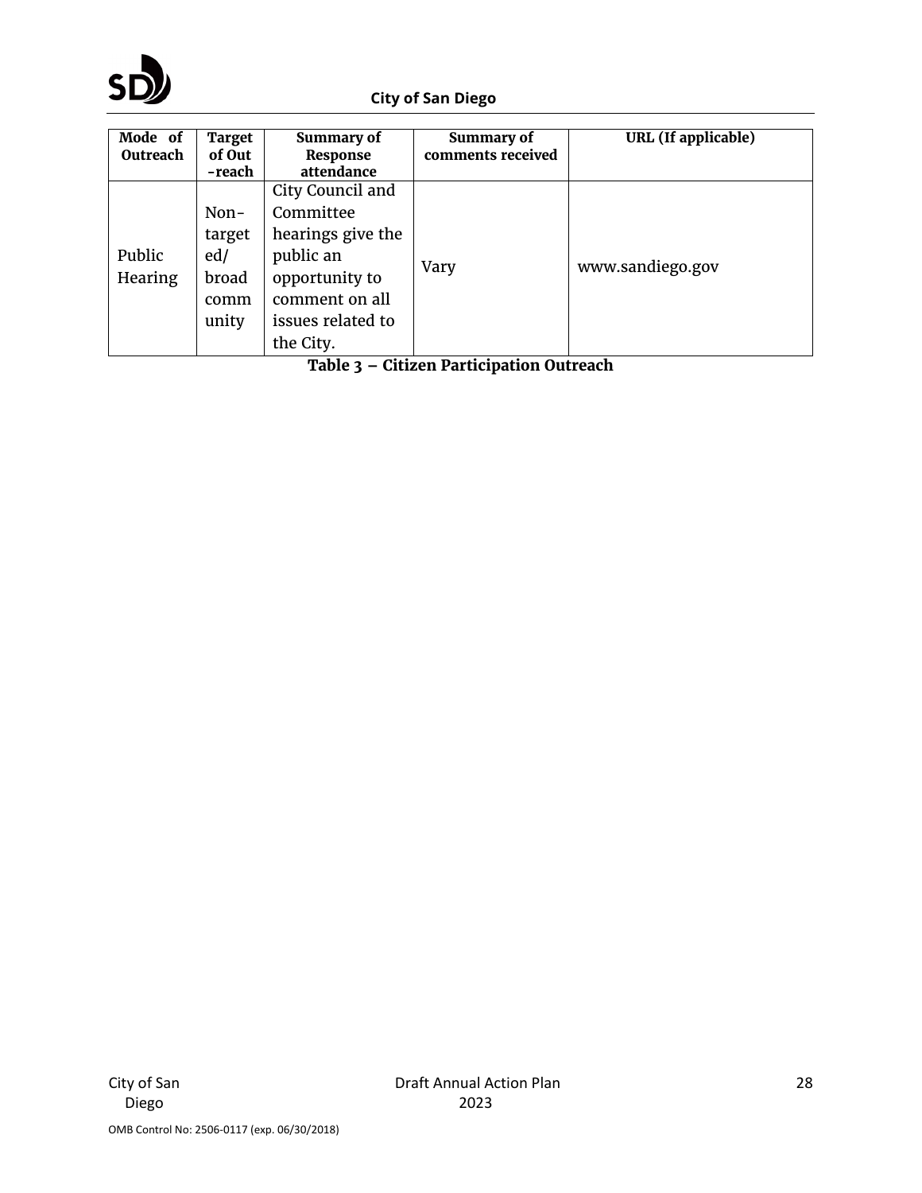| Mode of Outreach | Target of Out-reach | Summary of Response attendance | Summary of comments received | URL (If applicable) |
|---|---|---|---|---|
| Public Hearing | Non-targeted/ broad community | City Council and Committee hearings give the public an opportunity to comment on all issues related to the City. | Vary | www.sandiego.gov |

**Table 3 – Citizen Participation Outreach**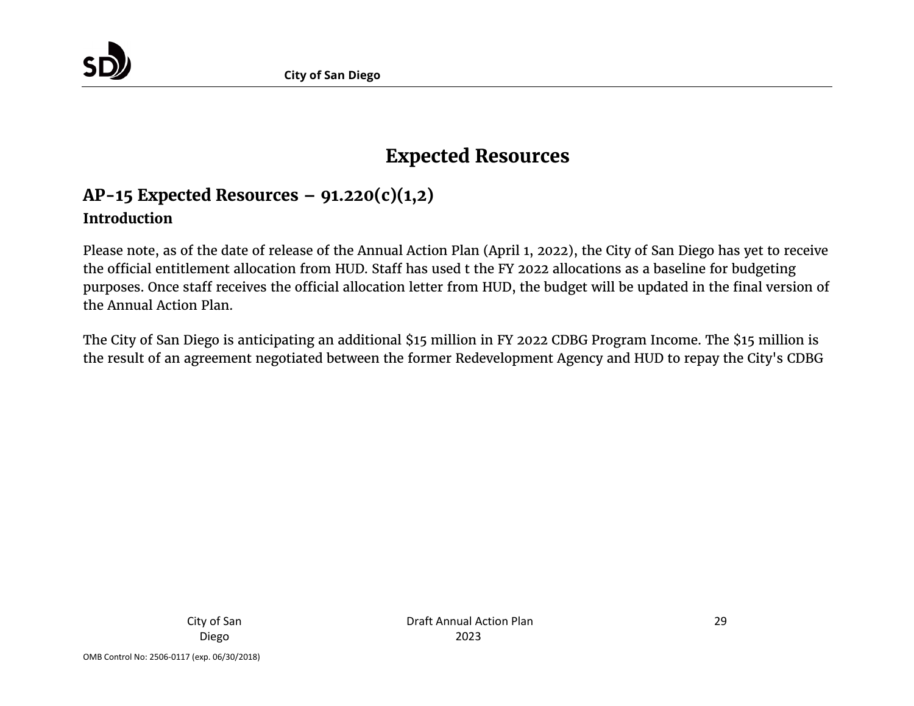# Expected Resources

## AP-15 Expected Resources – 91.220(c)(1,2)

### Introduction

Please note, as of the date of release of the Annual Action Plan (April 1, 2022), the City of San Diego has yet to receive the official entitlement allocation from HUD. Staff has used t the FY 2022 allocations as a baseline for budgeting purposes. Once staff receives the official allocation letter from HUD, the budget will be updated in the final version of the Annual Action Plan.

The City of San Diego is anticipating an additional $15 million in FY 2022 CDBG Program Income. The $15 million is the result of an agreement negotiated between the former Redevelopment Agency and HUD to repay the City's CDBG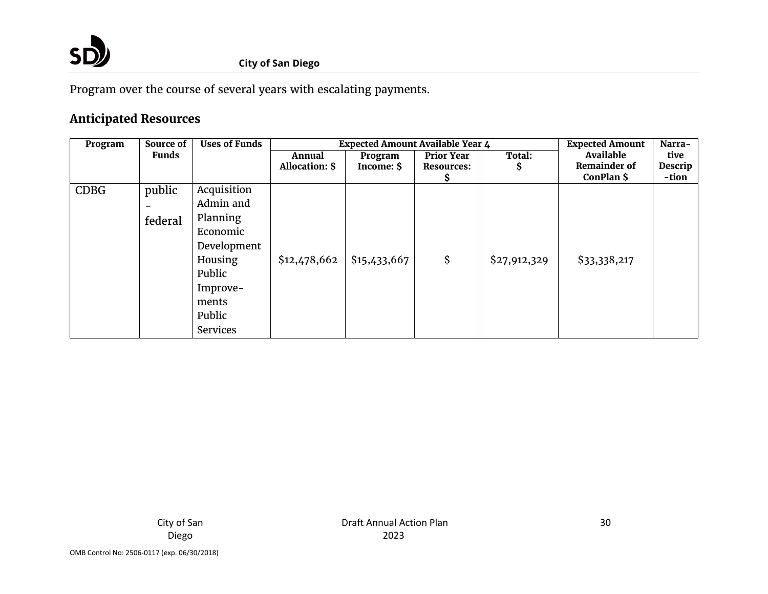Program over the course of several years with escalating payments.

## Anticipated Resources

| Program | Source of Funds | Uses of Funds | Expected Amount Available Year 4 | | | | Expected Amount Available Remainder of ConPlan $ | Narrative Description |
|---|---|---|---|---|---|---|---|---|
| | | | Annual Allocation: $ | Program Income: $ | Prior Year Resources: $ | Total: $ | | |
| CDBG | public - federal | Acquisition Admin and Planning Economic Development Housing Public Improvements Public Services | $12,478,662 | $15,433,667 | $ | $27,912,329 | $33,338,217 | |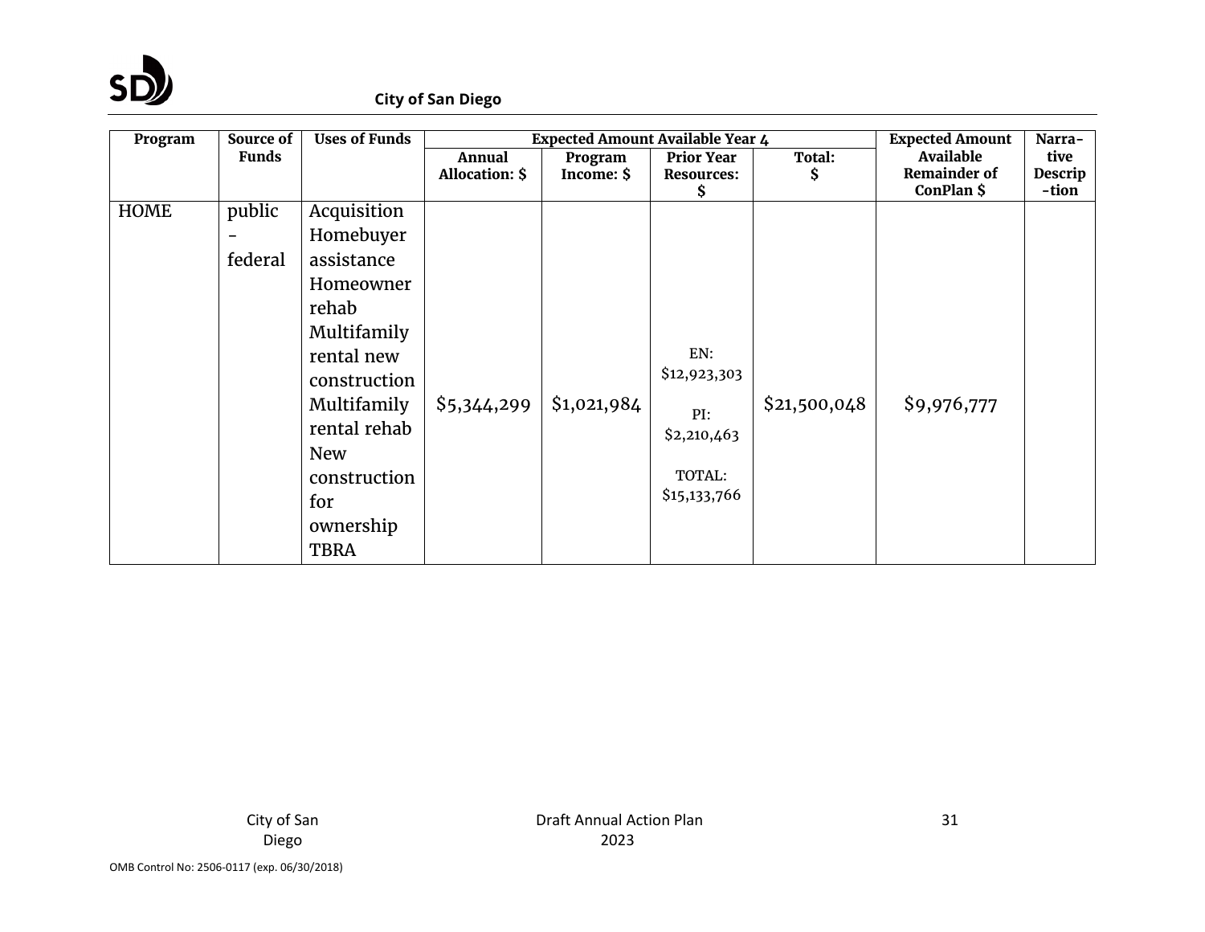| Program | Source of Funds | Uses of Funds | Expected Amount Available Year 4 | | | | Expected Amount Available Remainder of ConPlan $ | Narrative Description |
|---|---|---|---|---|---|---|---|---|
| | | | Annual Allocation: $ | Program Income: $ | Prior Year Resources: $ | Total: $ | | |
| HOME | public - federal | Acquisition<br>Homebuyer assistance<br>Homeowner rehab<br>Multifamily rental new construction<br>Multifamily rental rehab<br>New construction for ownership<br>TBRA | $5,344,299 | $1,021,984 | EN: $12,923,303<br><br>PI: $2,210,463<br><br>TOTAL: $15,133,766 | $21,500,048 | $9,976,777 | |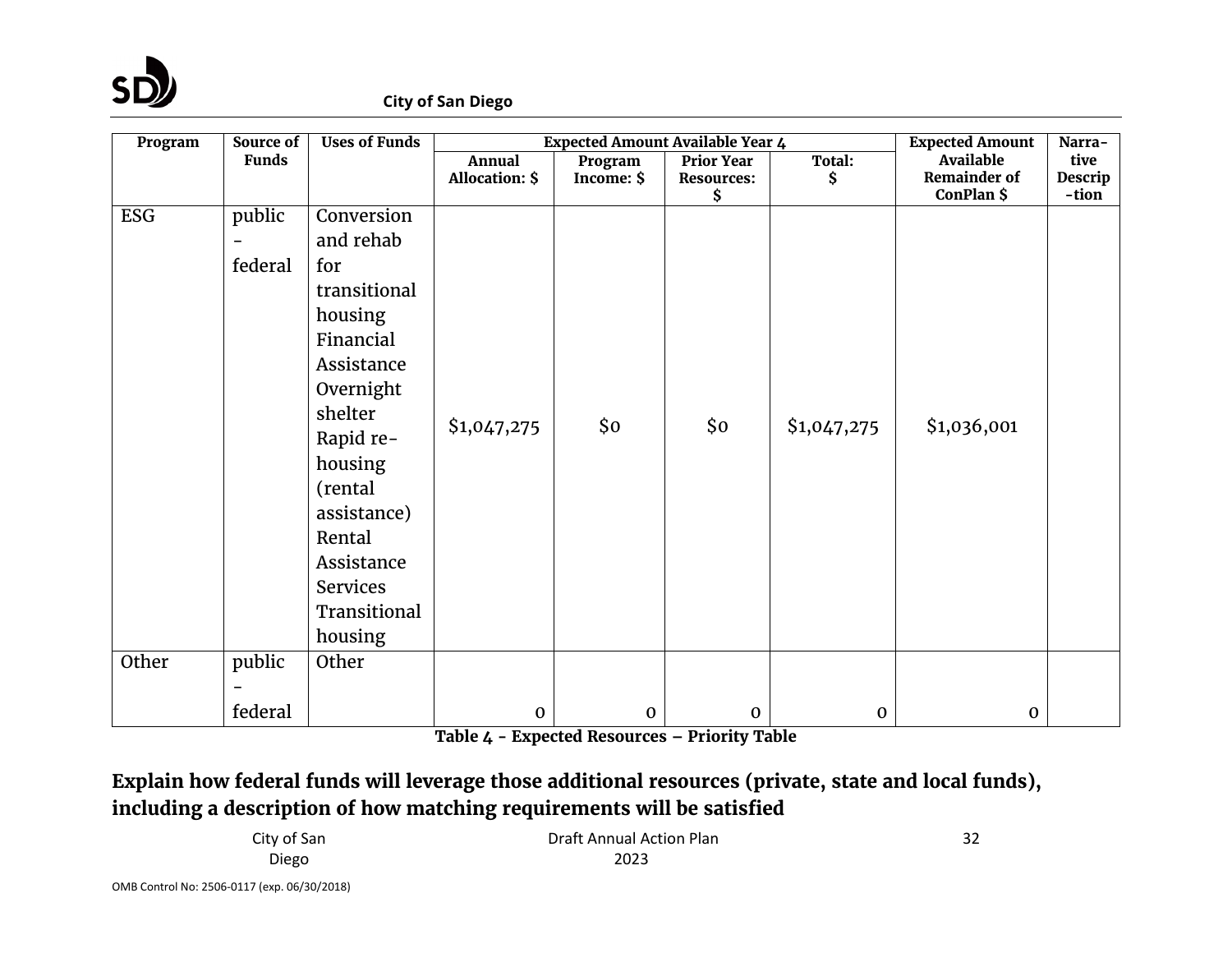| Program | Source of Funds | Uses of Funds | Expected Amount Available Year 4 | | | | Expected Amount Available Remainder of ConPlan $ | Narrative Description |
|---|---|---|---|---|---|---|---|---|
| | | | Annual Allocation: $ | Program Income: $ | Prior Year Resources: $ | Total: $ | | |
| ESG | public - federal | Conversion and rehab for transitional housing Financial Assistance Overnight shelter Rapid re-housing (rental assistance) Rental Assistance Services Transitional housing | $1,047,275 | $0 | $0 | $1,047,275 | $1,036,001 | |
| Other | public - federal | Other | 0 | 0 | 0 | 0 | 0 | |

**Table 4 - Expected Resources – Priority Table**

## Explain how federal funds will leverage those additional resources (private, state and local funds), including a description of how matching requirements will be satisfied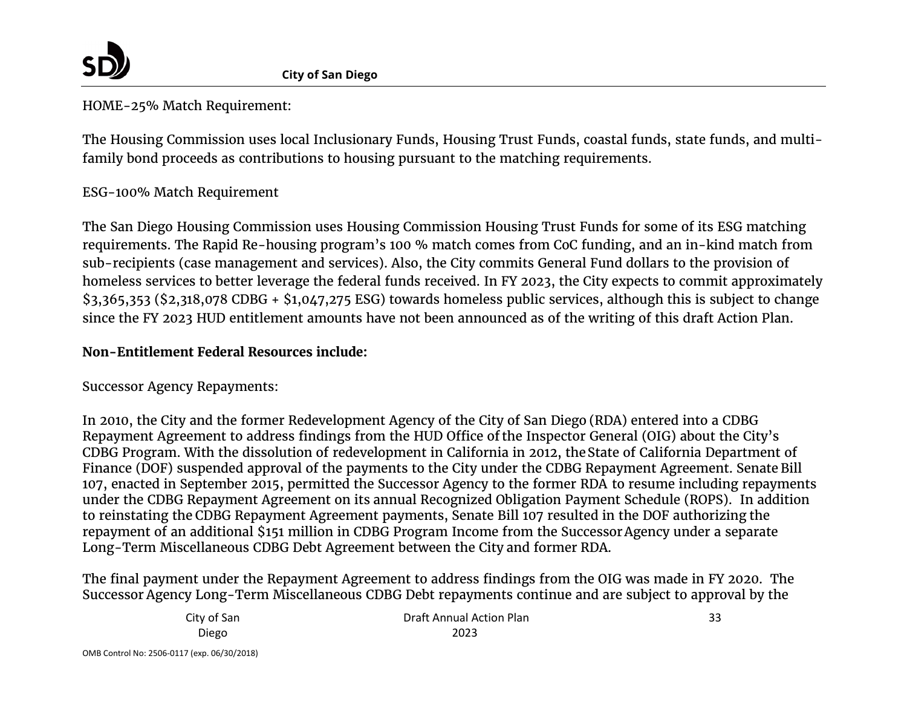HOME-25% Match Requirement:

The Housing Commission uses local Inclusionary Funds, Housing Trust Funds, coastal funds, state funds, and multi-family bond proceeds as contributions to housing pursuant to the matching requirements.

ESG-100% Match Requirement

The San Diego Housing Commission uses Housing Commission Housing Trust Funds for some of its ESG matching requirements. The Rapid Re-housing program's 100 % match comes from CoC funding, and an in-kind match from sub-recipients (case management and services). Also, the City commits General Fund dollars to the provision of homeless services to better leverage the federal funds received. In FY 2023, the City expects to commit approximately $3,365,353 ($2,318,078 CDBG + $1,047,275 ESG) towards homeless public services, although this is subject to change since the FY 2023 HUD entitlement amounts have not been announced as of the writing of this draft Action Plan.

**Non-Entitlement Federal Resources include:**

Successor Agency Repayments:

In 2010, the City and the former Redevelopment Agency of the City of San Diego (RDA) entered into a CDBG Repayment Agreement to address findings from the HUD Office of the Inspector General (OIG) about the City's CDBG Program. With the dissolution of redevelopment in California in 2012, the State of California Department of Finance (DOF) suspended approval of the payments to the City under the CDBG Repayment Agreement. Senate Bill 107, enacted in September 2015, permitted the Successor Agency to the former RDA to resume including repayments under the CDBG Repayment Agreement on its annual Recognized Obligation Payment Schedule (ROPS). In addition to reinstating the CDBG Repayment Agreement payments, Senate Bill 107 resulted in the DOF authorizing the repayment of an additional $151 million in CDBG Program Income from the Successor Agency under a separate Long-Term Miscellaneous CDBG Debt Agreement between the City and former RDA.

The final payment under the Repayment Agreement to address findings from the OIG was made in FY 2020. The Successor Agency Long-Term Miscellaneous CDBG Debt repayments continue and are subject to approval by the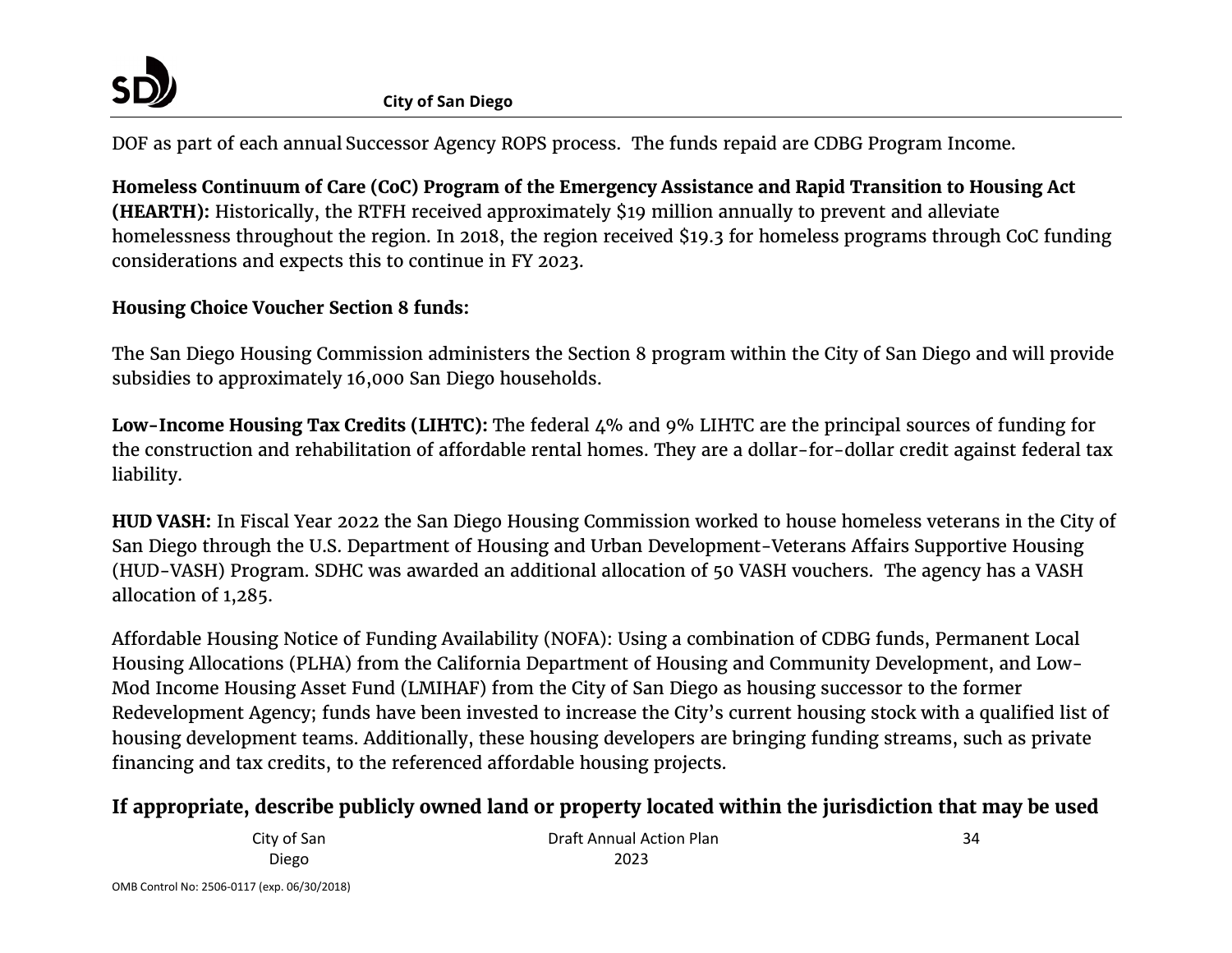DOF as part of each annual Successor Agency ROPS process. The funds repaid are CDBG Program Income.

**Homeless Continuum of Care (CoC) Program of the Emergency Assistance and Rapid Transition to Housing Act (HEARTH):** Historically, the RTFH received approximately $19 million annually to prevent and alleviate homelessness throughout the region. In 2018, the region received $19.3 for homeless programs through CoC funding considerations and expects this to continue in FY 2023.

**Housing Choice Voucher Section 8 funds:**

The San Diego Housing Commission administers the Section 8 program within the City of San Diego and will provide subsidies to approximately 16,000 San Diego households.

**Low-Income Housing Tax Credits (LIHTC):** The federal 4% and 9% LIHTC are the principal sources of funding for the construction and rehabilitation of affordable rental homes. They are a dollar-for-dollar credit against federal tax liability.

**HUD VASH:** In Fiscal Year 2022 the San Diego Housing Commission worked to house homeless veterans in the City of San Diego through the U.S. Department of Housing and Urban Development-Veterans Affairs Supportive Housing (HUD-VASH) Program. SDHC was awarded an additional allocation of 50 VASH vouchers. The agency has a VASH allocation of 1,285.

Affordable Housing Notice of Funding Availability (NOFA): Using a combination of CDBG funds, Permanent Local Housing Allocations (PLHA) from the California Department of Housing and Community Development, and Low-Mod Income Housing Asset Fund (LMIHAF) from the City of San Diego as housing successor to the former Redevelopment Agency; funds have been invested to increase the City's current housing stock with a qualified list of housing development teams. Additionally, these housing developers are bringing funding streams, such as private financing and tax credits, to the referenced affordable housing projects.

**If appropriate, describe publicly owned land or property located within the jurisdiction that may be used**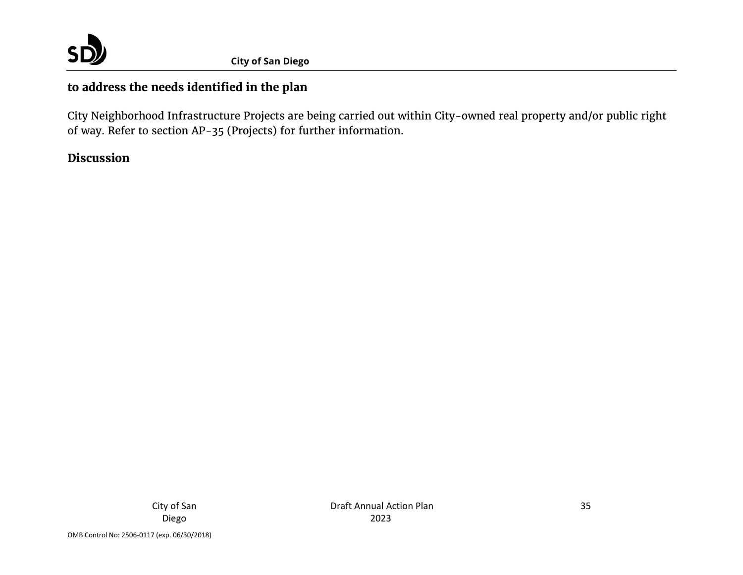**to address the needs identified in the plan**

City Neighborhood Infrastructure Projects are being carried out within City-owned real property and/or public right of way. Refer to section AP-35 (Projects) for further information.

**Discussion**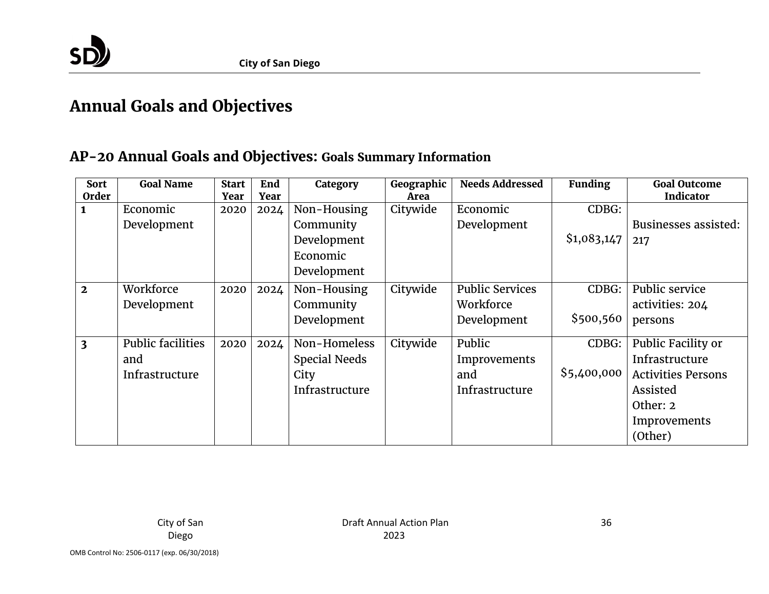# Annual Goals and Objectives

## AP-20 Annual Goals and Objectives: Goals Summary Information

| Sort Order | Goal Name | Start Year | End Year | Category | Geographic Area | Needs Addressed | Funding | Goal Outcome Indicator |
|---|---|---|---|---|---|---|---|---|
| 1 | Economic Development | 2020 | 2024 | Non-Housing Community Development Economic Development | Citywide | Economic Development | CDBG: $1,083,147 | Businesses assisted: 217 |
| 2 | Workforce Development | 2020 | 2024 | Non-Housing Community Development | Citywide | Public Services Workforce Development | CDBG: $500,560 | Public service activities: 204 persons |
| 3 | Public facilities and Infrastructure | 2020 | 2024 | Non-Homeless Special Needs City Infrastructure | Citywide | Public Improvements and Infrastructure | CDBG: $5,400,000 | Public Facility or Infrastructure Activities Persons Assisted Other: 2 Improvements (Other) |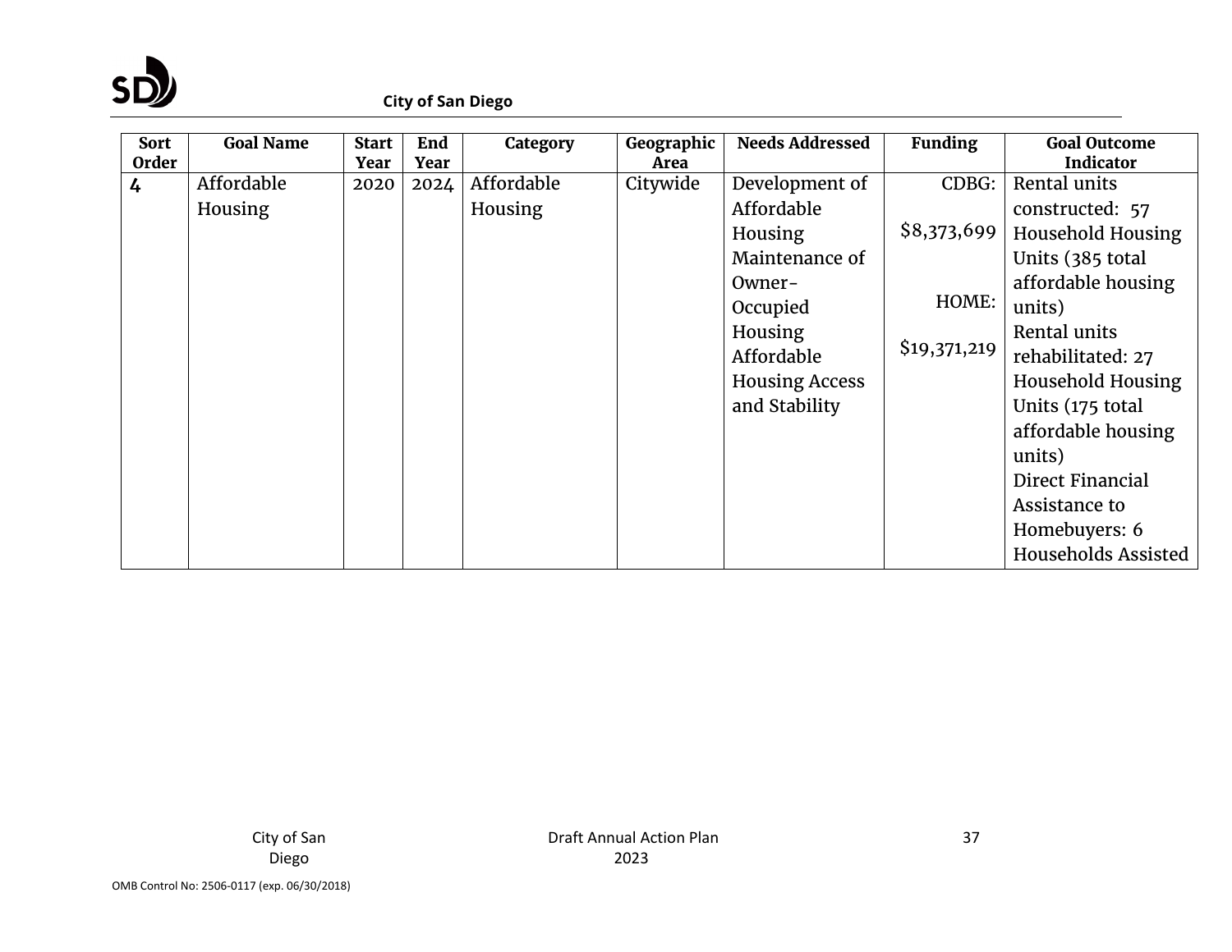| Sort Order | Goal Name | Start Year | End Year | Category | Geographic Area | Needs Addressed | Funding | Goal Outcome Indicator |
|---|---|---|---|---|---|---|---|---|
| 4 | Affordable Housing | 2020 | 2024 | Affordable Housing | Citywide | Development of Affordable Housing<br>Maintenance of Owner-Occupied Housing<br>Affordable Housing Access and Stability | CDBG: $8,373,699<br>HOME: $19,371,219 | Rental units constructed: 57 Household Housing Units (385 total affordable housing units)<br>Rental units rehabilitated: 27 Household Housing Units (175 total affordable housing units)<br>Direct Financial Assistance to Homebuyers: 6 Households Assisted |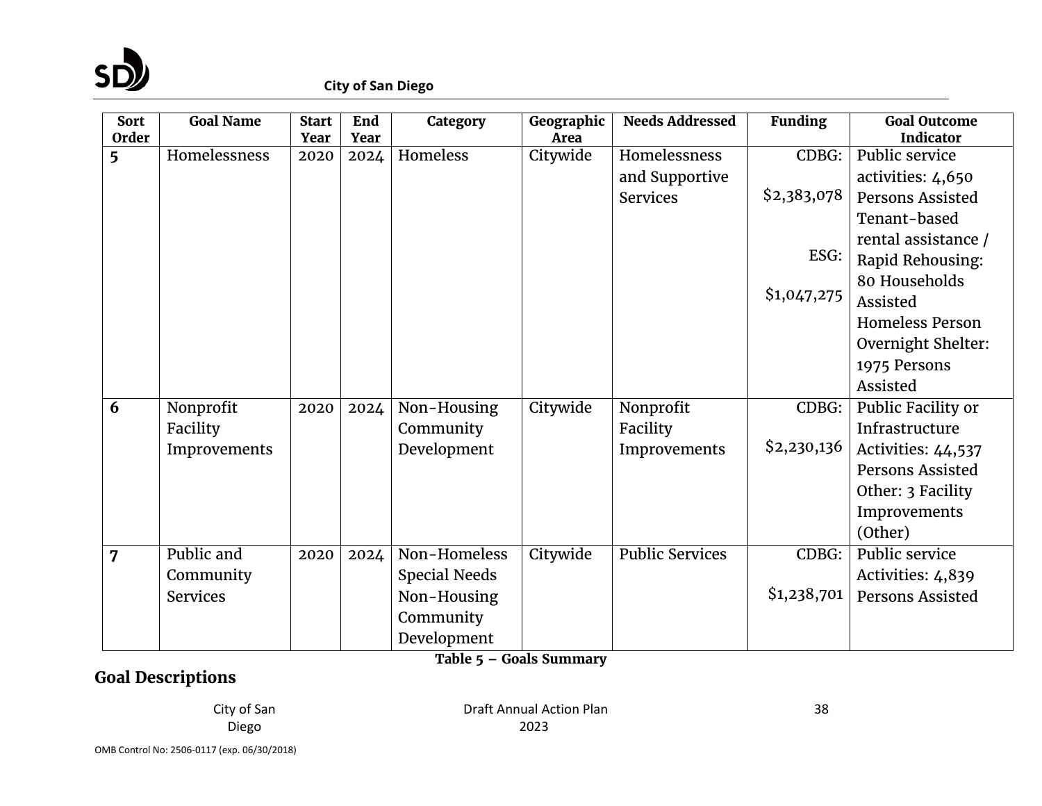| Sort Order | Goal Name | Start Year | End Year | Category | Geographic Area | Needs Addressed | Funding | Goal Outcome Indicator |
|---|---|---|---|---|---|---|---|---|
| 5 | Homelessness | 2020 | 2024 | Homeless | Citywide | Homelessness and Supportive Services | CDBG: $2,383,078 ESG: $1,047,275 | Public service activities: 4,650 Persons Assisted Tenant-based rental assistance / Rapid Rehousing: 80 Households Assisted Homeless Person Overnight Shelter: 1975 Persons Assisted |
| 6 | Nonprofit Facility Improvements | 2020 | 2024 | Non-Housing Community Development | Citywide | Nonprofit Facility Improvements | CDBG: $2,230,136 | Public Facility or Infrastructure Activities: 44,537 Persons Assisted Other: 3 Facility Improvements (Other) |
| 7 | Public and Community Services | 2020 | 2024 | Non-Homeless Special Needs Non-Housing Community Development | Citywide | Public Services | CDBG: $1,238,701 | Public service Activities: 4,839 Persons Assisted |

**Table 5 – Goals Summary**

## Goal Descriptions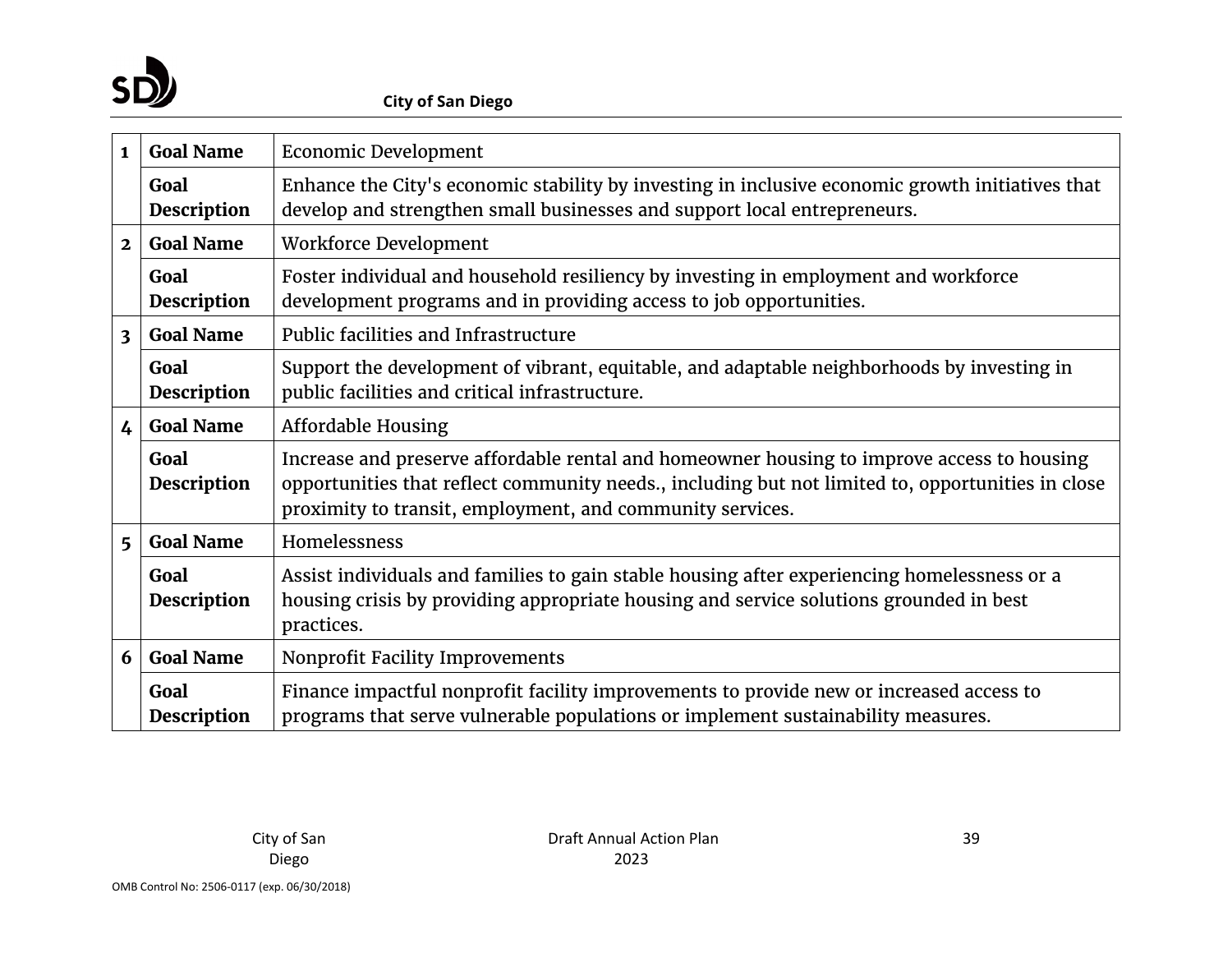| | | |
|---|---|---|
| **1** | **Goal Name** | Economic Development |
| | **Goal Description** | Enhance the City's economic stability by investing in inclusive economic growth initiatives that develop and strengthen small businesses and support local entrepreneurs. |
| **2** | **Goal Name** | Workforce Development |
| | **Goal Description** | Foster individual and household resiliency by investing in employment and workforce development programs and in providing access to job opportunities. |
| **3** | **Goal Name** | Public facilities and Infrastructure |
| | **Goal Description** | Support the development of vibrant, equitable, and adaptable neighborhoods by investing in public facilities and critical infrastructure. |
| **4** | **Goal Name** | Affordable Housing |
| | **Goal Description** | Increase and preserve affordable rental and homeowner housing to improve access to housing opportunities that reflect community needs., including but not limited to, opportunities in close proximity to transit, employment, and community services. |
| **5** | **Goal Name** | Homelessness |
| | **Goal Description** | Assist individuals and families to gain stable housing after experiencing homelessness or a housing crisis by providing appropriate housing and service solutions grounded in best practices. |
| **6** | **Goal Name** | Nonprofit Facility Improvements |
| | **Goal Description** | Finance impactful nonprofit facility improvements to provide new or increased access to programs that serve vulnerable populations or implement sustainability measures. |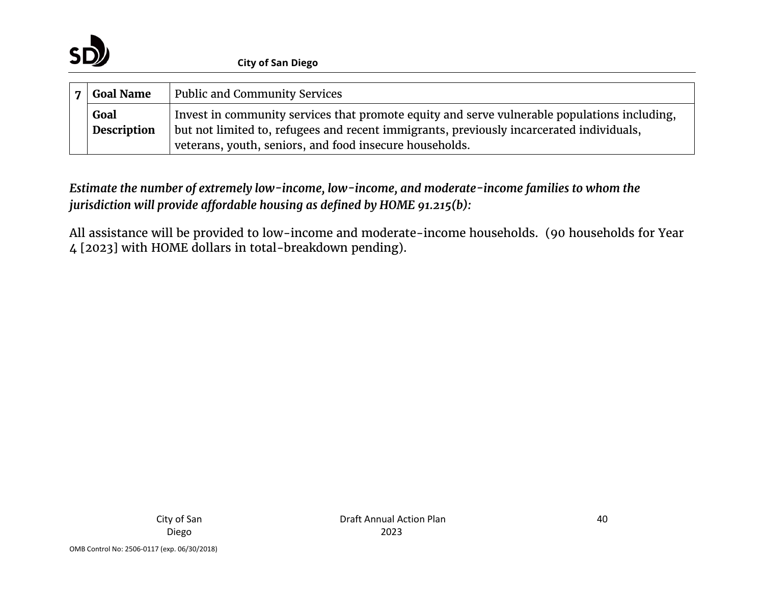| 7 | Goal Name | Public and Community Services |
|---|---|---|
| | **Goal Description** | Invest in community services that promote equity and serve vulnerable populations including, but not limited to, refugees and recent immigrants, previously incarcerated individuals, veterans, youth, seniors, and food insecure households. |

***Estimate the number of extremely low-income, low-income, and moderate-income families to whom the jurisdiction will provide affordable housing as defined by HOME 91.215(b):***

All assistance will be provided to low-income and moderate-income households. (90 households for Year 4 [2023] with HOME dollars in total-breakdown pending).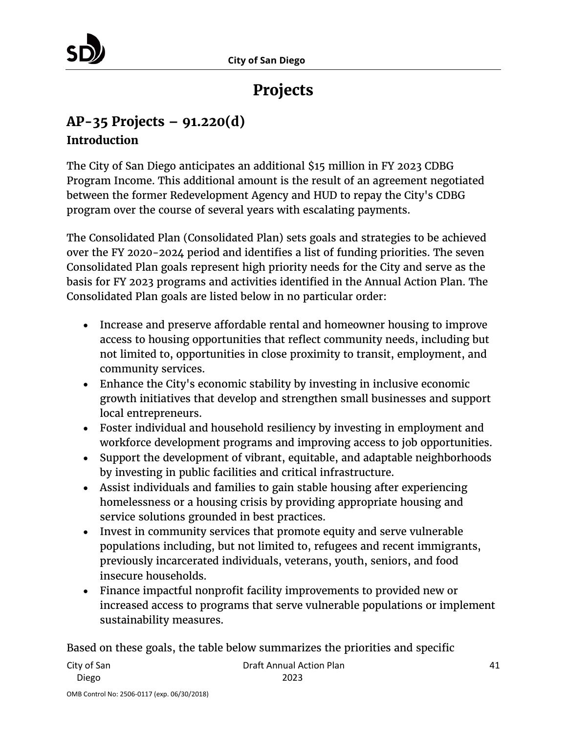# Projects

## AP-35 Projects – 91.220(d)

### Introduction

The City of San Diego anticipates an additional $15 million in FY 2023 CDBG Program Income. This additional amount is the result of an agreement negotiated between the former Redevelopment Agency and HUD to repay the City's CDBG program over the course of several years with escalating payments.

The Consolidated Plan (Consolidated Plan) sets goals and strategies to be achieved over the FY 2020-2024 period and identifies a list of funding priorities. The seven Consolidated Plan goals represent high priority needs for the City and serve as the basis for FY 2023 programs and activities identified in the Annual Action Plan. The Consolidated Plan goals are listed below in no particular order:

- Increase and preserve affordable rental and homeowner housing to improve access to housing opportunities that reflect community needs, including but not limited to, opportunities in close proximity to transit, employment, and community services.
- Enhance the City's economic stability by investing in inclusive economic growth initiatives that develop and strengthen small businesses and support local entrepreneurs.
- Foster individual and household resiliency by investing in employment and workforce development programs and improving access to job opportunities.
- Support the development of vibrant, equitable, and adaptable neighborhoods by investing in public facilities and critical infrastructure.
- Assist individuals and families to gain stable housing after experiencing homelessness or a housing crisis by providing appropriate housing and service solutions grounded in best practices.
- Invest in community services that promote equity and serve vulnerable populations including, but not limited to, refugees and recent immigrants, previously incarcerated individuals, veterans, youth, seniors, and food insecure households.
- Finance impactful nonprofit facility improvements to provided new or increased access to programs that serve vulnerable populations or implement sustainability measures.

Based on these goals, the table below summarizes the priorities and specific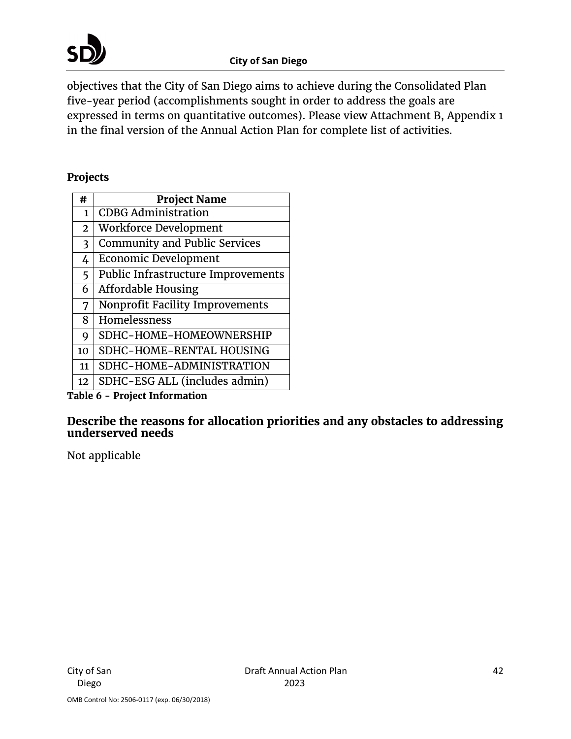objectives that the City of San Diego aims to achieve during the Consolidated Plan five-year period (accomplishments sought in order to address the goals are expressed in terms on quantitative outcomes). Please view Attachment B, Appendix 1 in the final version of the Annual Action Plan for complete list of activities.

**Projects**

| # | Project Name |
|---|---|
| 1 | CDBG Administration |
| 2 | Workforce Development |
| 3 | Community and Public Services |
| 4 | Economic Development |
| 5 | Public Infrastructure Improvements |
| 6 | Affordable Housing |
| 7 | Nonprofit Facility Improvements |
| 8 | Homelessness |
| 9 | SDHC-HOME-HOMEOWNERSHIP |
| 10 | SDHC-HOME-RENTAL HOUSING |
| 11 | SDHC-HOME-ADMINISTRATION |
| 12 | SDHC-ESG ALL (includes admin) |

**Table 6 - Project Information**

## Describe the reasons for allocation priorities and any obstacles to addressing underserved needs

Not applicable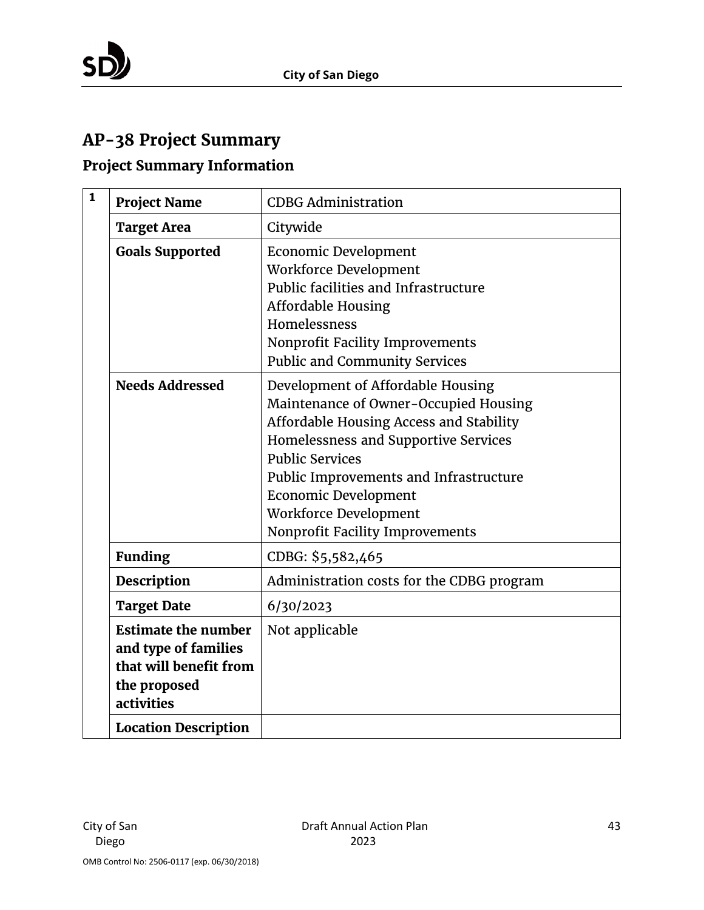## AP-38 Project Summary

### Project Summary Information

| 1 | | |
|---|---|---|
| | **Project Name** | CDBG Administration |
| | **Target Area** | Citywide |
| | **Goals Supported** | Economic Development<br>Workforce Development<br>Public facilities and Infrastructure<br>Affordable Housing<br>Homelessness<br>Nonprofit Facility Improvements<br>Public and Community Services |
| | **Needs Addressed** | Development of Affordable Housing<br>Maintenance of Owner-Occupied Housing<br>Affordable Housing Access and Stability<br>Homelessness and Supportive Services<br>Public Services<br>Public Improvements and Infrastructure<br>Economic Development<br>Workforce Development<br>Nonprofit Facility Improvements |
| | **Funding** | CDBG: $5,582,465 |
| | **Description** | Administration costs for the CDBG program |
| | **Target Date** | 6/30/2023 |
| | **Estimate the number and type of families that will benefit from the proposed activities** | Not applicable |
| | **Location Description** | |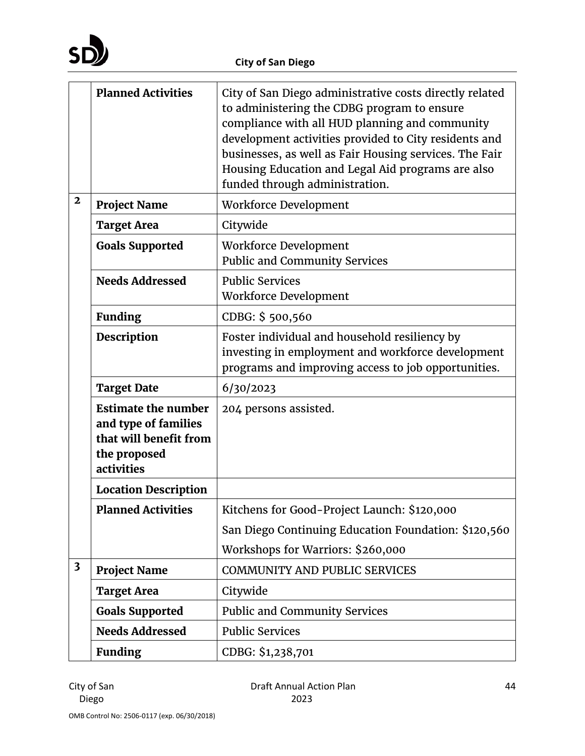| | | |
|---|---|---|
| | **Planned Activities** | City of San Diego administrative costs directly related to administering the CDBG program to ensure compliance with all HUD planning and community development activities provided to City residents and businesses, as well as Fair Housing services. The Fair Housing Education and Legal Aid programs are also funded through administration. |
| 2 | **Project Name** | Workforce Development |
| | **Target Area** | Citywide |
| | **Goals Supported** | Workforce Development<br>Public and Community Services |
| | **Needs Addressed** | Public Services<br>Workforce Development |
| | **Funding** | CDBG: $ 500,560 |
| | **Description** | Foster individual and household resiliency by investing in employment and workforce development programs and improving access to job opportunities. |
| | **Target Date** | 6/30/2023 |
| | **Estimate the number and type of families that will benefit from the proposed activities** | 204 persons assisted. |
| | **Location Description** | |
| | **Planned Activities** | Kitchens for Good-Project Launch: $120,000<br>San Diego Continuing Education Foundation: $120,560<br>Workshops for Warriors: $260,000 |
| 3 | **Project Name** | COMMUNITY AND PUBLIC SERVICES |
| | **Target Area** | Citywide |
| | **Goals Supported** | Public and Community Services |
| | **Needs Addressed** | Public Services |
| | **Funding** | CDBG: $1,238,701 |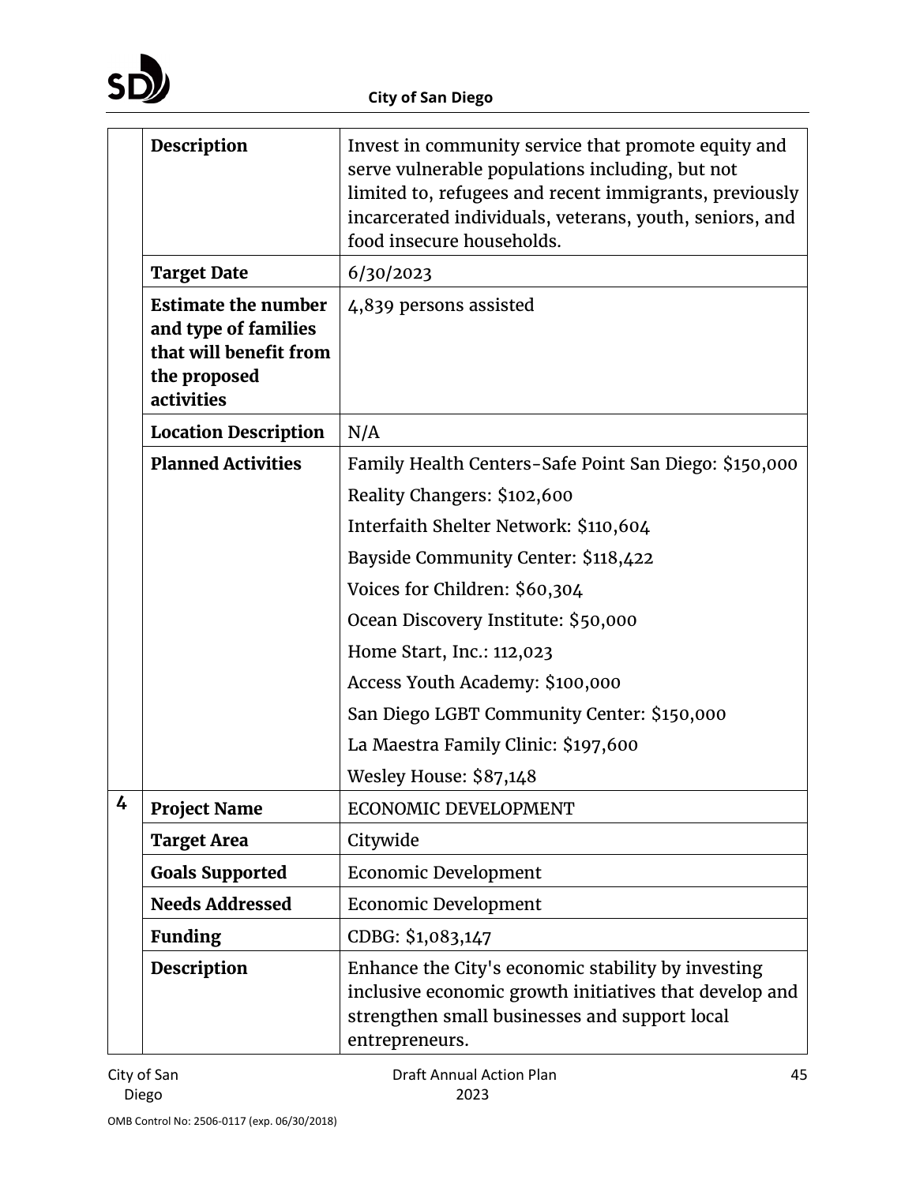| | | |
|---|---|---|
| | **Description** | Invest in community service that promote equity and serve vulnerable populations including, but not limited to, refugees and recent immigrants, previously incarcerated individuals, veterans, youth, seniors, and food insecure households. |
| | **Target Date** | 6/30/2023 |
| | **Estimate the number and type of families that will benefit from the proposed activities** | 4,839 persons assisted |
| | **Location Description** | N/A |
| | **Planned Activities** | Family Health Centers-Safe Point San Diego: $150,000<br>Reality Changers: $102,600<br>Interfaith Shelter Network: $110,604<br>Bayside Community Center: $118,422<br>Voices for Children: $60,304<br>Ocean Discovery Institute: $50,000<br>Home Start, Inc.: 112,023<br>Access Youth Academy: $100,000<br>San Diego LGBT Community Center: $150,000<br>La Maestra Family Clinic: $197,600<br>Wesley House: $87,148 |
| 4 | **Project Name** | ECONOMIC DEVELOPMENT |
| | **Target Area** | Citywide |
| | **Goals Supported** | Economic Development |
| | **Needs Addressed** | Economic Development |
| | **Funding** | CDBG: $1,083,147 |
| | **Description** | Enhance the City's economic stability by investing inclusive economic growth initiatives that develop and strengthen small businesses and support local entrepreneurs. |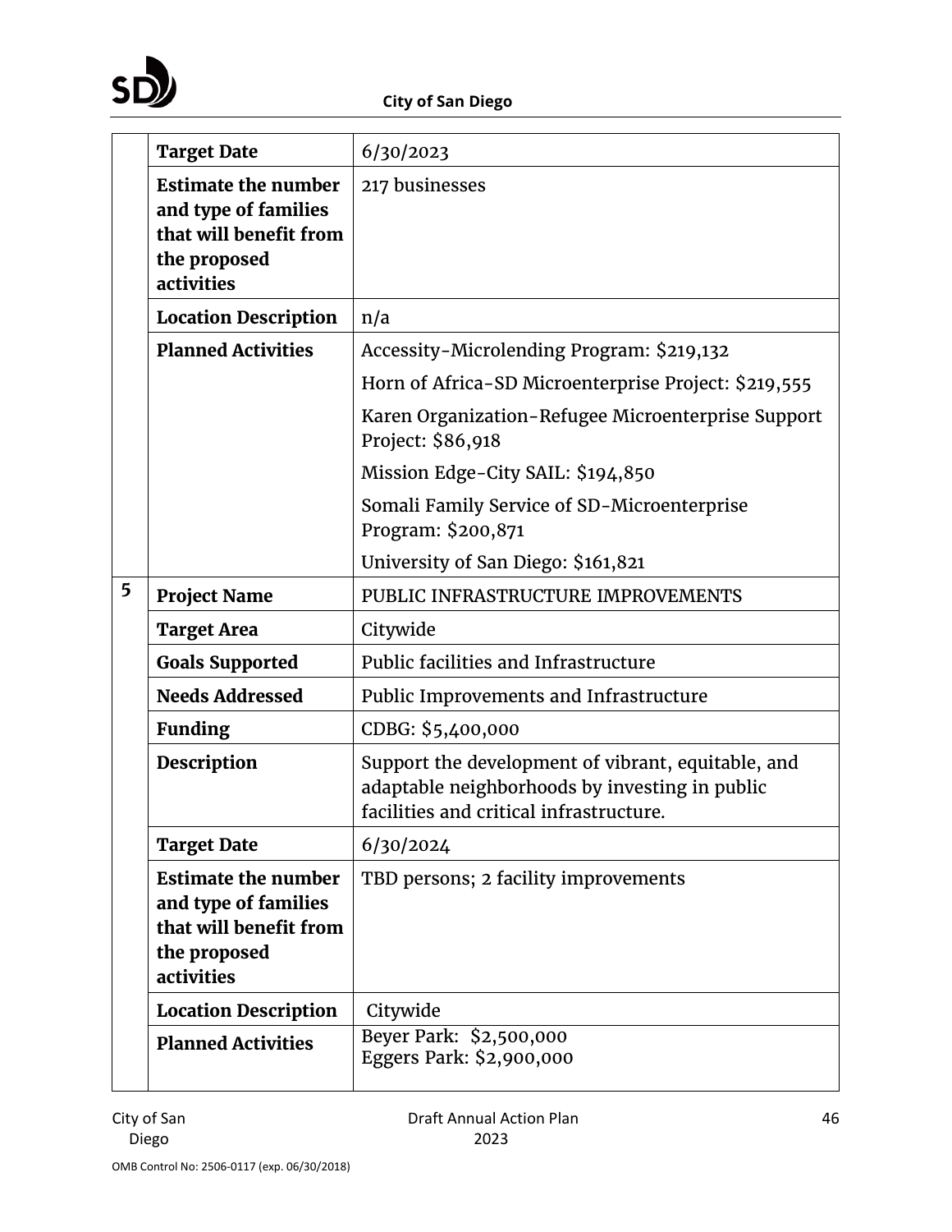| | | |
|---|---|---|
| | **Target Date** | 6/30/2023 |
| | **Estimate the number and type of families that will benefit from the proposed activities** | 217 businesses |
| | **Location Description** | n/a |
| | **Planned Activities** | Accessity-Microlending Program: $219,132<br>Horn of Africa-SD Microenterprise Project: $219,555<br>Karen Organization-Refugee Microenterprise Support Project: $86,918<br>Mission Edge-City SAIL: $194,850<br>Somali Family Service of SD-Microenterprise Program: $200,871<br>University of San Diego: $161,821 |
| **5** | **Project Name** | PUBLIC INFRASTRUCTURE IMPROVEMENTS |
| | **Target Area** | Citywide |
| | **Goals Supported** | Public facilities and Infrastructure |
| | **Needs Addressed** | Public Improvements and Infrastructure |
| | **Funding** | CDBG: $5,400,000 |
| | **Description** | Support the development of vibrant, equitable, and adaptable neighborhoods by investing in public facilities and critical infrastructure. |
| | **Target Date** | 6/30/2024 |
| | **Estimate the number and type of families that will benefit from the proposed activities** | TBD persons; 2 facility improvements |
| | **Location Description** | Citywide |
| | **Planned Activities** | Beyer Park: $2,500,000<br>Eggers Park: $2,900,000 |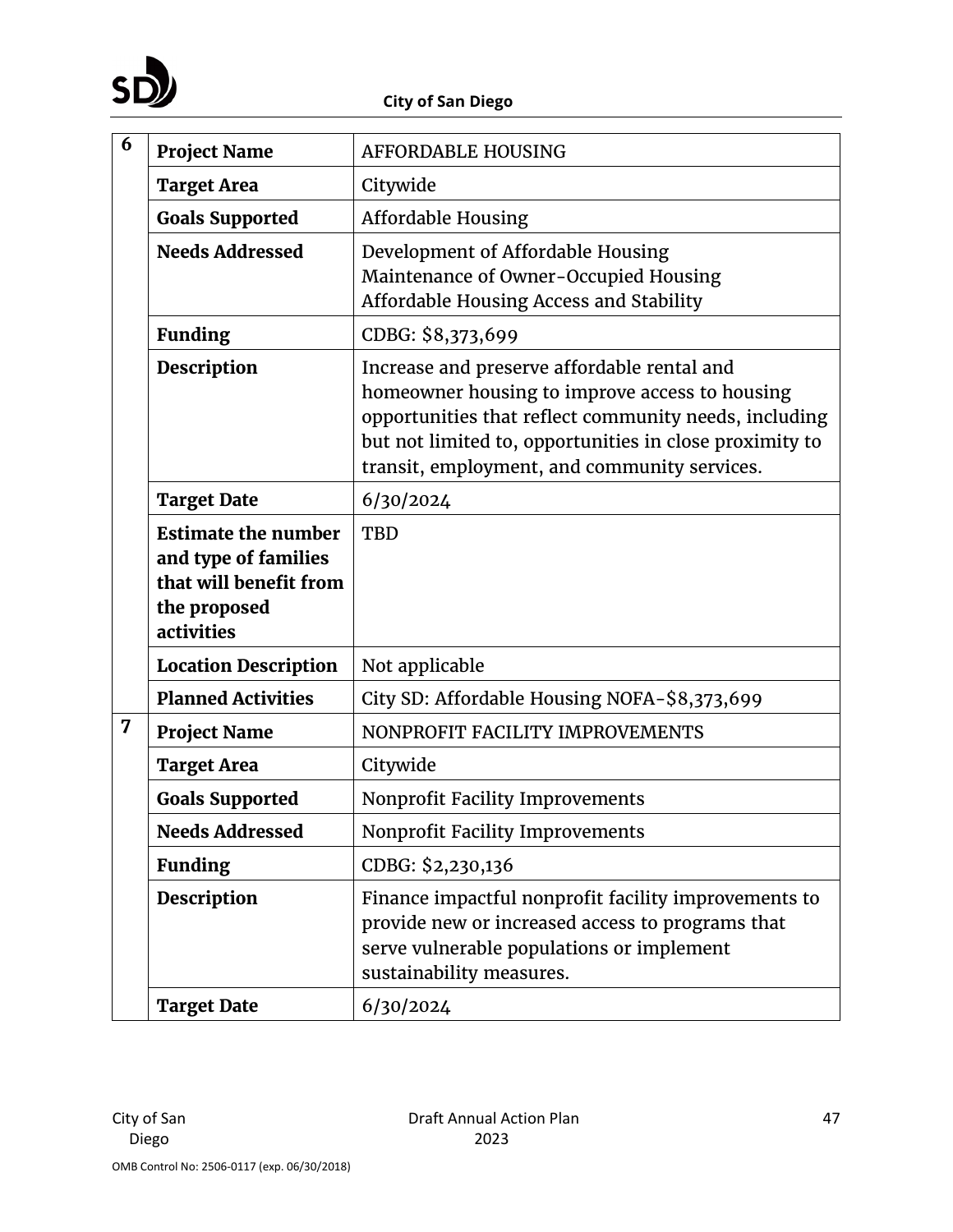| # | | |
|---|---|---|
| 6 | **Project Name** | AFFORDABLE HOUSING |
| | **Target Area** | Citywide |
| | **Goals Supported** | Affordable Housing |
| | **Needs Addressed** | Development of Affordable Housing<br>Maintenance of Owner-Occupied Housing<br>Affordable Housing Access and Stability |
| | **Funding** | CDBG: $8,373,699 |
| | **Description** | Increase and preserve affordable rental and homeowner housing to improve access to housing opportunities that reflect community needs, including but not limited to, opportunities in close proximity to transit, employment, and community services. |
| | **Target Date** | 6/30/2024 |
| | **Estimate the number and type of families that will benefit from the proposed activities** | TBD |
| | **Location Description** | Not applicable |
| | **Planned Activities** | City SD: Affordable Housing NOFA-$8,373,699 |
| 7 | **Project Name** | NONPROFIT FACILITY IMPROVEMENTS |
| | **Target Area** | Citywide |
| | **Goals Supported** | Nonprofit Facility Improvements |
| | **Needs Addressed** | Nonprofit Facility Improvements |
| | **Funding** | CDBG: $2,230,136 |
| | **Description** | Finance impactful nonprofit facility improvements to provide new or increased access to programs that serve vulnerable populations or implement sustainability measures. |
| | **Target Date** | 6/30/2024 |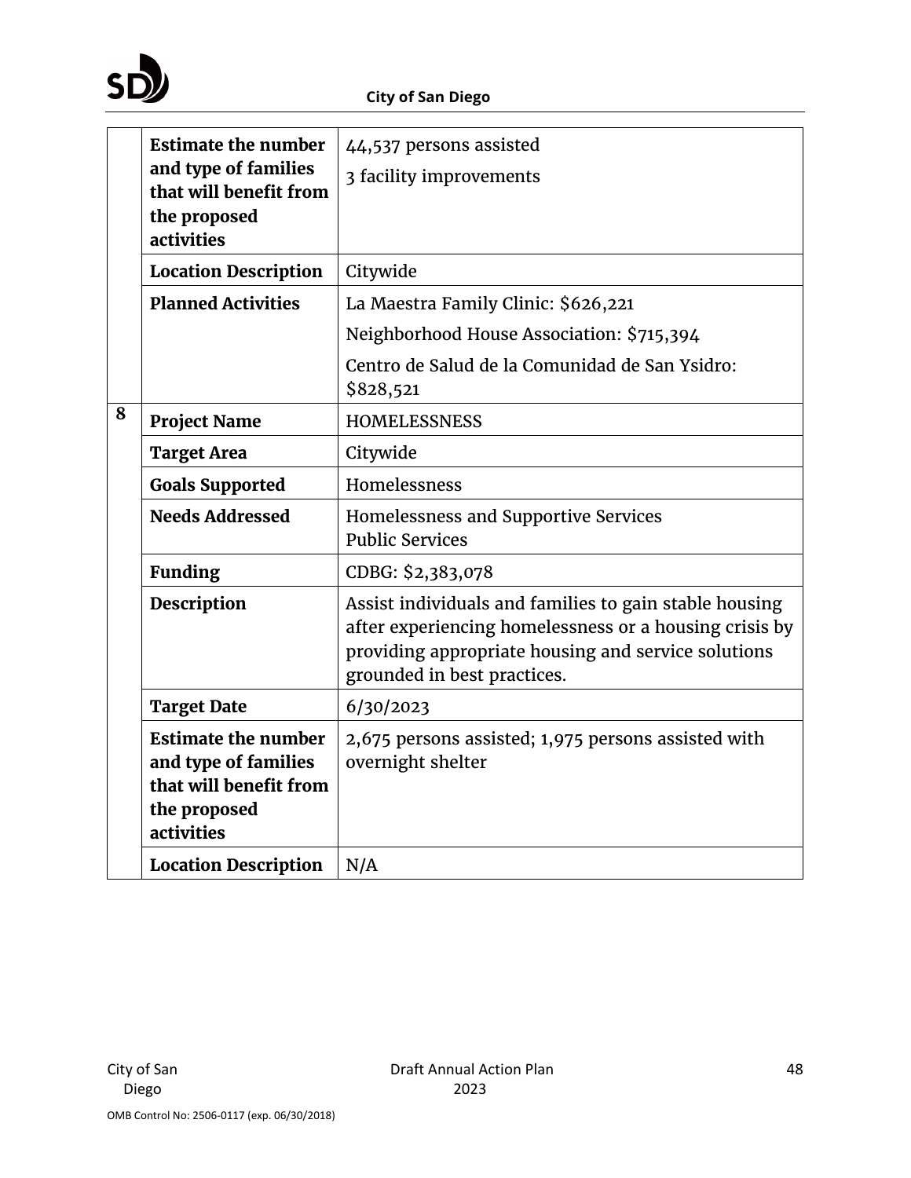| | | |
|---|---|---|
| | **Estimate the number and type of families that will benefit from the proposed activities** | 44,537 persons assisted<br>3 facility improvements |
| | **Location Description** | Citywide |
| | **Planned Activities** | La Maestra Family Clinic: $626,221<br>Neighborhood House Association: $715,394<br>Centro de Salud de la Comunidad de San Ysidro: $828,521 |
| **8** | **Project Name** | HOMELESSNESS |
| | **Target Area** | Citywide |
| | **Goals Supported** | Homelessness |
| | **Needs Addressed** | Homelessness and Supportive Services<br>Public Services |
| | **Funding** | CDBG: $2,383,078 |
| | **Description** | Assist individuals and families to gain stable housing after experiencing homelessness or a housing crisis by providing appropriate housing and service solutions grounded in best practices. |
| | **Target Date** | 6/30/2023 |
| | **Estimate the number and type of families that will benefit from the proposed activities** | 2,675 persons assisted; 1,975 persons assisted with overnight shelter |
| | **Location Description** | N/A |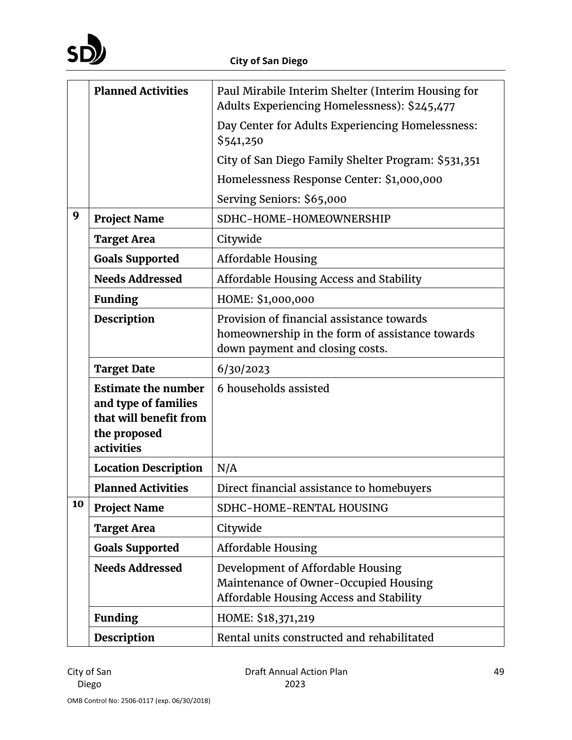| | | |
|---|---|---|
| | **Planned Activities** | Paul Mirabile Interim Shelter (Interim Housing for Adults Experiencing Homelessness): $245,477<br>Day Center for Adults Experiencing Homelessness: $541,250<br>City of San Diego Family Shelter Program: $531,351<br>Homelessness Response Center: $1,000,000<br>Serving Seniors: $65,000 |
| **9** | **Project Name** | SDHC-HOME-HOMEOWNERSHIP |
| | **Target Area** | Citywide |
| | **Goals Supported** | Affordable Housing |
| | **Needs Addressed** | Affordable Housing Access and Stability |
| | **Funding** | HOME: $1,000,000 |
| | **Description** | Provision of financial assistance towards homeownership in the form of assistance towards down payment and closing costs. |
| | **Target Date** | 6/30/2023 |
| | **Estimate the number and type of families that will benefit from the proposed activities** | 6 households assisted |
| | **Location Description** | N/A |
| | **Planned Activities** | Direct financial assistance to homebuyers |
| **10** | **Project Name** | SDHC-HOME-RENTAL HOUSING |
| | **Target Area** | Citywide |
| | **Goals Supported** | Affordable Housing |
| | **Needs Addressed** | Development of Affordable Housing<br>Maintenance of Owner-Occupied Housing<br>Affordable Housing Access and Stability |
| | **Funding** | HOME: $18,371,219 |
| | **Description** | Rental units constructed and rehabilitated |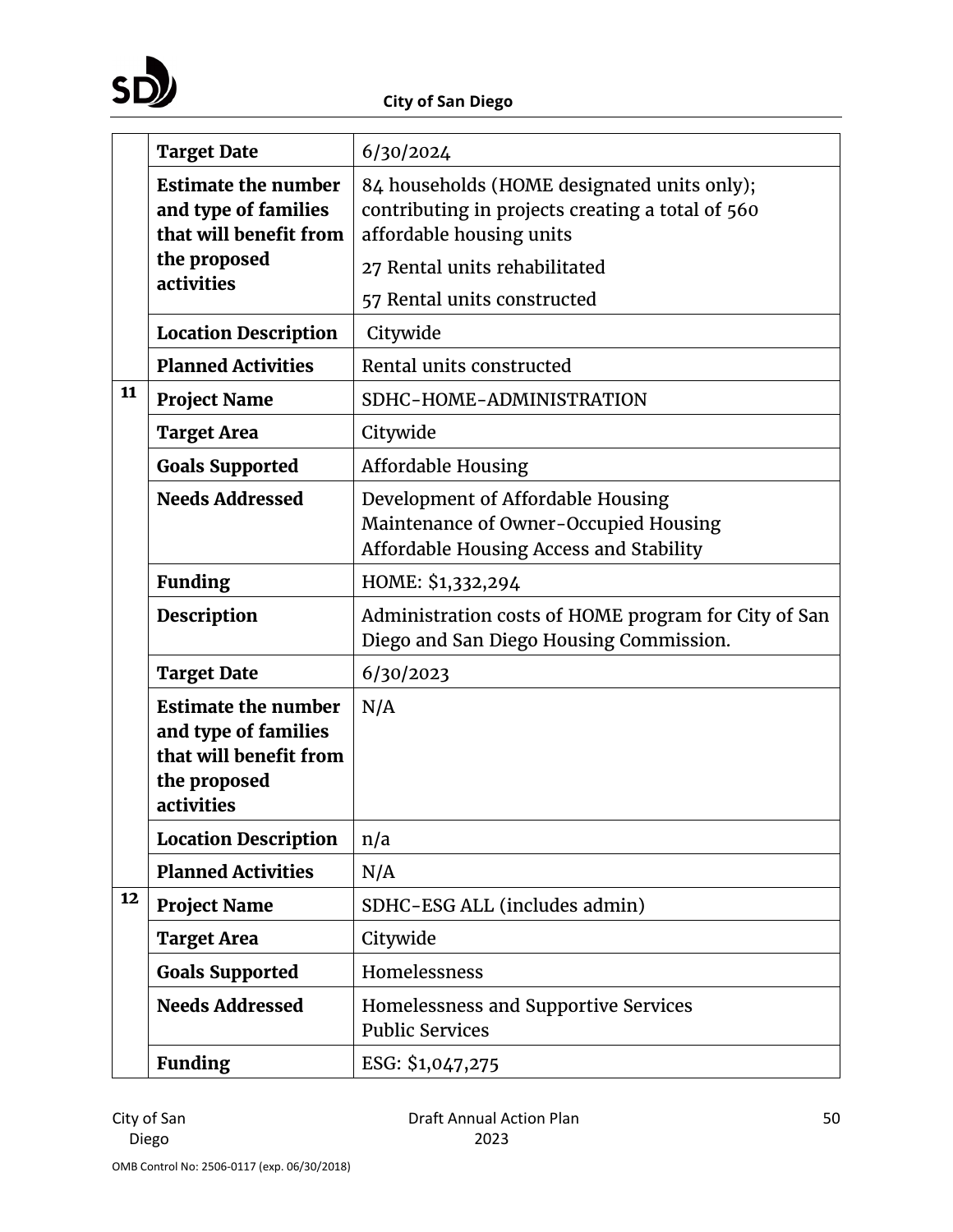| | | |
|---|---|---|
| | **Target Date** | 6/30/2024 |
| | **Estimate the number and type of families that will benefit from the proposed activities** | 84 households (HOME designated units only); contributing in projects creating a total of 560 affordable housing units<br>27 Rental units rehabilitated<br>57 Rental units constructed |
| | **Location Description** | Citywide |
| | **Planned Activities** | Rental units constructed |
| **11** | **Project Name** | SDHC-HOME-ADMINISTRATION |
| | **Target Area** | Citywide |
| | **Goals Supported** | Affordable Housing |
| | **Needs Addressed** | Development of Affordable Housing<br>Maintenance of Owner-Occupied Housing<br>Affordable Housing Access and Stability |
| | **Funding** | HOME: $1,332,294 |
| | **Description** | Administration costs of HOME program for City of San Diego and San Diego Housing Commission. |
| | **Target Date** | 6/30/2023 |
| | **Estimate the number and type of families that will benefit from the proposed activities** | N/A |
| | **Location Description** | n/a |
| | **Planned Activities** | N/A |
| **12** | **Project Name** | SDHC-ESG ALL (includes admin) |
| | **Target Area** | Citywide |
| | **Goals Supported** | Homelessness |
| | **Needs Addressed** | Homelessness and Supportive Services<br>Public Services |
| | **Funding** | ESG: $1,047,275 |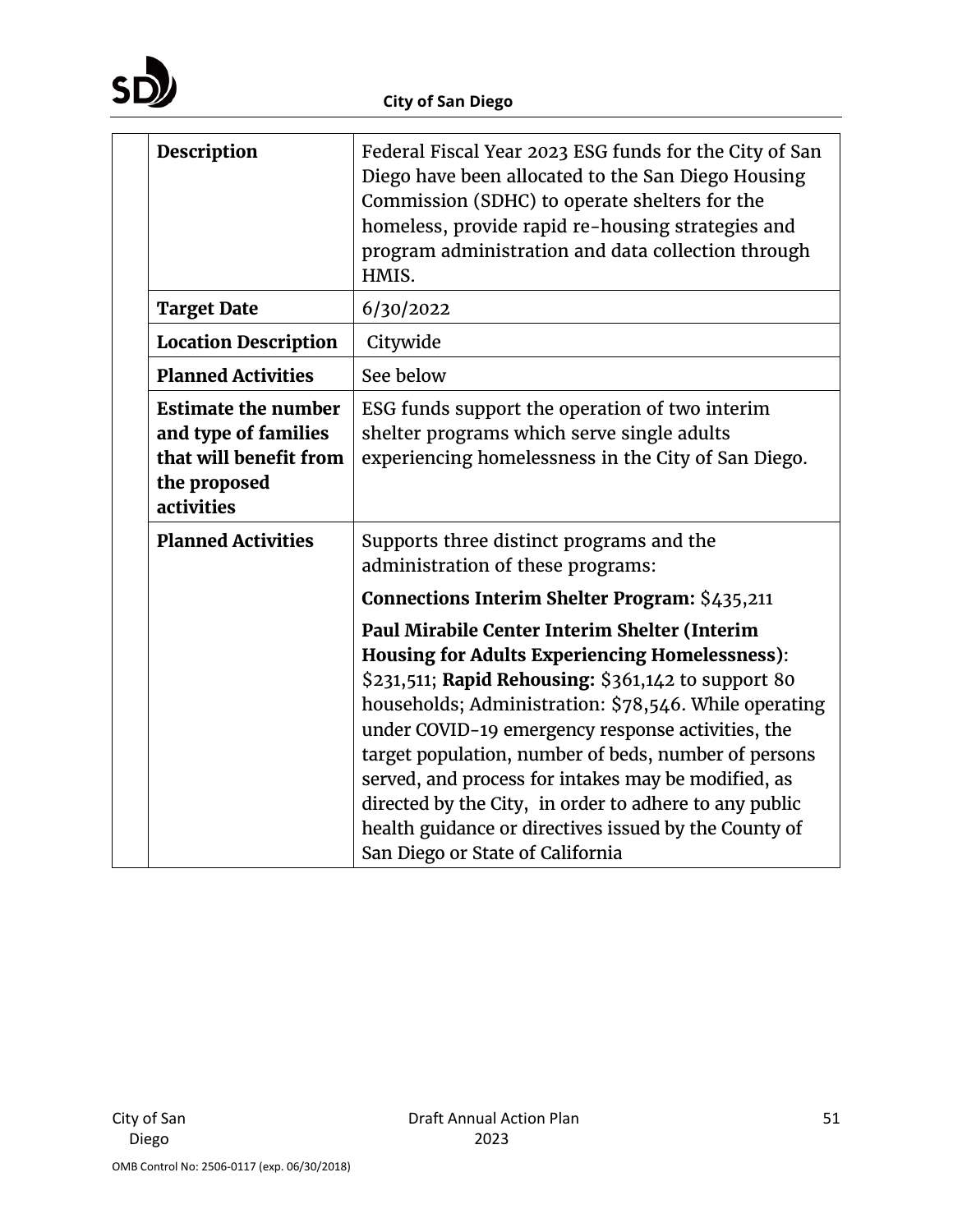| | | |
|---|---|---|
| | **Description** | Federal Fiscal Year 2023 ESG funds for the City of San Diego have been allocated to the San Diego Housing Commission (SDHC) to operate shelters for the homeless, provide rapid re-housing strategies and program administration and data collection through HMIS. |
| | **Target Date** | 6/30/2022 |
| | **Location Description** | Citywide |
| | **Planned Activities** | See below |
| | **Estimate the number and type of families that will benefit from the proposed activities** | ESG funds support the operation of two interim shelter programs which serve single adults experiencing homelessness in the City of San Diego. |
| | **Planned Activities** | Supports three distinct programs and the administration of these programs:<br>**Connections Interim Shelter Program:** $435,211<br>**Paul Mirabile Center Interim Shelter (Interim Housing for Adults Experiencing Homelessness)**: $231,511; **Rapid Rehousing:** $361,142 to support 80 households; Administration: $78,546. While operating under COVID-19 emergency response activities, the target population, number of beds, number of persons served, and process for intakes may be modified, as directed by the City, in order to adhere to any public health guidance or directives issued by the County of San Diego or State of California |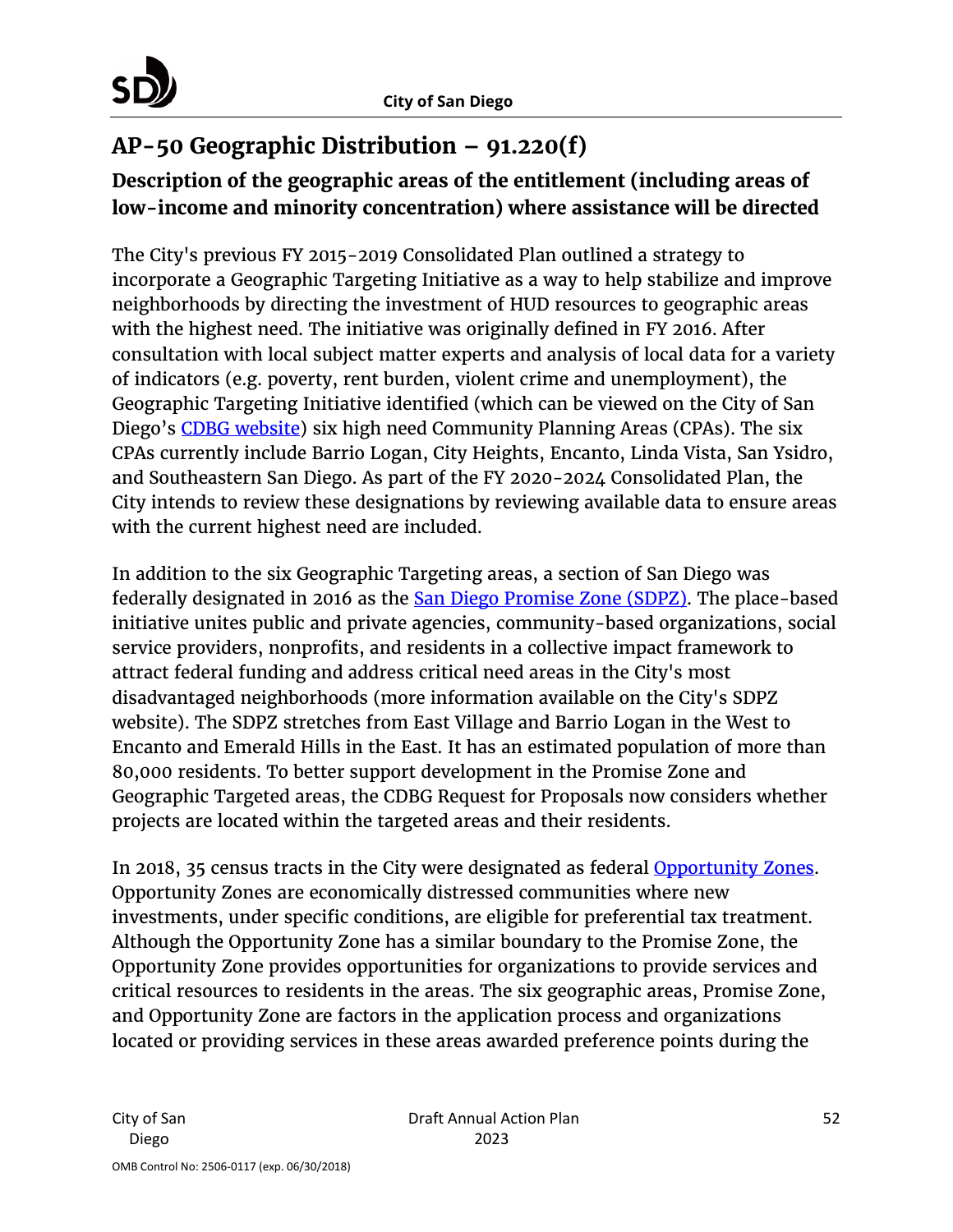## AP-50 Geographic Distribution – 91.220(f)

### Description of the geographic areas of the entitlement (including areas of low-income and minority concentration) where assistance will be directed

The City's previous FY 2015-2019 Consolidated Plan outlined a strategy to incorporate a Geographic Targeting Initiative as a way to help stabilize and improve neighborhoods by directing the investment of HUD resources to geographic areas with the highest need. The initiative was originally defined in FY 2016. After consultation with local subject matter experts and analysis of local data for a variety of indicators (e.g. poverty, rent burden, violent crime and unemployment), the Geographic Targeting Initiative identified (which can be viewed on the City of San Diego's [CDBG website](#)) six high need Community Planning Areas (CPAs). The six CPAs currently include Barrio Logan, City Heights, Encanto, Linda Vista, San Ysidro, and Southeastern San Diego. As part of the FY 2020-2024 Consolidated Plan, the City intends to review these designations by reviewing available data to ensure areas with the current highest need are included.

In addition to the six Geographic Targeting areas, a section of San Diego was federally designated in 2016 as the [San Diego Promise Zone (SDPZ)](#). The place-based initiative unites public and private agencies, community-based organizations, social service providers, nonprofits, and residents in a collective impact framework to attract federal funding and address critical need areas in the City's most disadvantaged neighborhoods (more information available on the City's SDPZ website). The SDPZ stretches from East Village and Barrio Logan in the West to Encanto and Emerald Hills in the East. It has an estimated population of more than 80,000 residents. To better support development in the Promise Zone and Geographic Targeted areas, the CDBG Request for Proposals now considers whether projects are located within the targeted areas and their residents.

In 2018, 35 census tracts in the City were designated as federal [Opportunity Zones](#). Opportunity Zones are economically distressed communities where new investments, under specific conditions, are eligible for preferential tax treatment. Although the Opportunity Zone has a similar boundary to the Promise Zone, the Opportunity Zone provides opportunities for organizations to provide services and critical resources to residents in the areas. The six geographic areas, Promise Zone, and Opportunity Zone are factors in the application process and organizations located or providing services in these areas awarded preference points during the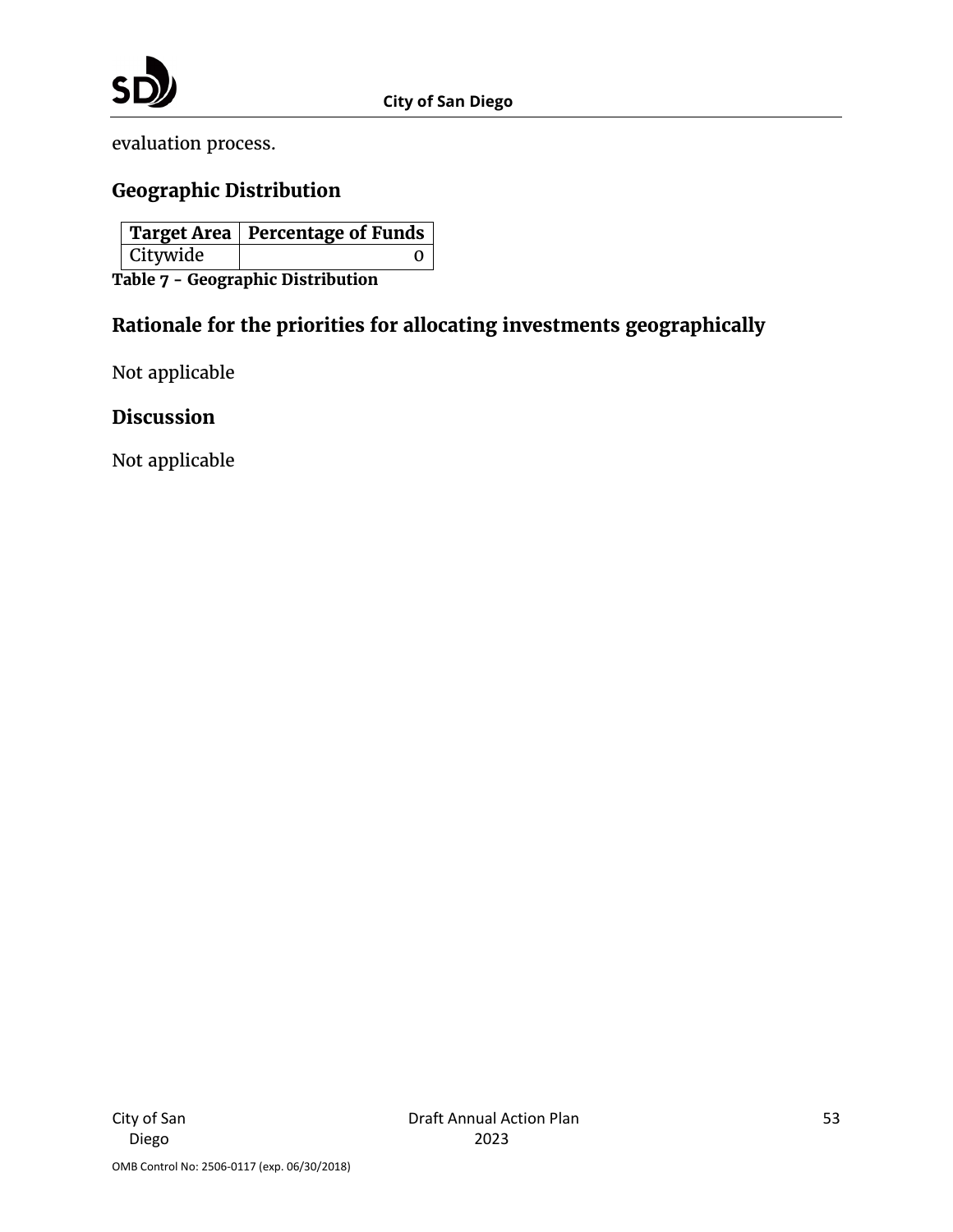evaluation process.

## Geographic Distribution

| Target Area | Percentage of Funds |
|---|---|
| Citywide | 0 |

**Table 7 - Geographic Distribution**

## Rationale for the priorities for allocating investments geographically

Not applicable

## Discussion

Not applicable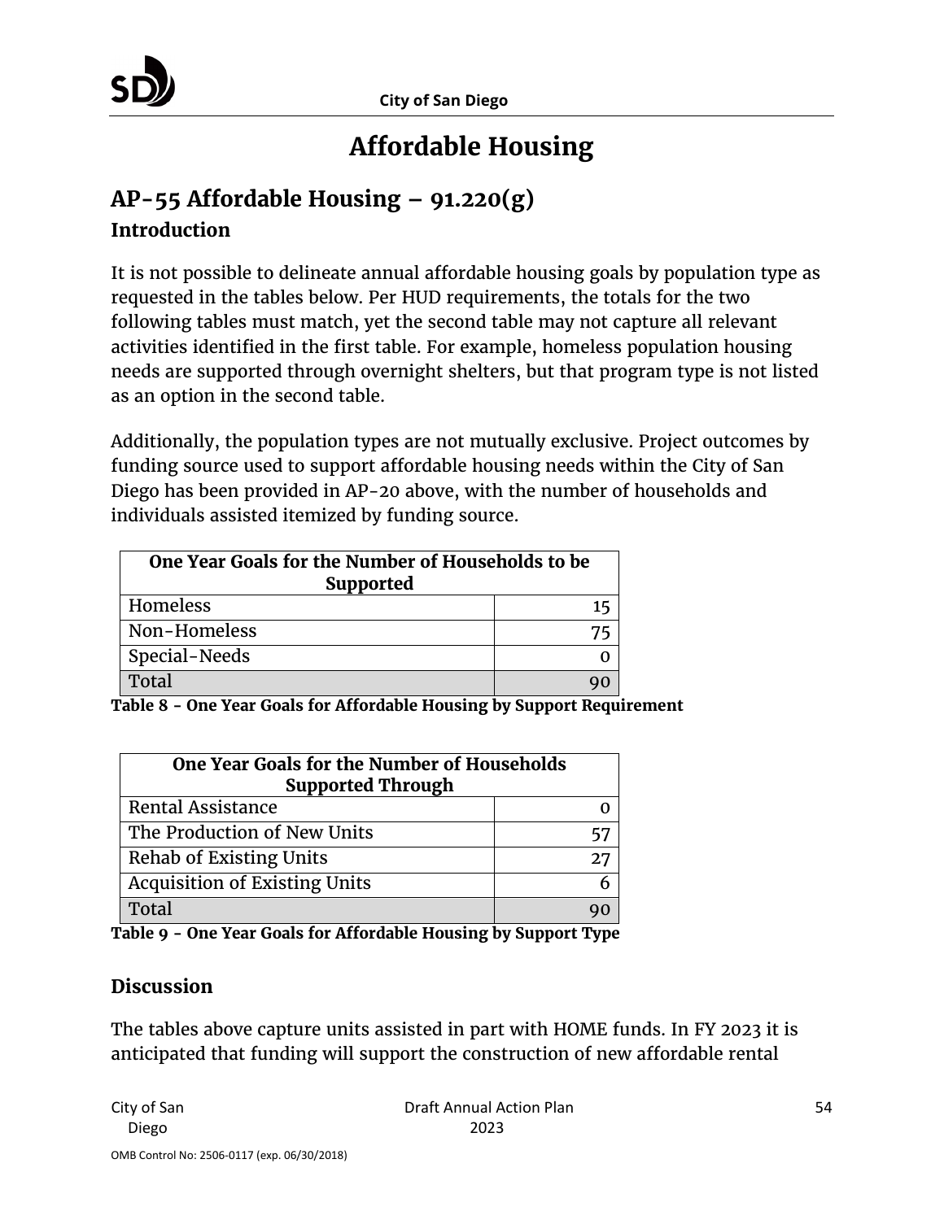# Affordable Housing

## AP-55 Affordable Housing – 91.220(g)

### Introduction

It is not possible to delineate annual affordable housing goals by population type as requested in the tables below. Per HUD requirements, the totals for the two following tables must match, yet the second table may not capture all relevant activities identified in the first table. For example, homeless population housing needs are supported through overnight shelters, but that program type is not listed as an option in the second table.

Additionally, the population types are not mutually exclusive. Project outcomes by funding source used to support affordable housing needs within the City of San Diego has been provided in AP-20 above, with the number of households and individuals assisted itemized by funding source.

| One Year Goals for the Number of Households to be Supported | |
|---|---|
| Homeless | 15 |
| Non-Homeless | 75 |
| Special-Needs | 0 |
| Total | 90 |

**Table 8 - One Year Goals for Affordable Housing by Support Requirement**

| One Year Goals for the Number of Households Supported Through | |
|---|---|
| Rental Assistance | 0 |
| The Production of New Units | 57 |
| Rehab of Existing Units | 27 |
| Acquisition of Existing Units | 6 |
| Total | 90 |

**Table 9 - One Year Goals for Affordable Housing by Support Type**

### Discussion

The tables above capture units assisted in part with HOME funds. In FY 2023 it is anticipated that funding will support the construction of new affordable rental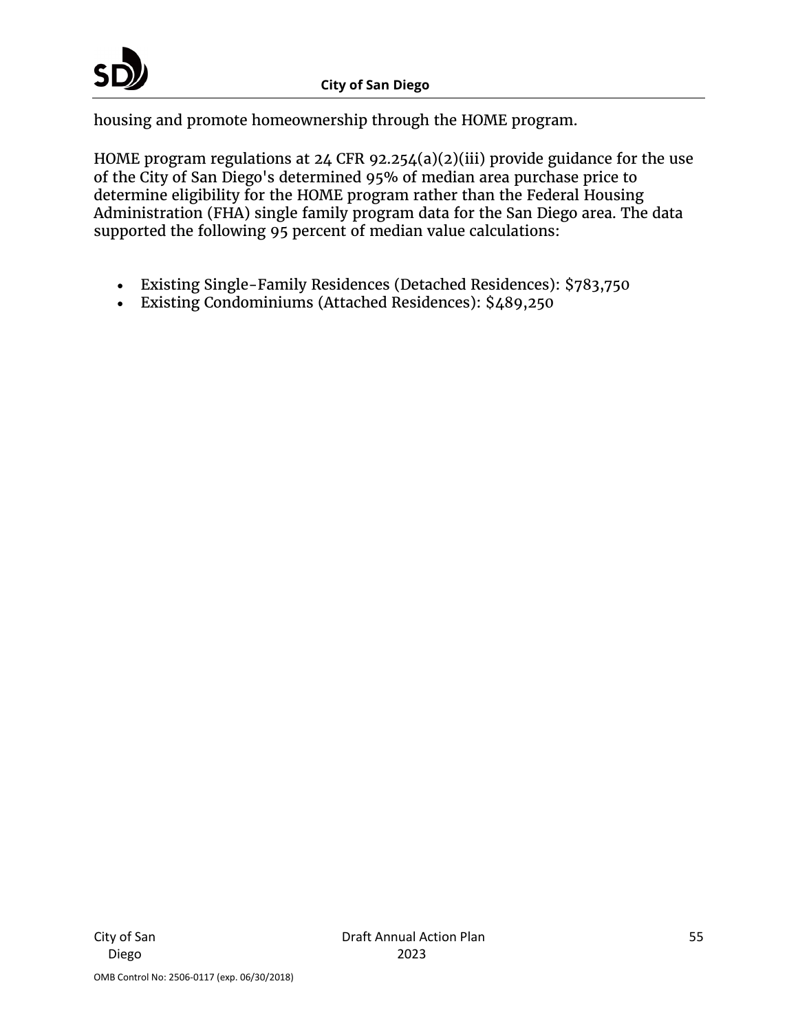housing and promote homeownership through the HOME program.

HOME program regulations at 24 CFR 92.254(a)(2)(iii) provide guidance for the use of the City of San Diego's determined 95% of median area purchase price to determine eligibility for the HOME program rather than the Federal Housing Administration (FHA) single family program data for the San Diego area. The data supported the following 95 percent of median value calculations:

- Existing Single-Family Residences (Detached Residences): $783,750
- Existing Condominiums (Attached Residences): $489,250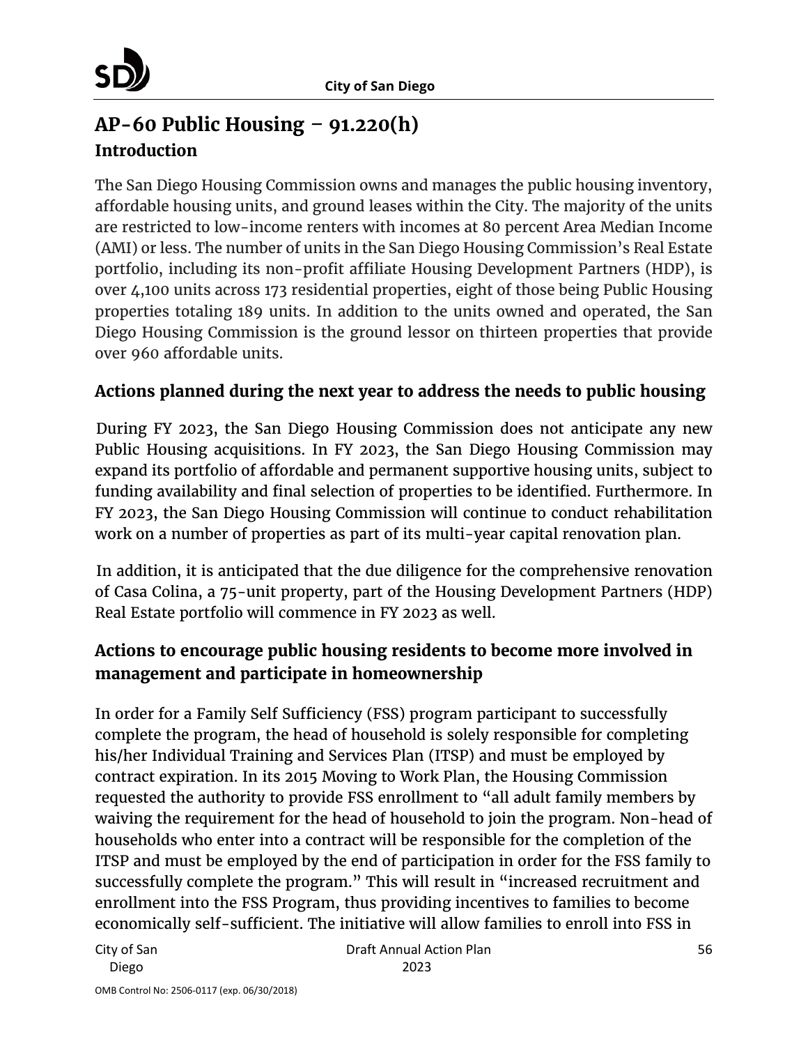## AP-60 Public Housing – 91.220(h)

### Introduction

The San Diego Housing Commission owns and manages the public housing inventory, affordable housing units, and ground leases within the City. The majority of the units are restricted to low-income renters with incomes at 80 percent Area Median Income (AMI) or less. The number of units in the San Diego Housing Commission's Real Estate portfolio, including its non-profit affiliate Housing Development Partners (HDP), is over 4,100 units across 173 residential properties, eight of those being Public Housing properties totaling 189 units. In addition to the units owned and operated, the San Diego Housing Commission is the ground lessor on thirteen properties that provide over 960 affordable units.

### Actions planned during the next year to address the needs to public housing

During FY 2023, the San Diego Housing Commission does not anticipate any new Public Housing acquisitions. In FY 2023, the San Diego Housing Commission may expand its portfolio of affordable and permanent supportive housing units, subject to funding availability and final selection of properties to be identified. Furthermore. In FY 2023, the San Diego Housing Commission will continue to conduct rehabilitation work on a number of properties as part of its multi-year capital renovation plan.

In addition, it is anticipated that the due diligence for the comprehensive renovation of Casa Colina, a 75-unit property, part of the Housing Development Partners (HDP) Real Estate portfolio will commence in FY 2023 as well.

### Actions to encourage public housing residents to become more involved in management and participate in homeownership

In order for a Family Self Sufficiency (FSS) program participant to successfully complete the program, the head of household is solely responsible for completing his/her Individual Training and Services Plan (ITSP) and must be employed by contract expiration. In its 2015 Moving to Work Plan, the Housing Commission requested the authority to provide FSS enrollment to "all adult family members by waiving the requirement for the head of household to join the program. Non-head of households who enter into a contract will be responsible for the completion of the ITSP and must be employed by the end of participation in order for the FSS family to successfully complete the program." This will result in "increased recruitment and enrollment into the FSS Program, thus providing incentives to families to become economically self-sufficient. The initiative will allow families to enroll into FSS in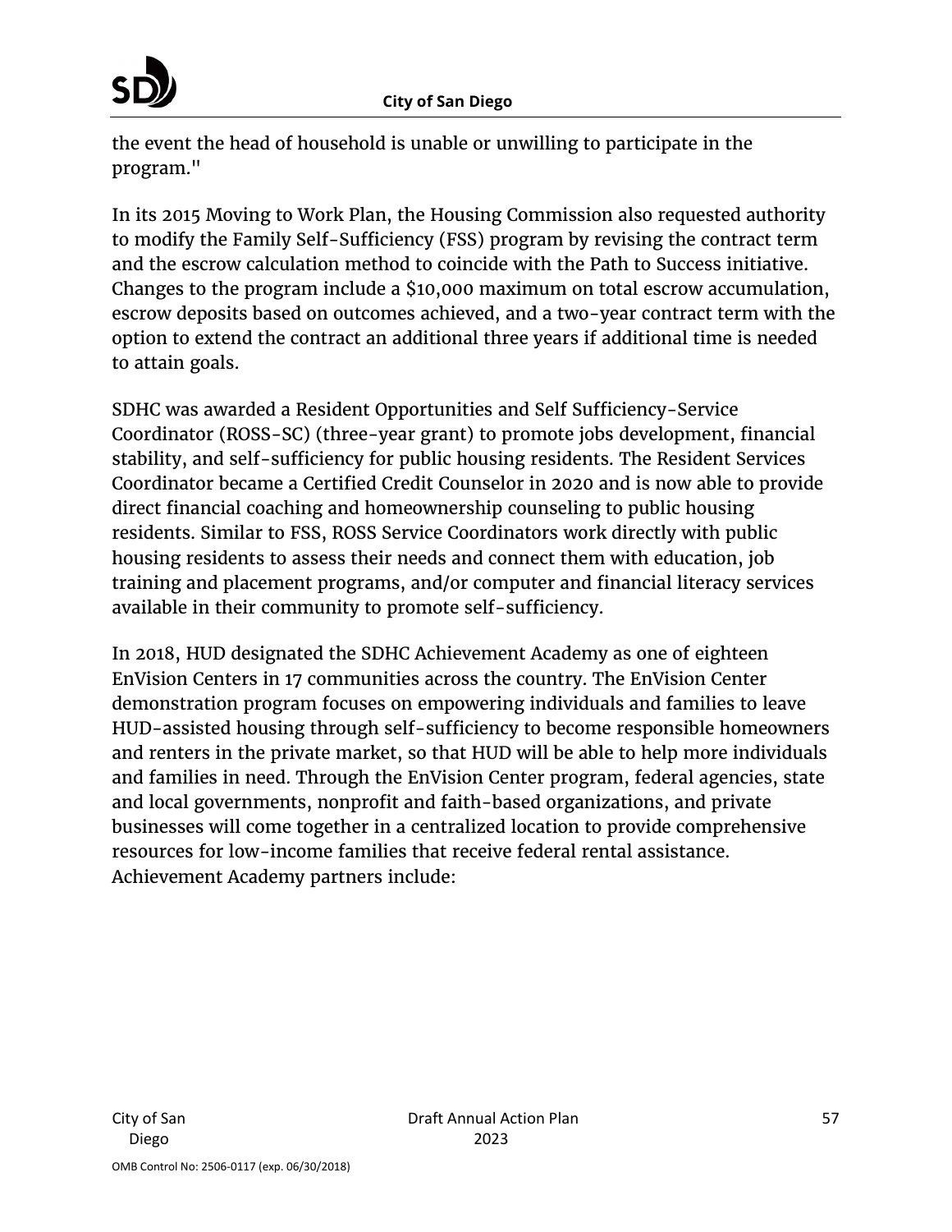the event the head of household is unable or unwilling to participate in the program."

In its 2015 Moving to Work Plan, the Housing Commission also requested authority to modify the Family Self-Sufficiency (FSS) program by revising the contract term and the escrow calculation method to coincide with the Path to Success initiative. Changes to the program include a $10,000 maximum on total escrow accumulation, escrow deposits based on outcomes achieved, and a two-year contract term with the option to extend the contract an additional three years if additional time is needed to attain goals.

SDHC was awarded a Resident Opportunities and Self Sufficiency-Service Coordinator (ROSS-SC) (three-year grant) to promote jobs development, financial stability, and self-sufficiency for public housing residents. The Resident Services Coordinator became a Certified Credit Counselor in 2020 and is now able to provide direct financial coaching and homeownership counseling to public housing residents. Similar to FSS, ROSS Service Coordinators work directly with public housing residents to assess their needs and connect them with education, job training and placement programs, and/or computer and financial literacy services available in their community to promote self-sufficiency.

In 2018, HUD designated the SDHC Achievement Academy as one of eighteen EnVision Centers in 17 communities across the country. The EnVision Center demonstration program focuses on empowering individuals and families to leave HUD-assisted housing through self-sufficiency to become responsible homeowners and renters in the private market, so that HUD will be able to help more individuals and families in need. Through the EnVision Center program, federal agencies, state and local governments, nonprofit and faith-based organizations, and private businesses will come together in a centralized location to provide comprehensive resources for low-income families that receive federal rental assistance. Achievement Academy partners include: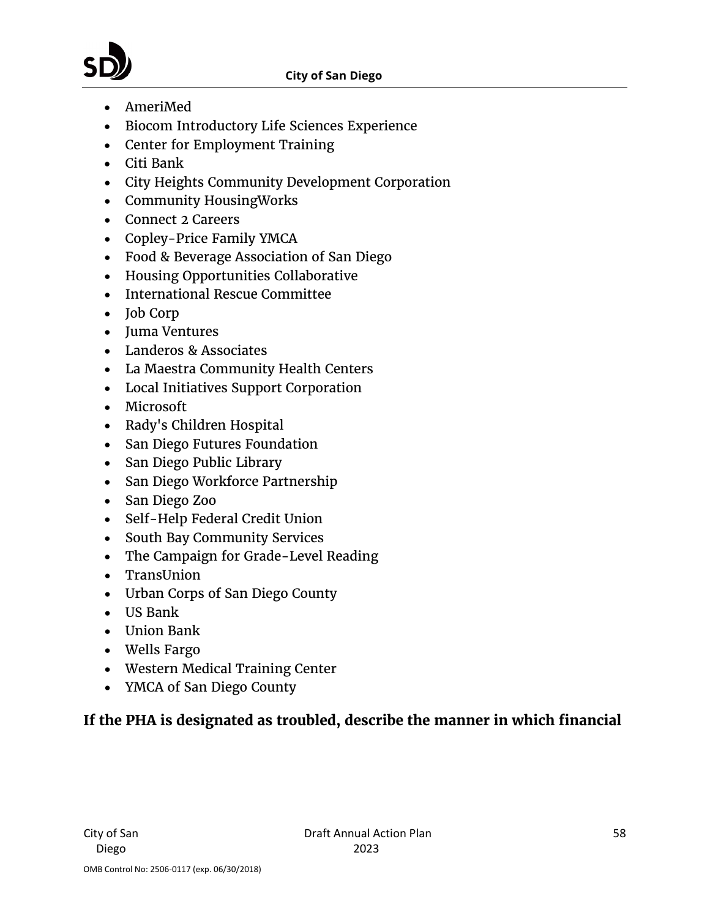- AmeriMed
- Biocom Introductory Life Sciences Experience
- Center for Employment Training
- Citi Bank
- City Heights Community Development Corporation
- Community HousingWorks
- Connect 2 Careers
- Copley-Price Family YMCA
- Food & Beverage Association of San Diego
- Housing Opportunities Collaborative
- International Rescue Committee
- Job Corp
- Juma Ventures
- Landeros & Associates
- La Maestra Community Health Centers
- Local Initiatives Support Corporation
- Microsoft
- Rady's Children Hospital
- San Diego Futures Foundation
- San Diego Public Library
- San Diego Workforce Partnership
- San Diego Zoo
- Self-Help Federal Credit Union
- South Bay Community Services
- The Campaign for Grade-Level Reading
- TransUnion
- Urban Corps of San Diego County
- US Bank
- Union Bank
- Wells Fargo
- Western Medical Training Center
- YMCA of San Diego County

**If the PHA is designated as troubled, describe the manner in which financial**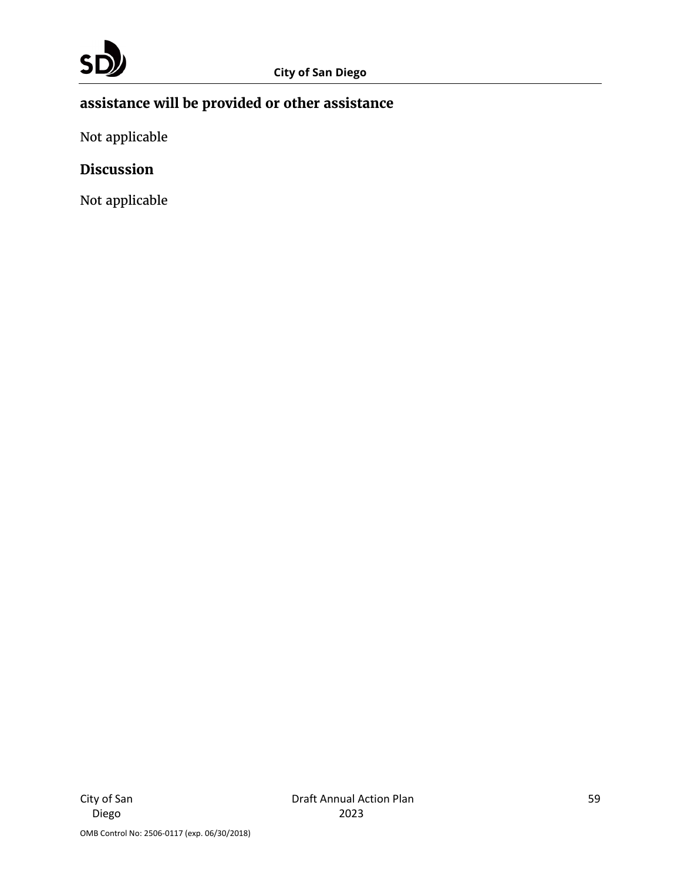**assistance will be provided or other assistance**

Not applicable

**Discussion**

Not applicable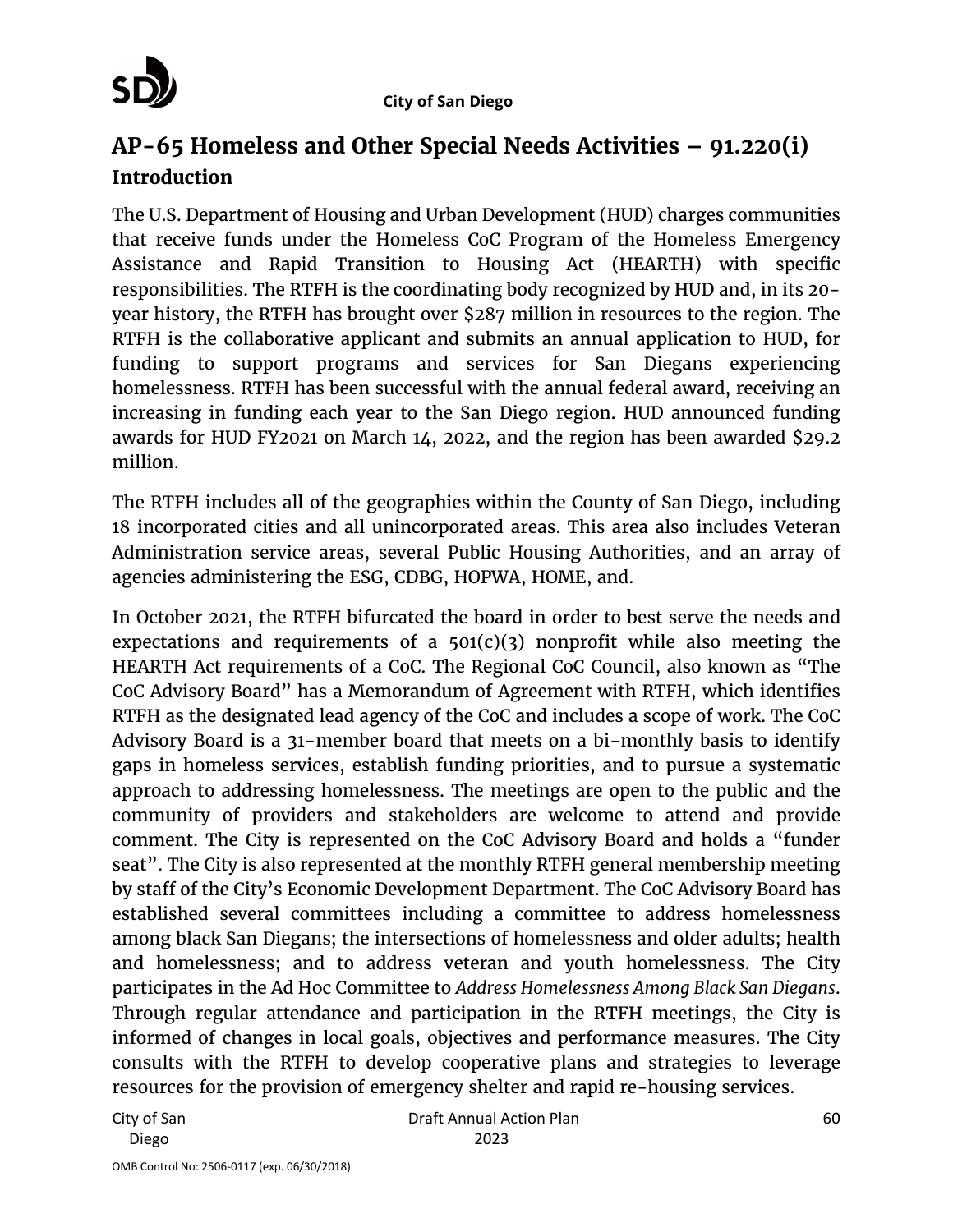## AP-65 Homeless and Other Special Needs Activities – 91.220(i)

### Introduction

The U.S. Department of Housing and Urban Development (HUD) charges communities that receive funds under the Homeless CoC Program of the Homeless Emergency Assistance and Rapid Transition to Housing Act (HEARTH) with specific responsibilities. The RTFH is the coordinating body recognized by HUD and, in its 20-year history, the RTFH has brought over $287 million in resources to the region. The RTFH is the collaborative applicant and submits an annual application to HUD, for funding to support programs and services for San Diegans experiencing homelessness. RTFH has been successful with the annual federal award, receiving an increasing in funding each year to the San Diego region. HUD announced funding awards for HUD FY2021 on March 14, 2022, and the region has been awarded $29.2 million.

The RTFH includes all of the geographies within the County of San Diego, including 18 incorporated cities and all unincorporated areas. This area also includes Veteran Administration service areas, several Public Housing Authorities, and an array of agencies administering the ESG, CDBG, HOPWA, HOME, and.

In October 2021, the RTFH bifurcated the board in order to best serve the needs and expectations and requirements of a 501(c)(3) nonprofit while also meeting the HEARTH Act requirements of a CoC. The Regional CoC Council, also known as "The CoC Advisory Board" has a Memorandum of Agreement with RTFH, which identifies RTFH as the designated lead agency of the CoC and includes a scope of work. The CoC Advisory Board is a 31-member board that meets on a bi-monthly basis to identify gaps in homeless services, establish funding priorities, and to pursue a systematic approach to addressing homelessness. The meetings are open to the public and the community of providers and stakeholders are welcome to attend and provide comment. The City is represented on the CoC Advisory Board and holds a "funder seat". The City is also represented at the monthly RTFH general membership meeting by staff of the City's Economic Development Department. The CoC Advisory Board has established several committees including a committee to address homelessness among black San Diegans; the intersections of homelessness and older adults; health and homelessness; and to address veteran and youth homelessness. The City participates in the Ad Hoc Committee to *Address Homelessness Among Black San Diegans*. Through regular attendance and participation in the RTFH meetings, the City is informed of changes in local goals, objectives and performance measures. The City consults with the RTFH to develop cooperative plans and strategies to leverage resources for the provision of emergency shelter and rapid re-housing services.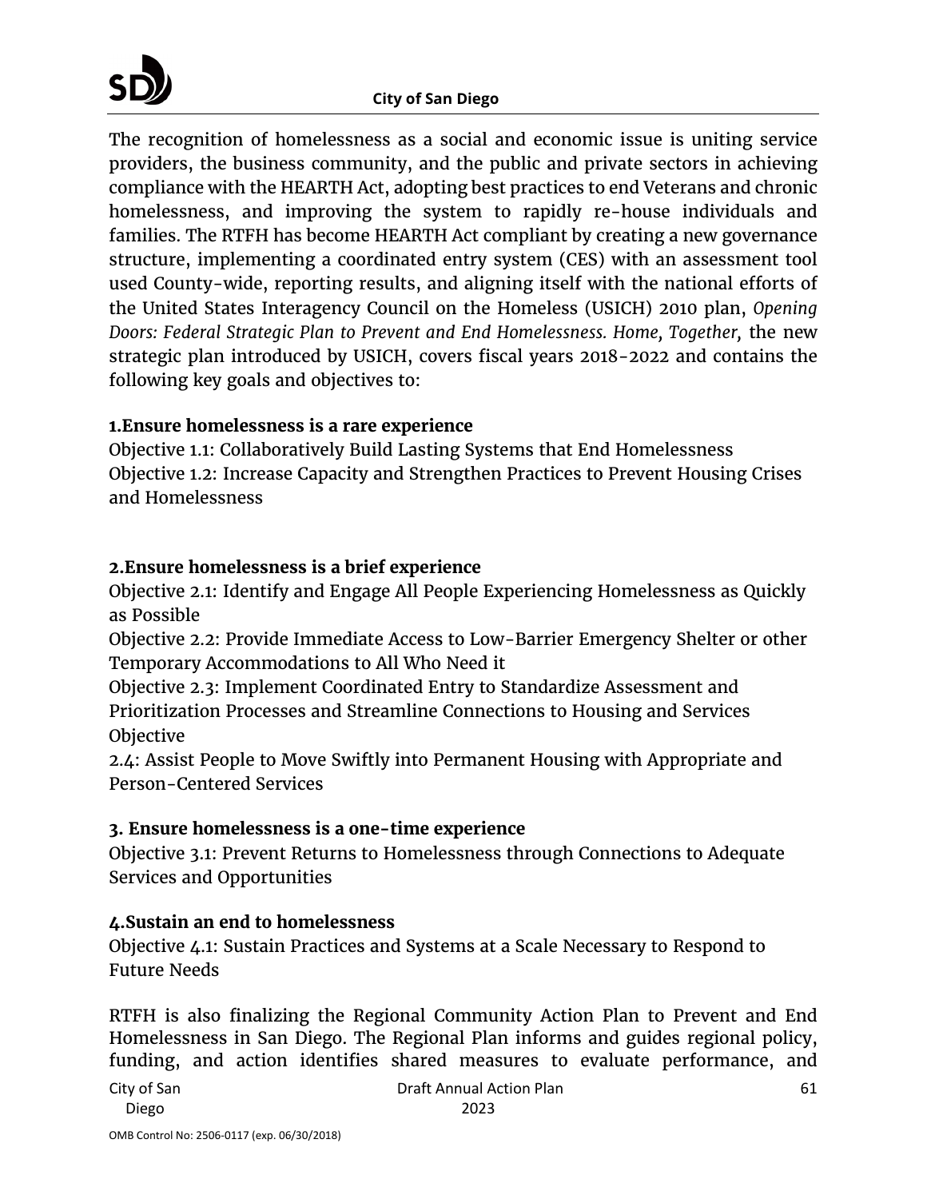The recognition of homelessness as a social and economic issue is uniting service providers, the business community, and the public and private sectors in achieving compliance with the HEARTH Act, adopting best practices to end Veterans and chronic homelessness, and improving the system to rapidly re-house individuals and families. The RTFH has become HEARTH Act compliant by creating a new governance structure, implementing a coordinated entry system (CES) with an assessment tool used County-wide, reporting results, and aligning itself with the national efforts of the United States Interagency Council on the Homeless (USICH) 2010 plan, *Opening Doors: Federal Strategic Plan to Prevent and End Homelessness. Home, Together,* the new strategic plan introduced by USICH, covers fiscal years 2018-2022 and contains the following key goals and objectives to:

**1.Ensure homelessness is a rare experience**

Objective 1.1: Collaboratively Build Lasting Systems that End Homelessness
Objective 1.2: Increase Capacity and Strengthen Practices to Prevent Housing Crises and Homelessness

**2.Ensure homelessness is a brief experience**

Objective 2.1: Identify and Engage All People Experiencing Homelessness as Quickly as Possible
Objective 2.2: Provide Immediate Access to Low-Barrier Emergency Shelter or other Temporary Accommodations to All Who Need it
Objective 2.3: Implement Coordinated Entry to Standardize Assessment and Prioritization Processes and Streamline Connections to Housing and Services Objective
2.4: Assist People to Move Swiftly into Permanent Housing with Appropriate and Person-Centered Services

**3. Ensure homelessness is a one-time experience**

Objective 3.1: Prevent Returns to Homelessness through Connections to Adequate Services and Opportunities

**4.Sustain an end to homelessness**

Objective 4.1: Sustain Practices and Systems at a Scale Necessary to Respond to Future Needs

RTFH is also finalizing the Regional Community Action Plan to Prevent and End Homelessness in San Diego. The Regional Plan informs and guides regional policy, funding, and action identifies shared measures to evaluate performance, and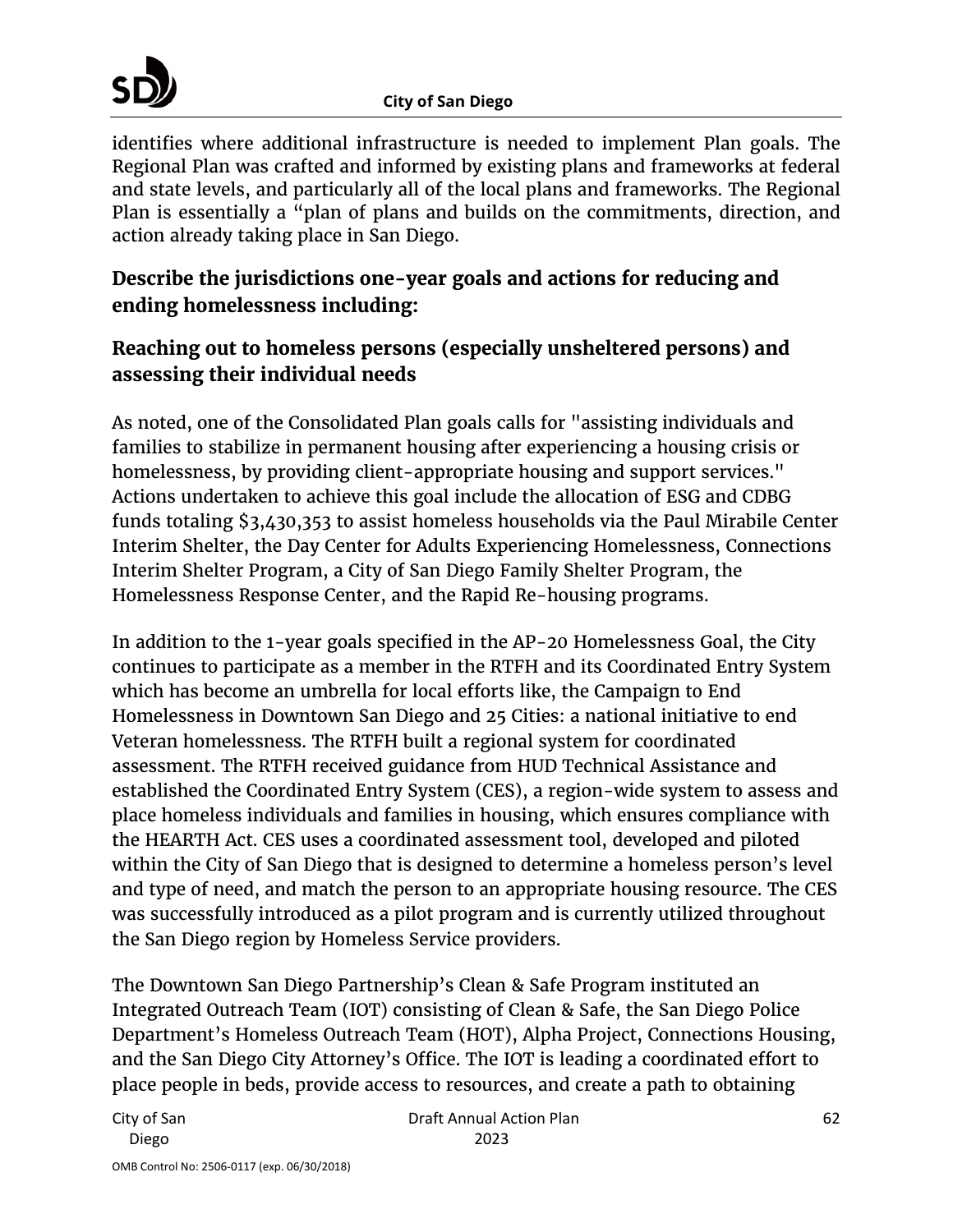identifies where additional infrastructure is needed to implement Plan goals. The Regional Plan was crafted and informed by existing plans and frameworks at federal and state levels, and particularly all of the local plans and frameworks. The Regional Plan is essentially a "plan of plans and builds on the commitments, direction, and action already taking place in San Diego.

## Describe the jurisdictions one-year goals and actions for reducing and ending homelessness including:

## Reaching out to homeless persons (especially unsheltered persons) and assessing their individual needs

As noted, one of the Consolidated Plan goals calls for "assisting individuals and families to stabilize in permanent housing after experiencing a housing crisis or homelessness, by providing client-appropriate housing and support services." Actions undertaken to achieve this goal include the allocation of ESG and CDBG funds totaling $3,430,353 to assist homeless households via the Paul Mirabile Center Interim Shelter, the Day Center for Adults Experiencing Homelessness, Connections Interim Shelter Program, a City of San Diego Family Shelter Program, the Homelessness Response Center, and the Rapid Re-housing programs.

In addition to the 1-year goals specified in the AP-20 Homelessness Goal, the City continues to participate as a member in the RTFH and its Coordinated Entry System which has become an umbrella for local efforts like, the Campaign to End Homelessness in Downtown San Diego and 25 Cities: a national initiative to end Veteran homelessness. The RTFH built a regional system for coordinated assessment. The RTFH received guidance from HUD Technical Assistance and established the Coordinated Entry System (CES), a region-wide system to assess and place homeless individuals and families in housing, which ensures compliance with the HEARTH Act. CES uses a coordinated assessment tool, developed and piloted within the City of San Diego that is designed to determine a homeless person's level and type of need, and match the person to an appropriate housing resource. The CES was successfully introduced as a pilot program and is currently utilized throughout the San Diego region by Homeless Service providers.

The Downtown San Diego Partnership's Clean & Safe Program instituted an Integrated Outreach Team (IOT) consisting of Clean & Safe, the San Diego Police Department's Homeless Outreach Team (HOT), Alpha Project, Connections Housing, and the San Diego City Attorney's Office. The IOT is leading a coordinated effort to place people in beds, provide access to resources, and create a path to obtaining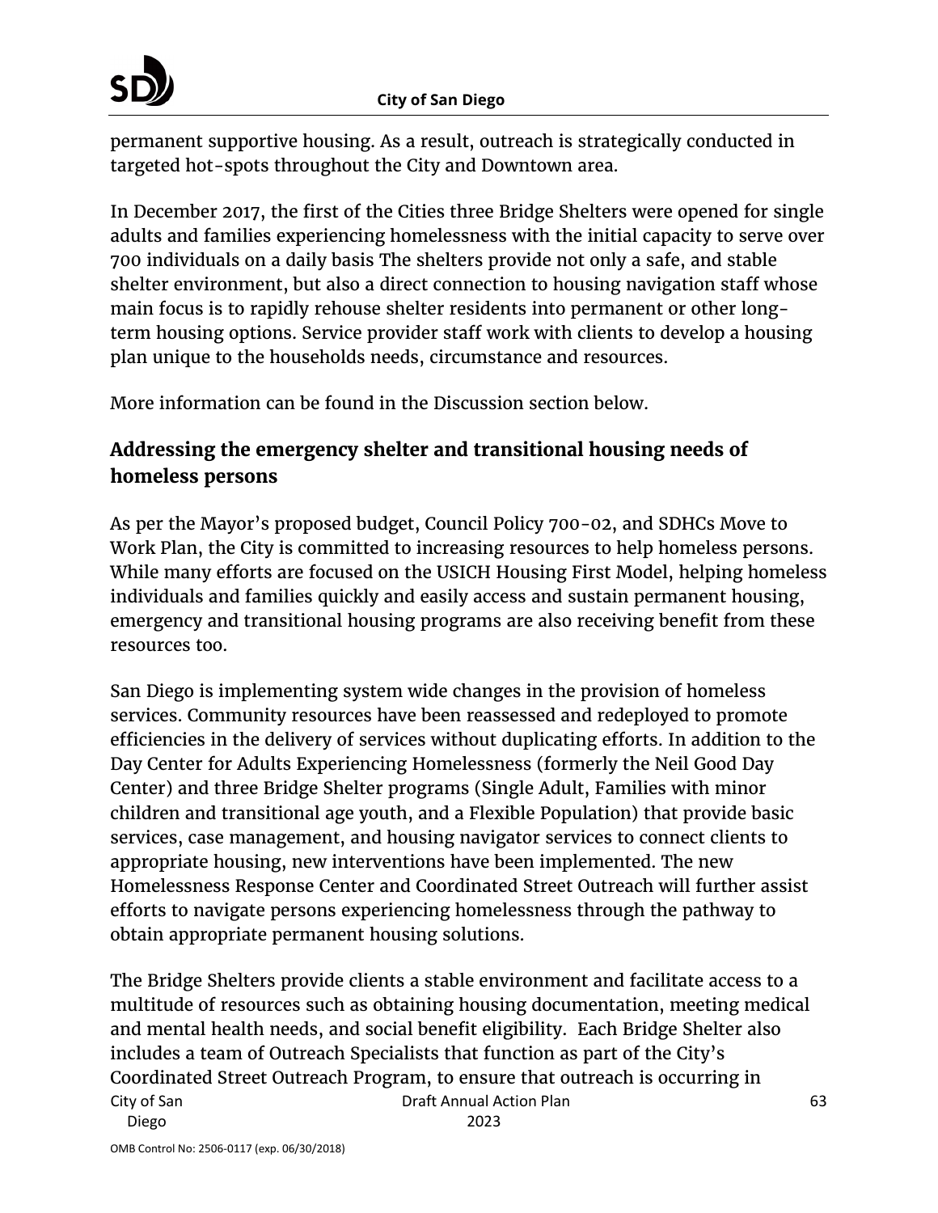permanent supportive housing. As a result, outreach is strategically conducted in targeted hot-spots throughout the City and Downtown area.

In December 2017, the first of the Cities three Bridge Shelters were opened for single adults and families experiencing homelessness with the initial capacity to serve over 700 individuals on a daily basis The shelters provide not only a safe, and stable shelter environment, but also a direct connection to housing navigation staff whose main focus is to rapidly rehouse shelter residents into permanent or other long-term housing options. Service provider staff work with clients to develop a housing plan unique to the households needs, circumstance and resources.

More information can be found in the Discussion section below.

## Addressing the emergency shelter and transitional housing needs of homeless persons

As per the Mayor's proposed budget, Council Policy 700-02, and SDHCs Move to Work Plan, the City is committed to increasing resources to help homeless persons. While many efforts are focused on the USICH Housing First Model, helping homeless individuals and families quickly and easily access and sustain permanent housing, emergency and transitional housing programs are also receiving benefit from these resources too.

San Diego is implementing system wide changes in the provision of homeless services. Community resources have been reassessed and redeployed to promote efficiencies in the delivery of services without duplicating efforts. In addition to the Day Center for Adults Experiencing Homelessness (formerly the Neil Good Day Center) and three Bridge Shelter programs (Single Adult, Families with minor children and transitional age youth, and a Flexible Population) that provide basic services, case management, and housing navigator services to connect clients to appropriate housing, new interventions have been implemented. The new Homelessness Response Center and Coordinated Street Outreach will further assist efforts to navigate persons experiencing homelessness through the pathway to obtain appropriate permanent housing solutions.

The Bridge Shelters provide clients a stable environment and facilitate access to a multitude of resources such as obtaining housing documentation, meeting medical and mental health needs, and social benefit eligibility. Each Bridge Shelter also includes a team of Outreach Specialists that function as part of the City's Coordinated Street Outreach Program, to ensure that outreach is occurring in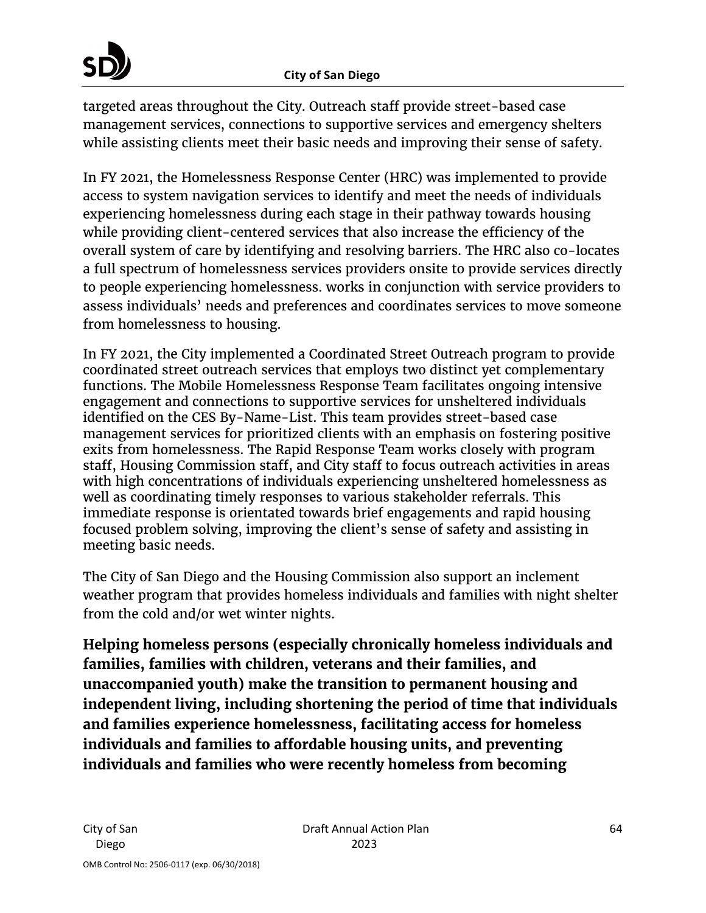targeted areas throughout the City. Outreach staff provide street-based case management services, connections to supportive services and emergency shelters while assisting clients meet their basic needs and improving their sense of safety.

In FY 2021, the Homelessness Response Center (HRC) was implemented to provide access to system navigation services to identify and meet the needs of individuals experiencing homelessness during each stage in their pathway towards housing while providing client-centered services that also increase the efficiency of the overall system of care by identifying and resolving barriers. The HRC also co-locates a full spectrum of homelessness services providers onsite to provide services directly to people experiencing homelessness. works in conjunction with service providers to assess individuals' needs and preferences and coordinates services to move someone from homelessness to housing.

In FY 2021, the City implemented a Coordinated Street Outreach program to provide coordinated street outreach services that employs two distinct yet complementary functions. The Mobile Homelessness Response Team facilitates ongoing intensive engagement and connections to supportive services for unsheltered individuals identified on the CES By-Name-List. This team provides street-based case management services for prioritized clients with an emphasis on fostering positive exits from homelessness. The Rapid Response Team works closely with program staff, Housing Commission staff, and City staff to focus outreach activities in areas with high concentrations of individuals experiencing unsheltered homelessness as well as coordinating timely responses to various stakeholder referrals. This immediate response is orientated towards brief engagements and rapid housing focused problem solving, improving the client's sense of safety and assisting in meeting basic needs.

The City of San Diego and the Housing Commission also support an inclement weather program that provides homeless individuals and families with night shelter from the cold and/or wet winter nights.

**Helping homeless persons (especially chronically homeless individuals and families, families with children, veterans and their families, and unaccompanied youth) make the transition to permanent housing and independent living, including shortening the period of time that individuals and families experience homelessness, facilitating access for homeless individuals and families to affordable housing units, and preventing individuals and families who were recently homeless from becoming**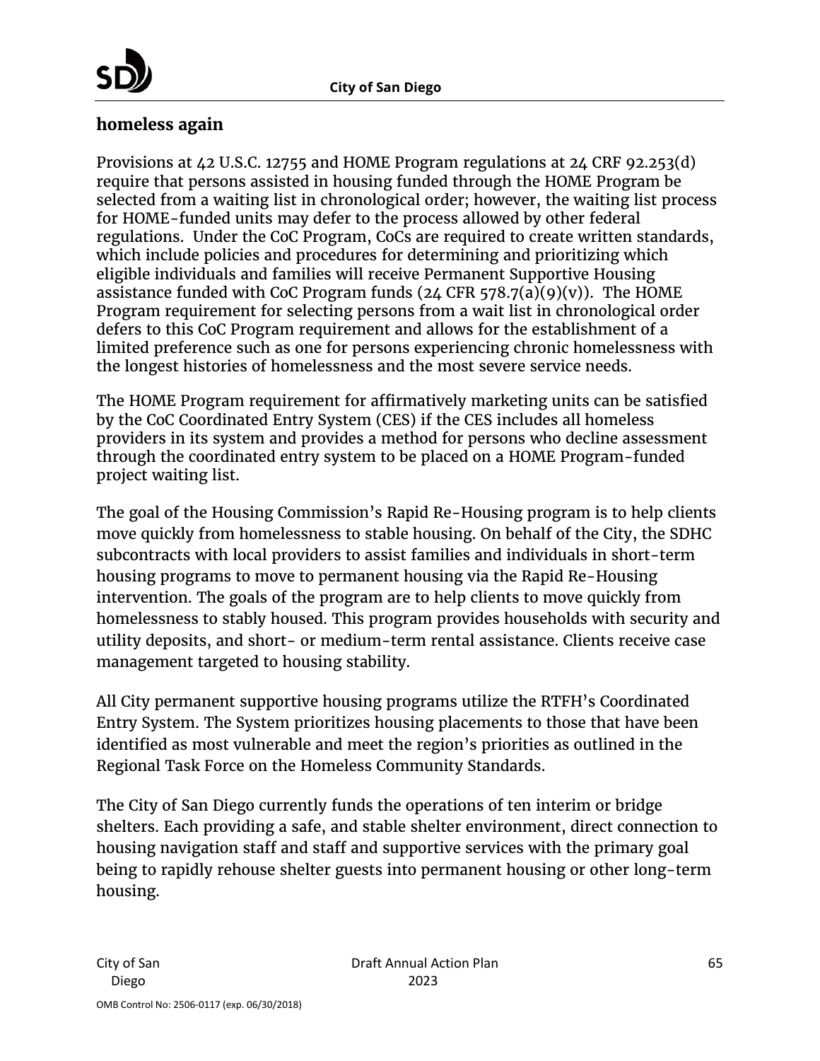**homeless again**

Provisions at 42 U.S.C. 12755 and HOME Program regulations at 24 CRF 92.253(d) require that persons assisted in housing funded through the HOME Program be selected from a waiting list in chronological order; however, the waiting list process for HOME-funded units may defer to the process allowed by other federal regulations. Under the CoC Program, CoCs are required to create written standards, which include policies and procedures for determining and prioritizing which eligible individuals and families will receive Permanent Supportive Housing assistance funded with CoC Program funds (24 CFR 578.7(a)(9)(v)). The HOME Program requirement for selecting persons from a wait list in chronological order defers to this CoC Program requirement and allows for the establishment of a limited preference such as one for persons experiencing chronic homelessness with the longest histories of homelessness and the most severe service needs.

The HOME Program requirement for affirmatively marketing units can be satisfied by the CoC Coordinated Entry System (CES) if the CES includes all homeless providers in its system and provides a method for persons who decline assessment through the coordinated entry system to be placed on a HOME Program-funded project waiting list.

The goal of the Housing Commission's Rapid Re-Housing program is to help clients move quickly from homelessness to stable housing. On behalf of the City, the SDHC subcontracts with local providers to assist families and individuals in short-term housing programs to move to permanent housing via the Rapid Re-Housing intervention. The goals of the program are to help clients to move quickly from homelessness to stably housed. This program provides households with security and utility deposits, and short- or medium-term rental assistance. Clients receive case management targeted to housing stability.

All City permanent supportive housing programs utilize the RTFH's Coordinated Entry System. The System prioritizes housing placements to those that have been identified as most vulnerable and meet the region's priorities as outlined in the Regional Task Force on the Homeless Community Standards.

The City of San Diego currently funds the operations of ten interim or bridge shelters. Each providing a safe, and stable shelter environment, direct connection to housing navigation staff and staff and supportive services with the primary goal being to rapidly rehouse shelter guests into permanent housing or other long-term housing.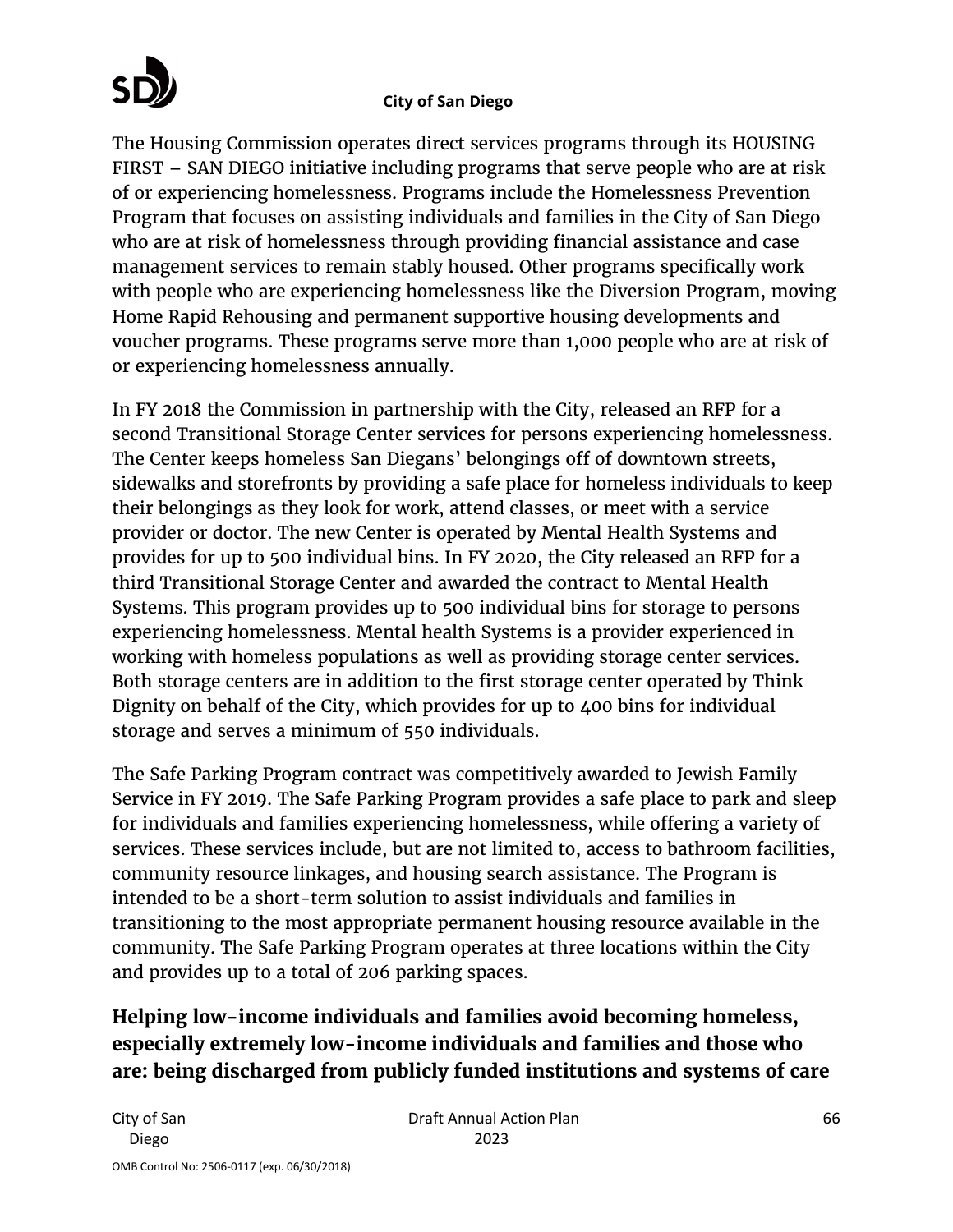The Housing Commission operates direct services programs through its HOUSING FIRST – SAN DIEGO initiative including programs that serve people who are at risk of or experiencing homelessness. Programs include the Homelessness Prevention Program that focuses on assisting individuals and families in the City of San Diego who are at risk of homelessness through providing financial assistance and case management services to remain stably housed. Other programs specifically work with people who are experiencing homelessness like the Diversion Program, moving Home Rapid Rehousing and permanent supportive housing developments and voucher programs. These programs serve more than 1,000 people who are at risk of or experiencing homelessness annually.

In FY 2018 the Commission in partnership with the City, released an RFP for a second Transitional Storage Center services for persons experiencing homelessness. The Center keeps homeless San Diegans' belongings off of downtown streets, sidewalks and storefronts by providing a safe place for homeless individuals to keep their belongings as they look for work, attend classes, or meet with a service provider or doctor. The new Center is operated by Mental Health Systems and provides for up to 500 individual bins. In FY 2020, the City released an RFP for a third Transitional Storage Center and awarded the contract to Mental Health Systems. This program provides up to 500 individual bins for storage to persons experiencing homelessness. Mental health Systems is a provider experienced in working with homeless populations as well as providing storage center services. Both storage centers are in addition to the first storage center operated by Think Dignity on behalf of the City, which provides for up to 400 bins for individual storage and serves a minimum of 550 individuals.

The Safe Parking Program contract was competitively awarded to Jewish Family Service in FY 2019. The Safe Parking Program provides a safe place to park and sleep for individuals and families experiencing homelessness, while offering a variety of services. These services include, but are not limited to, access to bathroom facilities, community resource linkages, and housing search assistance. The Program is intended to be a short-term solution to assist individuals and families in transitioning to the most appropriate permanent housing resource available in the community. The Safe Parking Program operates at three locations within the City and provides up to a total of 206 parking spaces.

**Helping low-income individuals and families avoid becoming homeless, especially extremely low-income individuals and families and those who are: being discharged from publicly funded institutions and systems of care**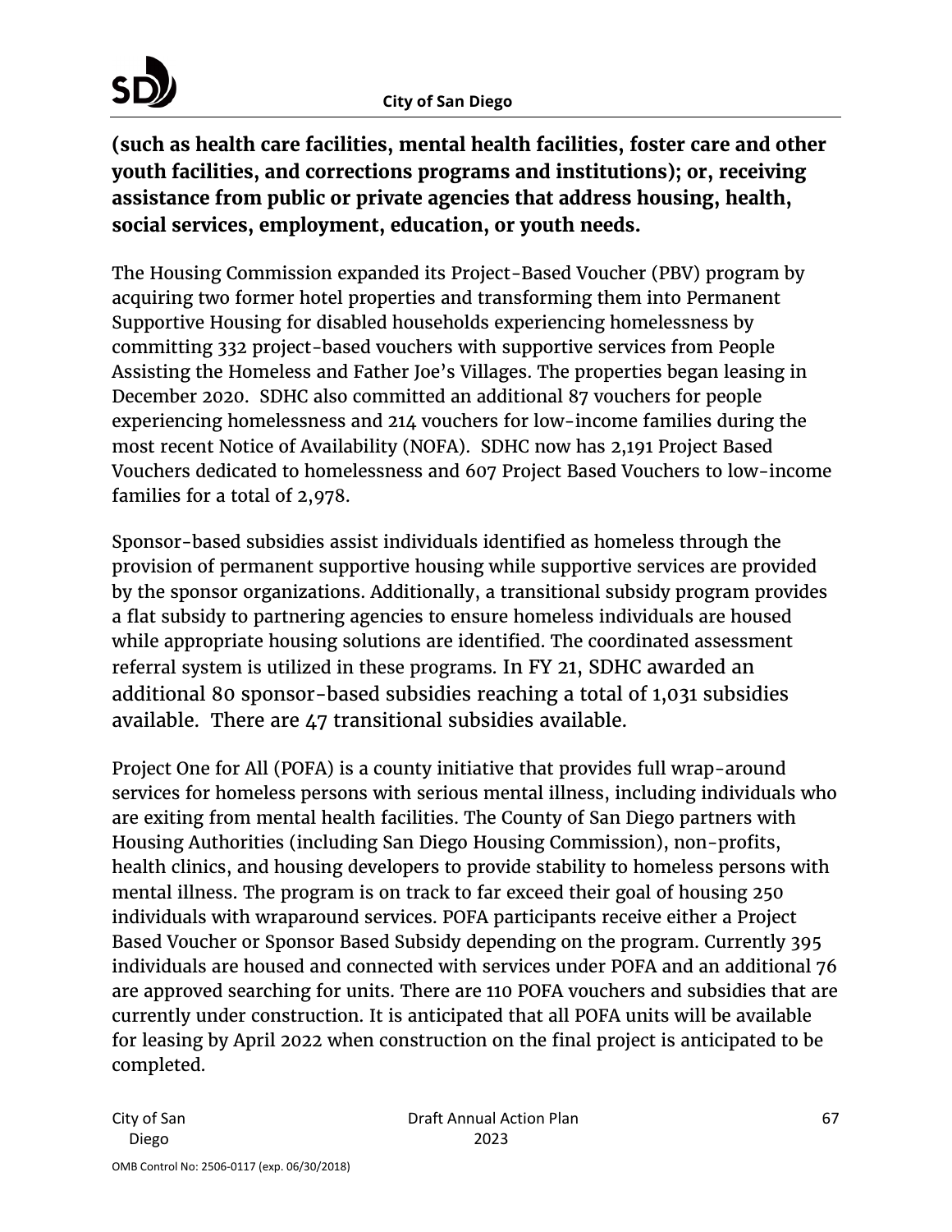**(such as health care facilities, mental health facilities, foster care and other youth facilities, and corrections programs and institutions); or, receiving assistance from public or private agencies that address housing, health, social services, employment, education, or youth needs.**

The Housing Commission expanded its Project-Based Voucher (PBV) program by acquiring two former hotel properties and transforming them into Permanent Supportive Housing for disabled households experiencing homelessness by committing 332 project-based vouchers with supportive services from People Assisting the Homeless and Father Joe's Villages. The properties began leasing in December 2020. SDHC also committed an additional 87 vouchers for people experiencing homelessness and 214 vouchers for low-income families during the most recent Notice of Availability (NOFA). SDHC now has 2,191 Project Based Vouchers dedicated to homelessness and 607 Project Based Vouchers to low-income families for a total of 2,978.

Sponsor-based subsidies assist individuals identified as homeless through the provision of permanent supportive housing while supportive services are provided by the sponsor organizations. Additionally, a transitional subsidy program provides a flat subsidy to partnering agencies to ensure homeless individuals are housed while appropriate housing solutions are identified. The coordinated assessment referral system is utilized in these programs. In FY 21, SDHC awarded an additional 80 sponsor-based subsidies reaching a total of 1,031 subsidies available. There are 47 transitional subsidies available.

Project One for All (POFA) is a county initiative that provides full wrap-around services for homeless persons with serious mental illness, including individuals who are exiting from mental health facilities. The County of San Diego partners with Housing Authorities (including San Diego Housing Commission), non-profits, health clinics, and housing developers to provide stability to homeless persons with mental illness. The program is on track to far exceed their goal of housing 250 individuals with wraparound services. POFA participants receive either a Project Based Voucher or Sponsor Based Subsidy depending on the program. Currently 395 individuals are housed and connected with services under POFA and an additional 76 are approved searching for units. There are 110 POFA vouchers and subsidies that are currently under construction. It is anticipated that all POFA units will be available for leasing by April 2022 when construction on the final project is anticipated to be completed.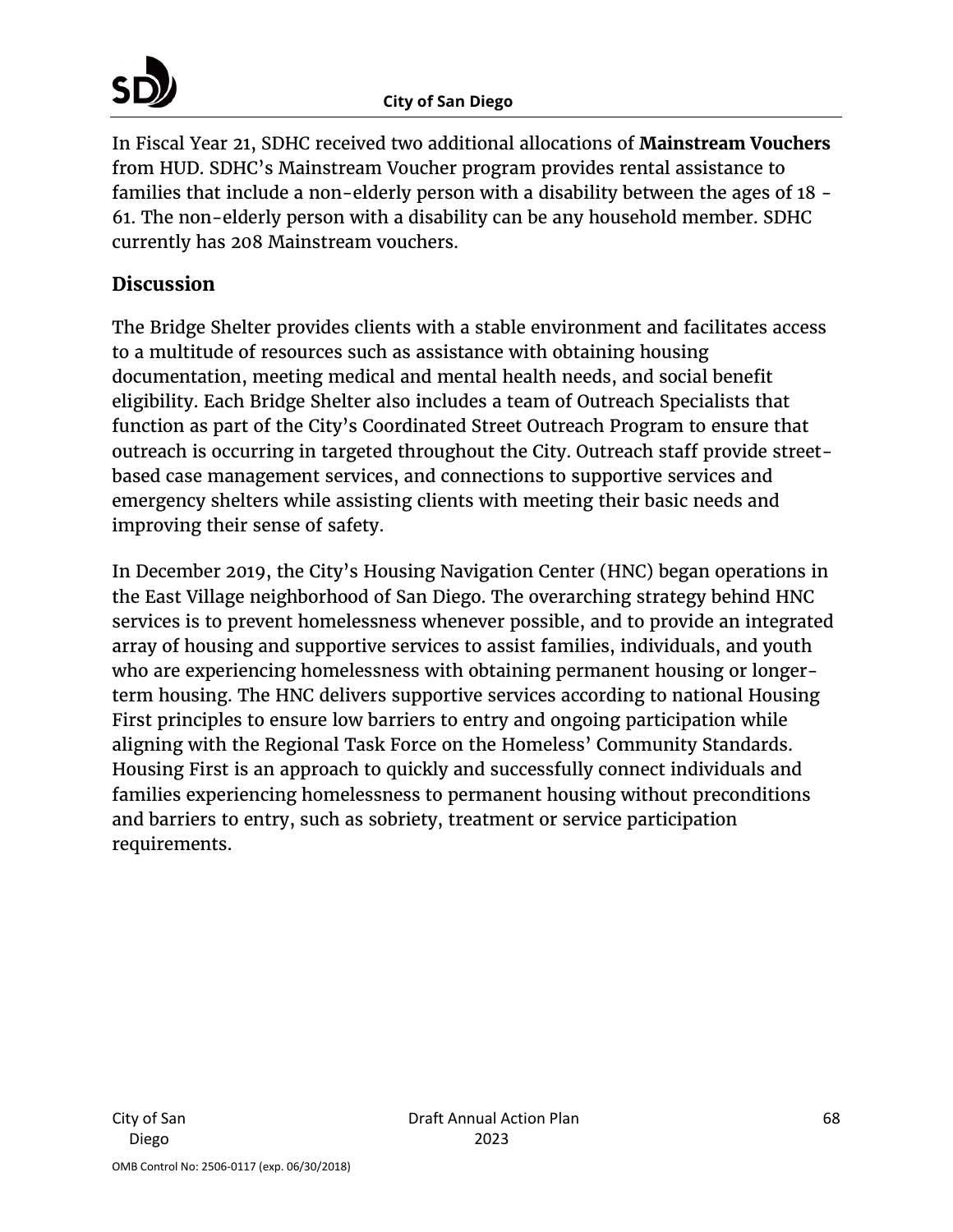In Fiscal Year 21, SDHC received two additional allocations of **Mainstream Vouchers** from HUD. SDHC's Mainstream Voucher program provides rental assistance to families that include a non-elderly person with a disability between the ages of 18 - 61. The non-elderly person with a disability can be any household member. SDHC currently has 208 Mainstream vouchers.

## Discussion

The Bridge Shelter provides clients with a stable environment and facilitates access to a multitude of resources such as assistance with obtaining housing documentation, meeting medical and mental health needs, and social benefit eligibility. Each Bridge Shelter also includes a team of Outreach Specialists that function as part of the City's Coordinated Street Outreach Program to ensure that outreach is occurring in targeted throughout the City. Outreach staff provide street-based case management services, and connections to supportive services and emergency shelters while assisting clients with meeting their basic needs and improving their sense of safety.

In December 2019, the City's Housing Navigation Center (HNC) began operations in the East Village neighborhood of San Diego. The overarching strategy behind HNC services is to prevent homelessness whenever possible, and to provide an integrated array of housing and supportive services to assist families, individuals, and youth who are experiencing homelessness with obtaining permanent housing or longer-term housing. The HNC delivers supportive services according to national Housing First principles to ensure low barriers to entry and ongoing participation while aligning with the Regional Task Force on the Homeless' Community Standards. Housing First is an approach to quickly and successfully connect individuals and families experiencing homelessness to permanent housing without preconditions and barriers to entry, such as sobriety, treatment or service participation requirements.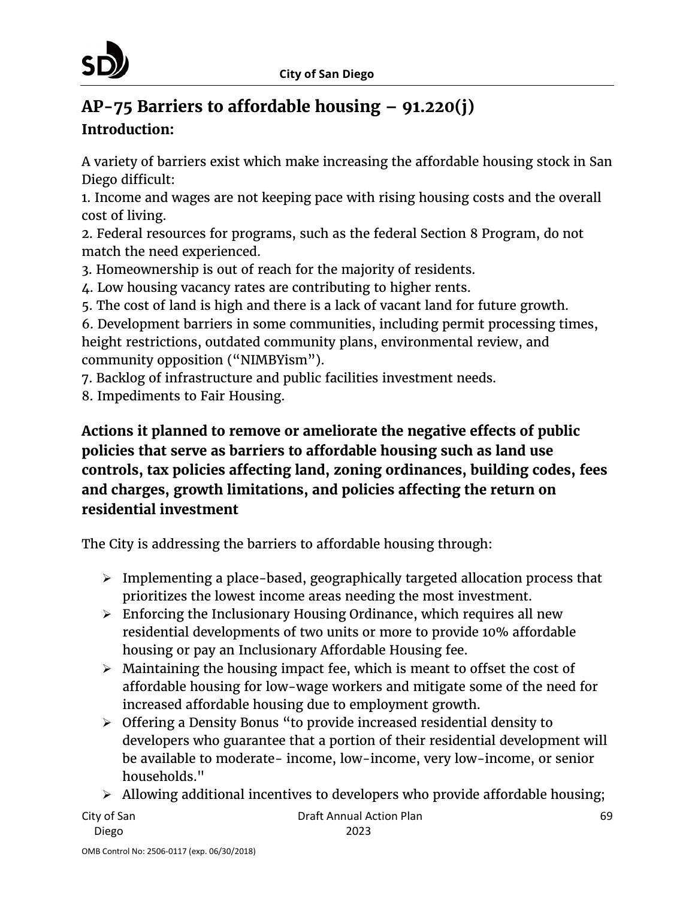## AP-75 Barriers to affordable housing – 91.220(j)

### Introduction:

A variety of barriers exist which make increasing the affordable housing stock in San Diego difficult:

1. Income and wages are not keeping pace with rising housing costs and the overall cost of living.
2. Federal resources for programs, such as the federal Section 8 Program, do not match the need experienced.
3. Homeownership is out of reach for the majority of residents.
4. Low housing vacancy rates are contributing to higher rents.
5. The cost of land is high and there is a lack of vacant land for future growth.
6. Development barriers in some communities, including permit processing times, height restrictions, outdated community plans, environmental review, and community opposition ("NIMBYism").
7. Backlog of infrastructure and public facilities investment needs.
8. Impediments to Fair Housing.

### Actions it planned to remove or ameliorate the negative effects of public policies that serve as barriers to affordable housing such as land use controls, tax policies affecting land, zoning ordinances, building codes, fees and charges, growth limitations, and policies affecting the return on residential investment

The City is addressing the barriers to affordable housing through:

- Implementing a place-based, geographically targeted allocation process that prioritizes the lowest income areas needing the most investment.
- Enforcing the Inclusionary Housing Ordinance, which requires all new residential developments of two units or more to provide 10% affordable housing or pay an Inclusionary Affordable Housing fee.
- Maintaining the housing impact fee, which is meant to offset the cost of affordable housing for low-wage workers and mitigate some of the need for increased affordable housing due to employment growth.
- Offering a Density Bonus "to provide increased residential density to developers who guarantee that a portion of their residential development will be available to moderate- income, low-income, very low-income, or senior households."
- Allowing additional incentives to developers who provide affordable housing;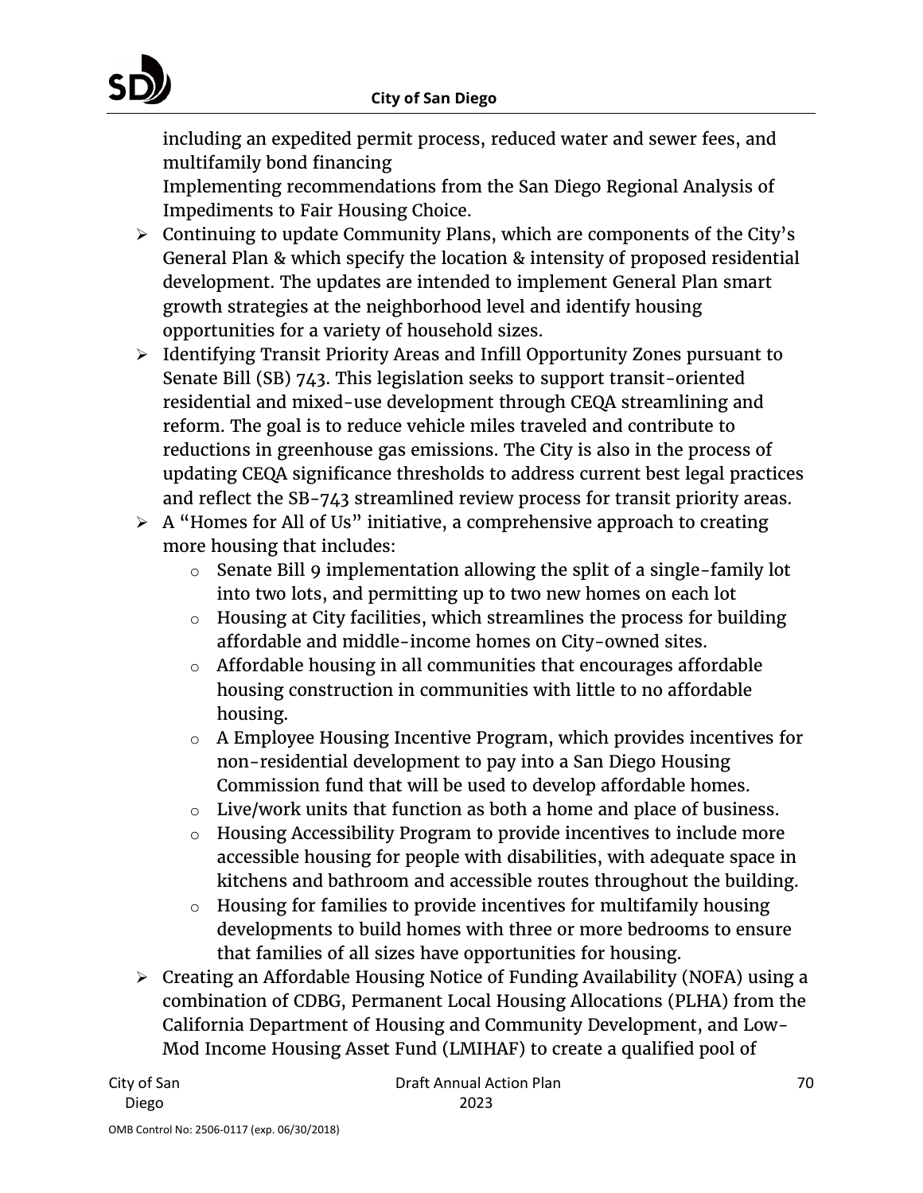including an expedited permit process, reduced water and sewer fees, and multifamily bond financing
Implementing recommendations from the San Diego Regional Analysis of Impediments to Fair Housing Choice.

- Continuing to update Community Plans, which are components of the City's General Plan & which specify the location & intensity of proposed residential development. The updates are intended to implement General Plan smart growth strategies at the neighborhood level and identify housing opportunities for a variety of household sizes.
- Identifying Transit Priority Areas and Infill Opportunity Zones pursuant to Senate Bill (SB) 743. This legislation seeks to support transit-oriented residential and mixed-use development through CEQA streamlining and reform. The goal is to reduce vehicle miles traveled and contribute to reductions in greenhouse gas emissions. The City is also in the process of updating CEQA significance thresholds to address current best legal practices and reflect the SB-743 streamlined review process for transit priority areas.
- A "Homes for All of Us" initiative, a comprehensive approach to creating more housing that includes:
    - Senate Bill 9 implementation allowing the split of a single-family lot into two lots, and permitting up to two new homes on each lot
    - Housing at City facilities, which streamlines the process for building affordable and middle-income homes on City-owned sites.
    - Affordable housing in all communities that encourages affordable housing construction in communities with little to no affordable housing.
    - A Employee Housing Incentive Program, which provides incentives for non-residential development to pay into a San Diego Housing Commission fund that will be used to develop affordable homes.
    - Live/work units that function as both a home and place of business.
    - Housing Accessibility Program to provide incentives to include more accessible housing for people with disabilities, with adequate space in kitchens and bathroom and accessible routes throughout the building.
    - Housing for families to provide incentives for multifamily housing developments to build homes with three or more bedrooms to ensure that families of all sizes have opportunities for housing.
- Creating an Affordable Housing Notice of Funding Availability (NOFA) using a combination of CDBG, Permanent Local Housing Allocations (PLHA) from the California Department of Housing and Community Development, and Low-Mod Income Housing Asset Fund (LMIHAF) to create a qualified pool of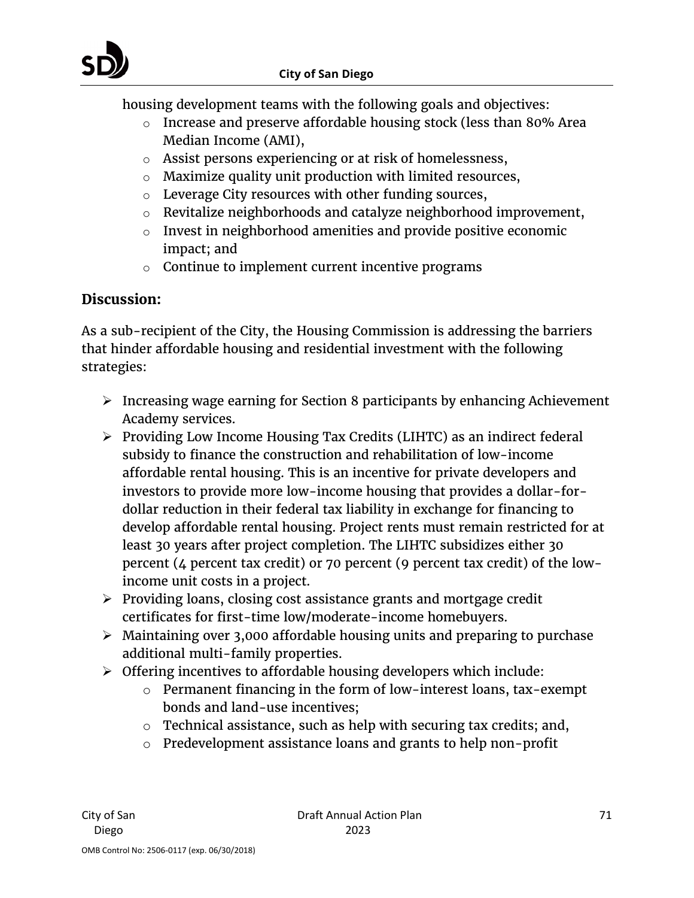housing development teams with the following goals and objectives:

- Increase and preserve affordable housing stock (less than 80% Area Median Income (AMI),
- Assist persons experiencing or at risk of homelessness,
- Maximize quality unit production with limited resources,
- Leverage City resources with other funding sources,
- Revitalize neighborhoods and catalyze neighborhood improvement,
- Invest in neighborhood amenities and provide positive economic impact; and
- Continue to implement current incentive programs

**Discussion:**

As a sub-recipient of the City, the Housing Commission is addressing the barriers that hinder affordable housing and residential investment with the following strategies:

- Increasing wage earning for Section 8 participants by enhancing Achievement Academy services.
- Providing Low Income Housing Tax Credits (LIHTC) as an indirect federal subsidy to finance the construction and rehabilitation of low-income affordable rental housing. This is an incentive for private developers and investors to provide more low-income housing that provides a dollar-for-dollar reduction in their federal tax liability in exchange for financing to develop affordable rental housing. Project rents must remain restricted for at least 30 years after project completion. The LIHTC subsidizes either 30 percent (4 percent tax credit) or 70 percent (9 percent tax credit) of the low-income unit costs in a project.
- Providing loans, closing cost assistance grants and mortgage credit certificates for first-time low/moderate-income homebuyers.
- Maintaining over 3,000 affordable housing units and preparing to purchase additional multi-family properties.
- Offering incentives to affordable housing developers which include:
  - Permanent financing in the form of low-interest loans, tax-exempt bonds and land-use incentives;
  - Technical assistance, such as help with securing tax credits; and,
  - Predevelopment assistance loans and grants to help non-profit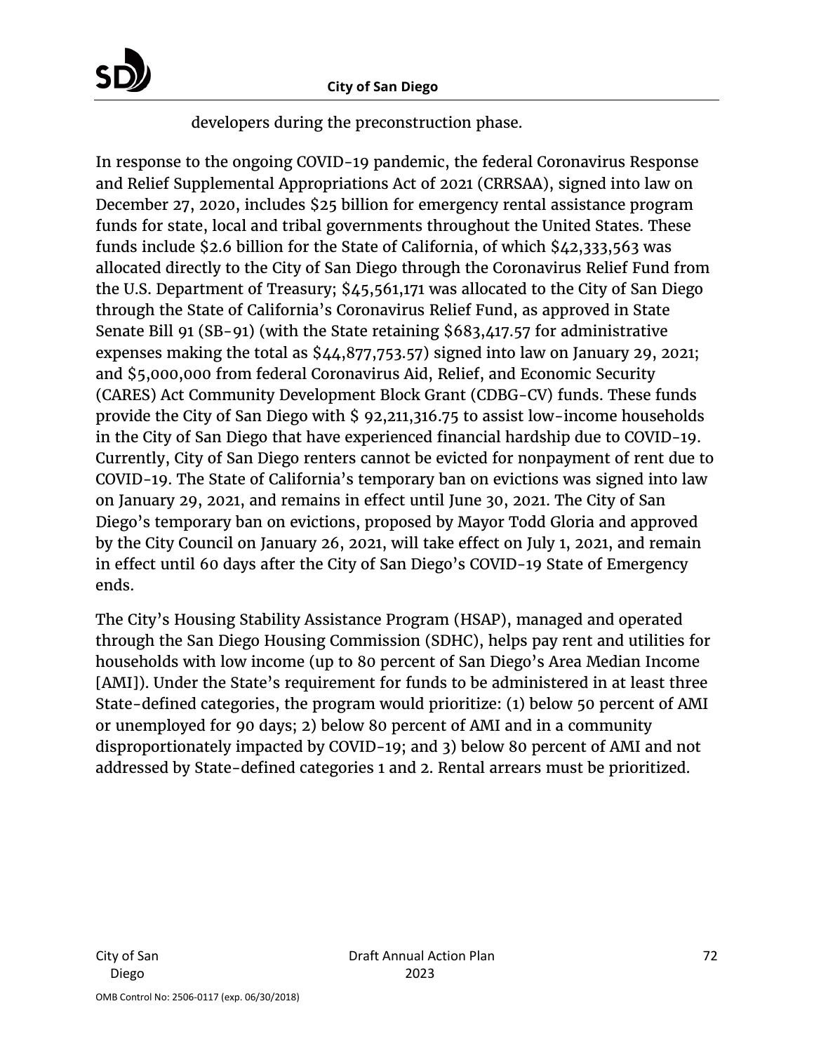developers during the preconstruction phase.

In response to the ongoing COVID-19 pandemic, the federal Coronavirus Response and Relief Supplemental Appropriations Act of 2021 (CRRSAA), signed into law on December 27, 2020, includes $25 billion for emergency rental assistance program funds for state, local and tribal governments throughout the United States. These funds include $2.6 billion for the State of California, of which $42,333,563 was allocated directly to the City of San Diego through the Coronavirus Relief Fund from the U.S. Department of Treasury; $45,561,171 was allocated to the City of San Diego through the State of California's Coronavirus Relief Fund, as approved in State Senate Bill 91 (SB-91) (with the State retaining $683,417.57 for administrative expenses making the total as $44,877,753.57) signed into law on January 29, 2021; and $5,000,000 from federal Coronavirus Aid, Relief, and Economic Security (CARES) Act Community Development Block Grant (CDBG-CV) funds. These funds provide the City of San Diego with $ 92,211,316.75 to assist low-income households in the City of San Diego that have experienced financial hardship due to COVID-19. Currently, City of San Diego renters cannot be evicted for nonpayment of rent due to COVID-19. The State of California's temporary ban on evictions was signed into law on January 29, 2021, and remains in effect until June 30, 2021. The City of San Diego's temporary ban on evictions, proposed by Mayor Todd Gloria and approved by the City Council on January 26, 2021, will take effect on July 1, 2021, and remain in effect until 60 days after the City of San Diego's COVID-19 State of Emergency ends.

The City's Housing Stability Assistance Program (HSAP), managed and operated through the San Diego Housing Commission (SDHC), helps pay rent and utilities for households with low income (up to 80 percent of San Diego's Area Median Income [AMI]). Under the State's requirement for funds to be administered in at least three State-defined categories, the program would prioritize: (1) below 50 percent of AMI or unemployed for 90 days; 2) below 80 percent of AMI and in a community disproportionately impacted by COVID-19; and 3) below 80 percent of AMI and not addressed by State-defined categories 1 and 2. Rental arrears must be prioritized.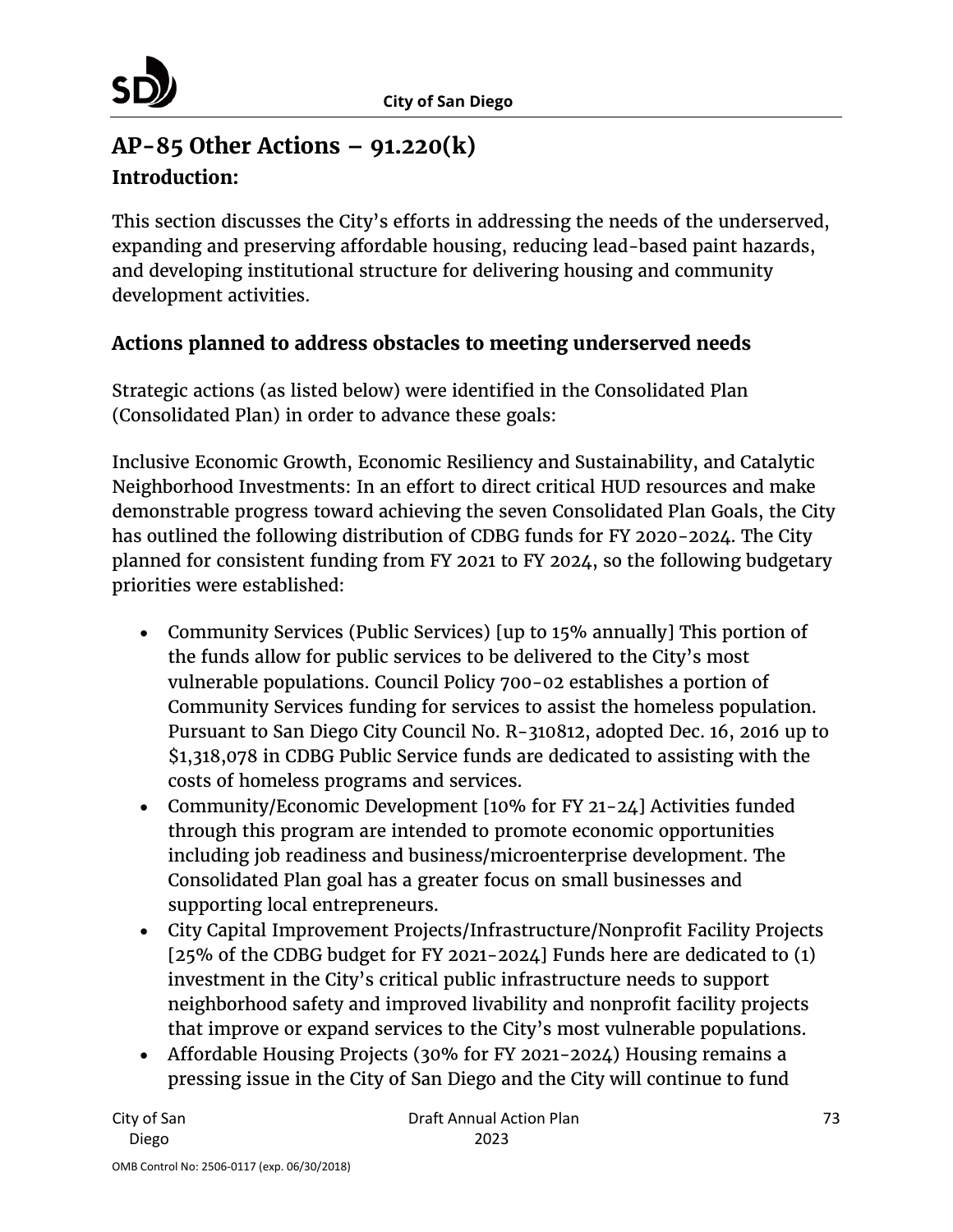## AP-85 Other Actions – 91.220(k)

### Introduction:

This section discusses the City's efforts in addressing the needs of the underserved, expanding and preserving affordable housing, reducing lead-based paint hazards, and developing institutional structure for delivering housing and community development activities.

### Actions planned to address obstacles to meeting underserved needs

Strategic actions (as listed below) were identified in the Consolidated Plan (Consolidated Plan) in order to advance these goals:

Inclusive Economic Growth, Economic Resiliency and Sustainability, and Catalytic Neighborhood Investments: In an effort to direct critical HUD resources and make demonstrable progress toward achieving the seven Consolidated Plan Goals, the City has outlined the following distribution of CDBG funds for FY 2020-2024. The City planned for consistent funding from FY 2021 to FY 2024, so the following budgetary priorities were established:

- Community Services (Public Services) [up to 15% annually] This portion of the funds allow for public services to be delivered to the City's most vulnerable populations. Council Policy 700-02 establishes a portion of Community Services funding for services to assist the homeless population. Pursuant to San Diego City Council No. R-310812, adopted Dec. 16, 2016 up to $1,318,078 in CDBG Public Service funds are dedicated to assisting with the costs of homeless programs and services.
- Community/Economic Development [10% for FY 21-24] Activities funded through this program are intended to promote economic opportunities including job readiness and business/microenterprise development. The Consolidated Plan goal has a greater focus on small businesses and supporting local entrepreneurs.
- City Capital Improvement Projects/Infrastructure/Nonprofit Facility Projects [25% of the CDBG budget for FY 2021-2024] Funds here are dedicated to (1) investment in the City's critical public infrastructure needs to support neighborhood safety and improved livability and nonprofit facility projects that improve or expand services to the City's most vulnerable populations.
- Affordable Housing Projects (30% for FY 2021-2024) Housing remains a pressing issue in the City of San Diego and the City will continue to fund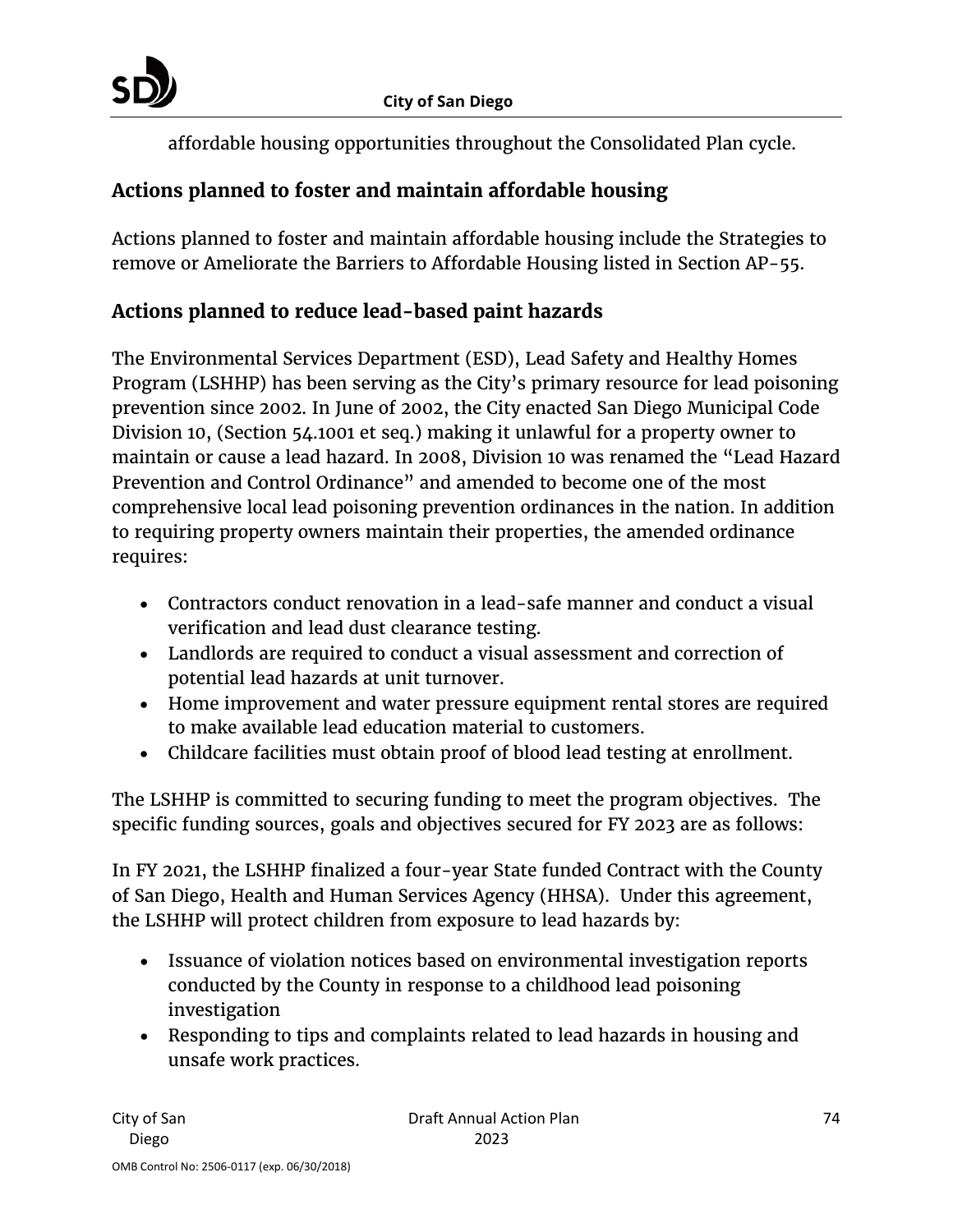affordable housing opportunities throughout the Consolidated Plan cycle.

## Actions planned to foster and maintain affordable housing

Actions planned to foster and maintain affordable housing include the Strategies to remove or Ameliorate the Barriers to Affordable Housing listed in Section AP-55.

## Actions planned to reduce lead-based paint hazards

The Environmental Services Department (ESD), Lead Safety and Healthy Homes Program (LSHHP) has been serving as the City's primary resource for lead poisoning prevention since 2002. In June of 2002, the City enacted San Diego Municipal Code Division 10, (Section 54.1001 et seq.) making it unlawful for a property owner to maintain or cause a lead hazard. In 2008, Division 10 was renamed the "Lead Hazard Prevention and Control Ordinance" and amended to become one of the most comprehensive local lead poisoning prevention ordinances in the nation. In addition to requiring property owners maintain their properties, the amended ordinance requires:

- Contractors conduct renovation in a lead-safe manner and conduct a visual verification and lead dust clearance testing.
- Landlords are required to conduct a visual assessment and correction of potential lead hazards at unit turnover.
- Home improvement and water pressure equipment rental stores are required to make available lead education material to customers.
- Childcare facilities must obtain proof of blood lead testing at enrollment.

The LSHHP is committed to securing funding to meet the program objectives. The specific funding sources, goals and objectives secured for FY 2023 are as follows:

In FY 2021, the LSHHP finalized a four-year State funded Contract with the County of San Diego, Health and Human Services Agency (HHSA). Under this agreement, the LSHHP will protect children from exposure to lead hazards by:

- Issuance of violation notices based on environmental investigation reports conducted by the County in response to a childhood lead poisoning investigation
- Responding to tips and complaints related to lead hazards in housing and unsafe work practices.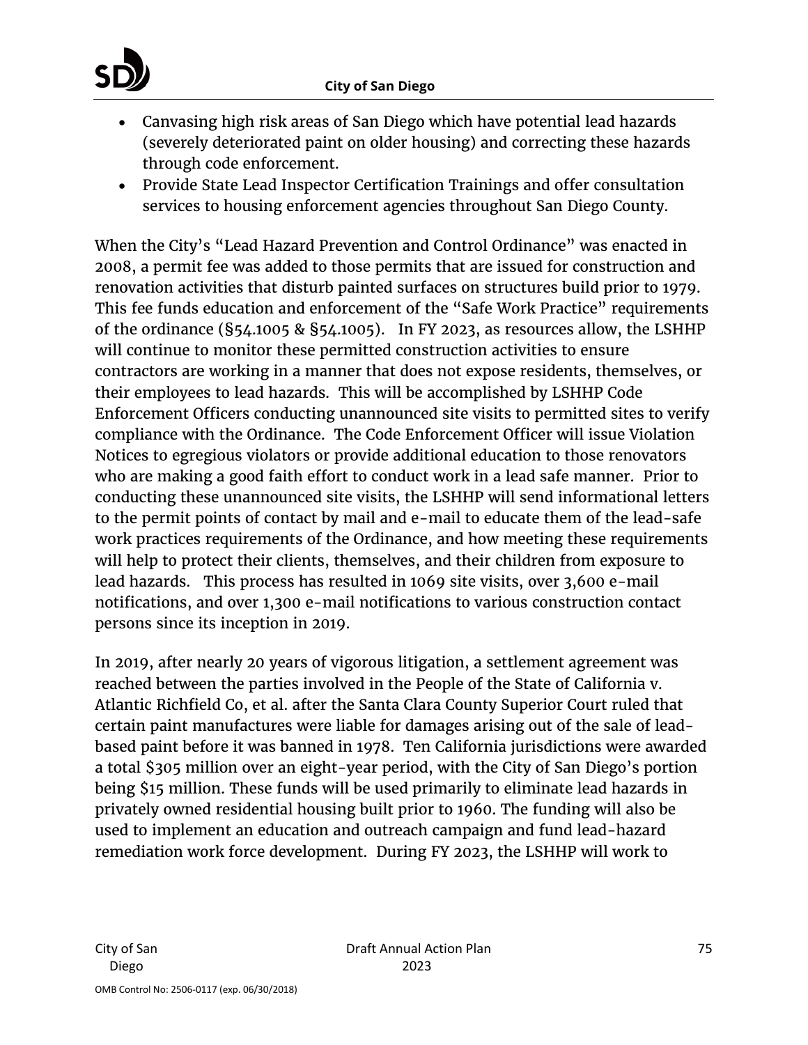- Canvasing high risk areas of San Diego which have potential lead hazards (severely deteriorated paint on older housing) and correcting these hazards through code enforcement.
- Provide State Lead Inspector Certification Trainings and offer consultation services to housing enforcement agencies throughout San Diego County.

When the City's "Lead Hazard Prevention and Control Ordinance" was enacted in 2008, a permit fee was added to those permits that are issued for construction and renovation activities that disturb painted surfaces on structures build prior to 1979. This fee funds education and enforcement of the "Safe Work Practice" requirements of the ordinance (§54.1005 & §54.1005). In FY 2023, as resources allow, the LSHHP will continue to monitor these permitted construction activities to ensure contractors are working in a manner that does not expose residents, themselves, or their employees to lead hazards. This will be accomplished by LSHHP Code Enforcement Officers conducting unannounced site visits to permitted sites to verify compliance with the Ordinance. The Code Enforcement Officer will issue Violation Notices to egregious violators or provide additional education to those renovators who are making a good faith effort to conduct work in a lead safe manner. Prior to conducting these unannounced site visits, the LSHHP will send informational letters to the permit points of contact by mail and e-mail to educate them of the lead-safe work practices requirements of the Ordinance, and how meeting these requirements will help to protect their clients, themselves, and their children from exposure to lead hazards. This process has resulted in 1069 site visits, over 3,600 e-mail notifications, and over 1,300 e-mail notifications to various construction contact persons since its inception in 2019.

In 2019, after nearly 20 years of vigorous litigation, a settlement agreement was reached between the parties involved in the People of the State of California v. Atlantic Richfield Co, et al. after the Santa Clara County Superior Court ruled that certain paint manufactures were liable for damages arising out of the sale of lead-based paint before it was banned in 1978. Ten California jurisdictions were awarded a total $305 million over an eight-year period, with the City of San Diego's portion being $15 million. These funds will be used primarily to eliminate lead hazards in privately owned residential housing built prior to 1960. The funding will also be used to implement an education and outreach campaign and fund lead-hazard remediation work force development. During FY 2023, the LSHHP will work to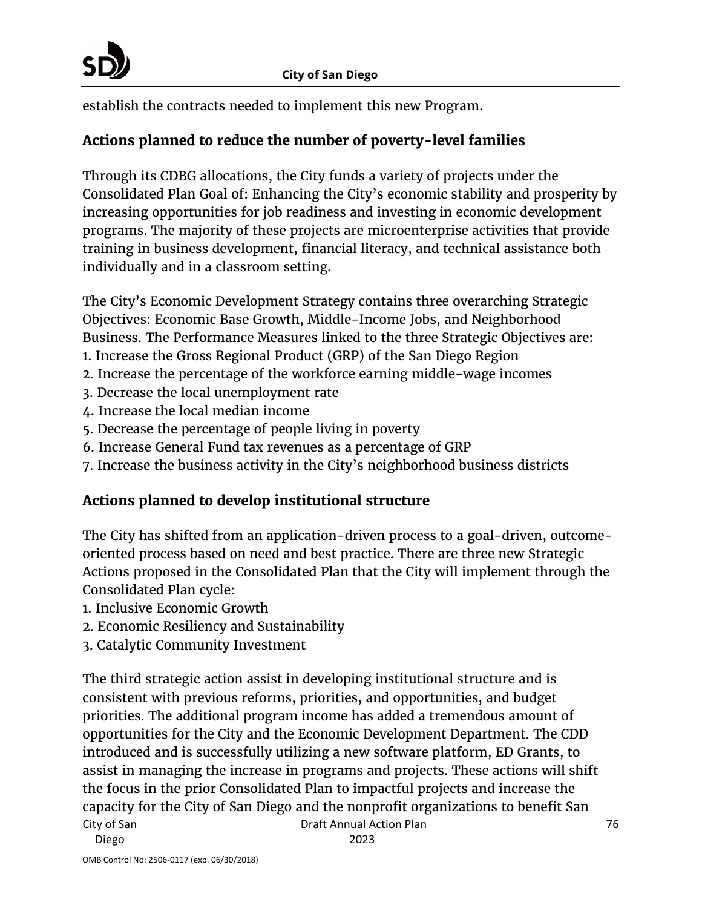establish the contracts needed to implement this new Program.

## Actions planned to reduce the number of poverty-level families

Through its CDBG allocations, the City funds a variety of projects under the Consolidated Plan Goal of: Enhancing the City's economic stability and prosperity by increasing opportunities for job readiness and investing in economic development programs. The majority of these projects are microenterprise activities that provide training in business development, financial literacy, and technical assistance both individually and in a classroom setting.

The City's Economic Development Strategy contains three overarching Strategic Objectives: Economic Base Growth, Middle-Income Jobs, and Neighborhood Business. The Performance Measures linked to the three Strategic Objectives are:

1. Increase the Gross Regional Product (GRP) of the San Diego Region
2. Increase the percentage of the workforce earning middle-wage incomes
3. Decrease the local unemployment rate
4. Increase the local median income
5. Decrease the percentage of people living in poverty
6. Increase General Fund tax revenues as a percentage of GRP
7. Increase the business activity in the City's neighborhood business districts

## Actions planned to develop institutional structure

The City has shifted from an application-driven process to a goal-driven, outcome-oriented process based on need and best practice. There are three new Strategic Actions proposed in the Consolidated Plan that the City will implement through the Consolidated Plan cycle:

1. Inclusive Economic Growth
2. Economic Resiliency and Sustainability
3. Catalytic Community Investment

The third strategic action assist in developing institutional structure and is consistent with previous reforms, priorities, and opportunities, and budget priorities. The additional program income has added a tremendous amount of opportunities for the City and the Economic Development Department. The CDD introduced and is successfully utilizing a new software platform, ED Grants, to assist in managing the increase in programs and projects. These actions will shift the focus in the prior Consolidated Plan to impactful projects and increase the capacity for the City of San Diego and the nonprofit organizations to benefit San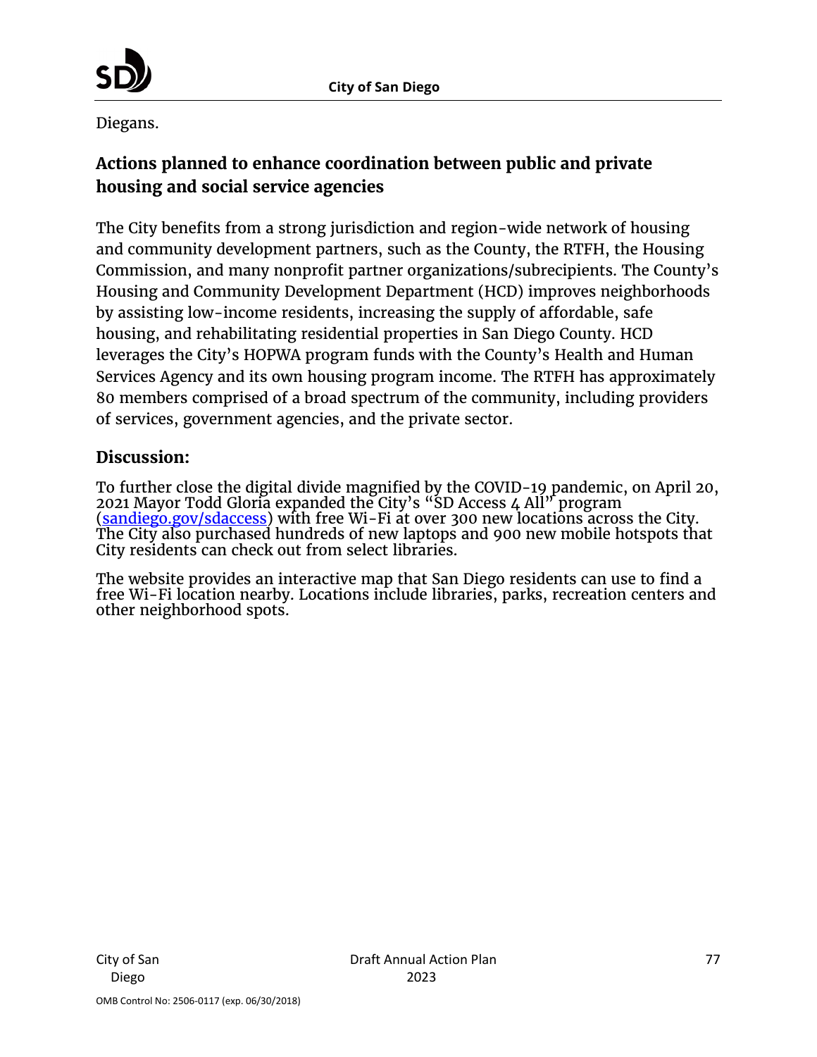Diegans.

## Actions planned to enhance coordination between public and private housing and social service agencies

The City benefits from a strong jurisdiction and region-wide network of housing and community development partners, such as the County, the RTFH, the Housing Commission, and many nonprofit partner organizations/subrecipients. The County's Housing and Community Development Department (HCD) improves neighborhoods by assisting low-income residents, increasing the supply of affordable, safe housing, and rehabilitating residential properties in San Diego County. HCD leverages the City's HOPWA program funds with the County's Health and Human Services Agency and its own housing program income. The RTFH has approximately 80 members comprised of a broad spectrum of the community, including providers of services, government agencies, and the private sector.

### Discussion:

To further close the digital divide magnified by the COVID-19 pandemic, on April 20, 2021 Mayor Todd Gloria expanded the City's "SD Access 4 All" program ([sandiego.gov/sdaccess](sandiego.gov/sdaccess)) with free Wi-Fi at over 300 new locations across the City. The City also purchased hundreds of new laptops and 900 new mobile hotspots that City residents can check out from select libraries.

The website provides an interactive map that San Diego residents can use to find a free Wi-Fi location nearby. Locations include libraries, parks, recreation centers and other neighborhood spots.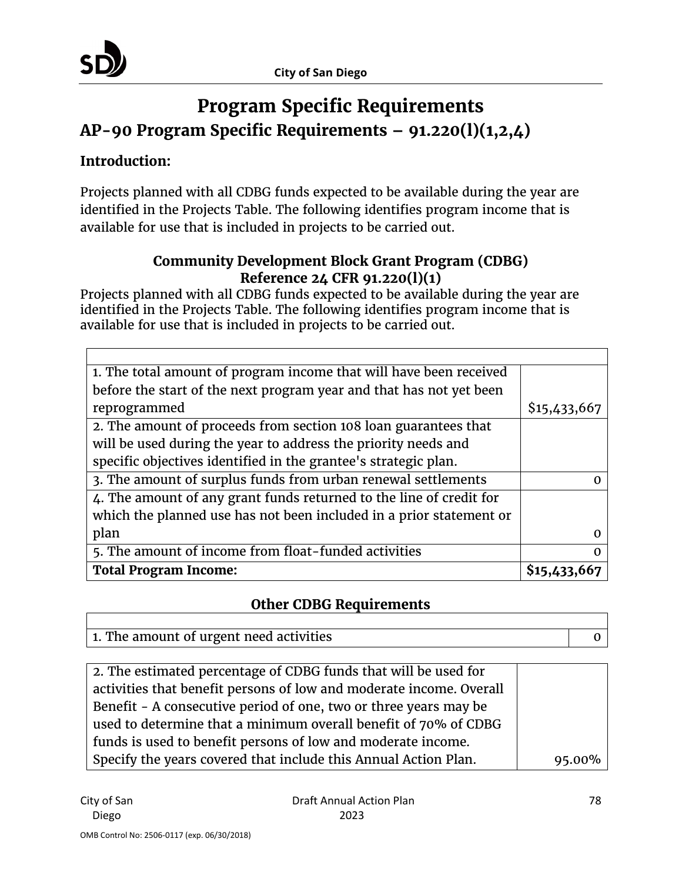# Program Specific Requirements

## AP-90 Program Specific Requirements – 91.220(l)(1,2,4)

### Introduction:

Projects planned with all CDBG funds expected to be available during the year are identified in the Projects Table. The following identifies program income that is available for use that is included in projects to be carried out.

**Community Development Block Grant Program (CDBG)**
**Reference 24 CFR 91.220(l)(1)**

Projects planned with all CDBG funds expected to be available during the year are identified in the Projects Table. The following identifies program income that is available for use that is included in projects to be carried out.

| | |
|---|---|
| 1. The total amount of program income that will have been received before the start of the next program year and that has not yet been reprogrammed | $15,433,667 |
| 2. The amount of proceeds from section 108 loan guarantees that will be used during the year to address the priority needs and specific objectives identified in the grantee's strategic plan. | |
| 3. The amount of surplus funds from urban renewal settlements | 0 |
| 4. The amount of any grant funds returned to the line of credit for which the planned use has not been included in a prior statement or plan | 0 |
| 5. The amount of income from float-funded activities | 0 |
| **Total Program Income:** | **$15,433,667** |

**Other CDBG Requirements**

| | |
|---|---|
| 1. The amount of urgent need activities | 0 |

| | |
|---|---|
| 2. The estimated percentage of CDBG funds that will be used for activities that benefit persons of low and moderate income. Overall Benefit - A consecutive period of one, two or three years may be used to determine that a minimum overall benefit of 70% of CDBG funds is used to benefit persons of low and moderate income. Specify the years covered that include this Annual Action Plan. | 95.00% |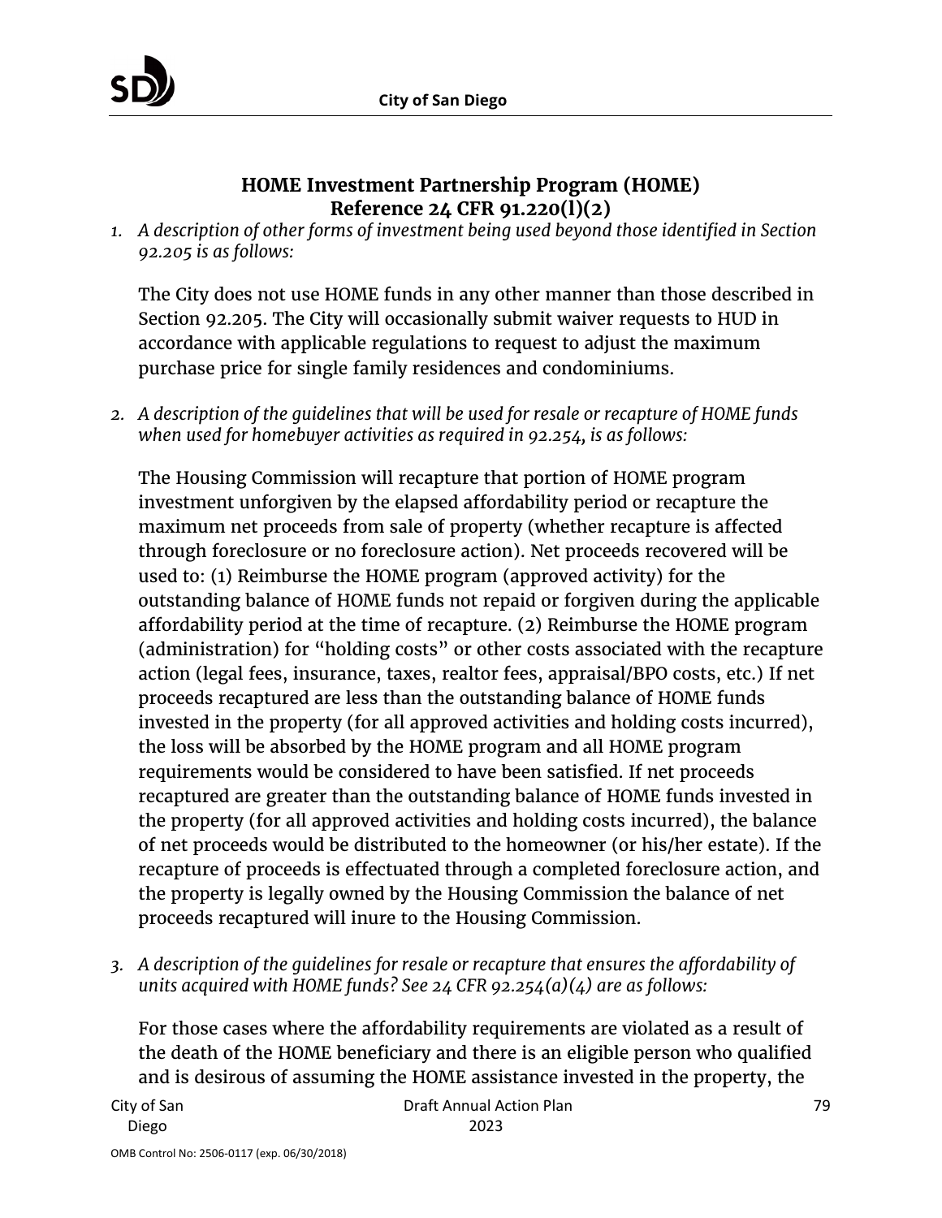## HOME Investment Partnership Program (HOME)
## Reference 24 CFR 91.220(l)(2)

1. *A description of other forms of investment being used beyond those identified in Section 92.205 is as follows:*

   The City does not use HOME funds in any other manner than those described in Section 92.205. The City will occasionally submit waiver requests to HUD in accordance with applicable regulations to request to adjust the maximum purchase price for single family residences and condominiums.

2. *A description of the guidelines that will be used for resale or recapture of HOME funds when used for homebuyer activities as required in 92.254, is as follows:*

   The Housing Commission will recapture that portion of HOME program investment unforgiven by the elapsed affordability period or recapture the maximum net proceeds from sale of property (whether recapture is affected through foreclosure or no foreclosure action). Net proceeds recovered will be used to: (1) Reimburse the HOME program (approved activity) for the outstanding balance of HOME funds not repaid or forgiven during the applicable affordability period at the time of recapture. (2) Reimburse the HOME program (administration) for "holding costs" or other costs associated with the recapture action (legal fees, insurance, taxes, realtor fees, appraisal/BPO costs, etc.) If net proceeds recaptured are less than the outstanding balance of HOME funds invested in the property (for all approved activities and holding costs incurred), the loss will be absorbed by the HOME program and all HOME program requirements would be considered to have been satisfied. If net proceeds recaptured are greater than the outstanding balance of HOME funds invested in the property (for all approved activities and holding costs incurred), the balance of net proceeds would be distributed to the homeowner (or his/her estate). If the recapture of proceeds is effectuated through a completed foreclosure action, and the property is legally owned by the Housing Commission the balance of net proceeds recaptured will inure to the Housing Commission.

3. *A description of the guidelines for resale or recapture that ensures the affordability of units acquired with HOME funds? See 24 CFR 92.254(a)(4) are as follows:*

   For those cases where the affordability requirements are violated as a result of the death of the HOME beneficiary and there is an eligible person who qualified and is desirous of assuming the HOME assistance invested in the property, the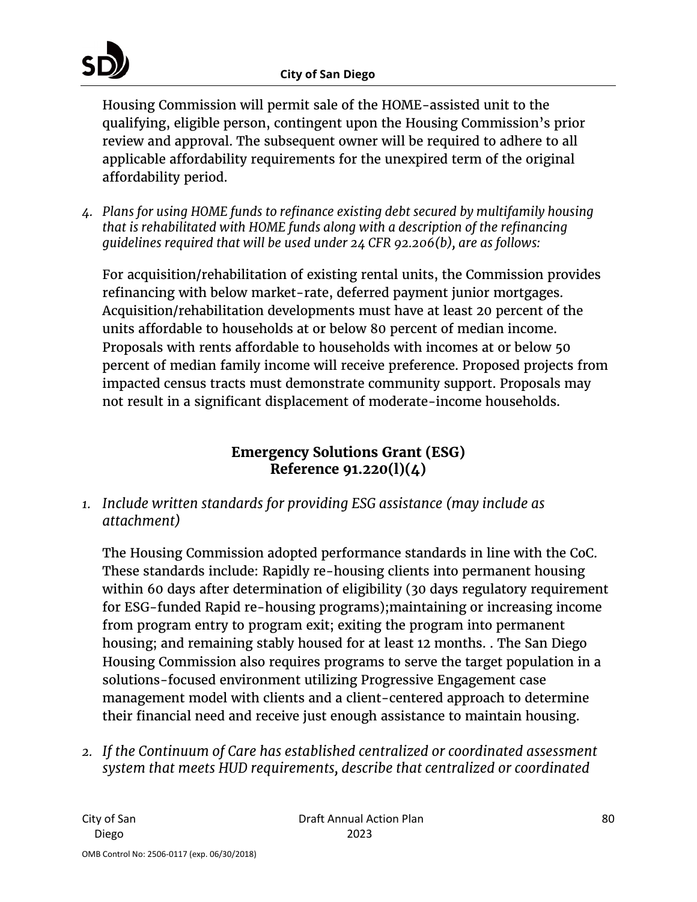Housing Commission will permit sale of the HOME-assisted unit to the qualifying, eligible person, contingent upon the Housing Commission's prior review and approval. The subsequent owner will be required to adhere to all applicable affordability requirements for the unexpired term of the original affordability period.

4. *Plans for using HOME funds to refinance existing debt secured by multifamily housing that is rehabilitated with HOME funds along with a description of the refinancing guidelines required that will be used under 24 CFR 92.206(b), are as follows:*

   For acquisition/rehabilitation of existing rental units, the Commission provides refinancing with below market-rate, deferred payment junior mortgages. Acquisition/rehabilitation developments must have at least 20 percent of the units affordable to households at or below 80 percent of median income. Proposals with rents affordable to households with incomes at or below 50 percent of median family income will receive preference. Proposed projects from impacted census tracts must demonstrate community support. Proposals may not result in a significant displacement of moderate-income households.

## Emergency Solutions Grant (ESG)
## Reference 91.220(l)(4)

1. *Include written standards for providing ESG assistance (may include as attachment)*

   The Housing Commission adopted performance standards in line with the CoC. These standards include: Rapidly re-housing clients into permanent housing within 60 days after determination of eligibility (30 days regulatory requirement for ESG-funded Rapid re-housing programs);maintaining or increasing income from program entry to program exit; exiting the program into permanent housing; and remaining stably housed for at least 12 months. . The San Diego Housing Commission also requires programs to serve the target population in a solutions-focused environment utilizing Progressive Engagement case management model with clients and a client-centered approach to determine their financial need and receive just enough assistance to maintain housing.

2. *If the Continuum of Care has established centralized or coordinated assessment system that meets HUD requirements, describe that centralized or coordinated*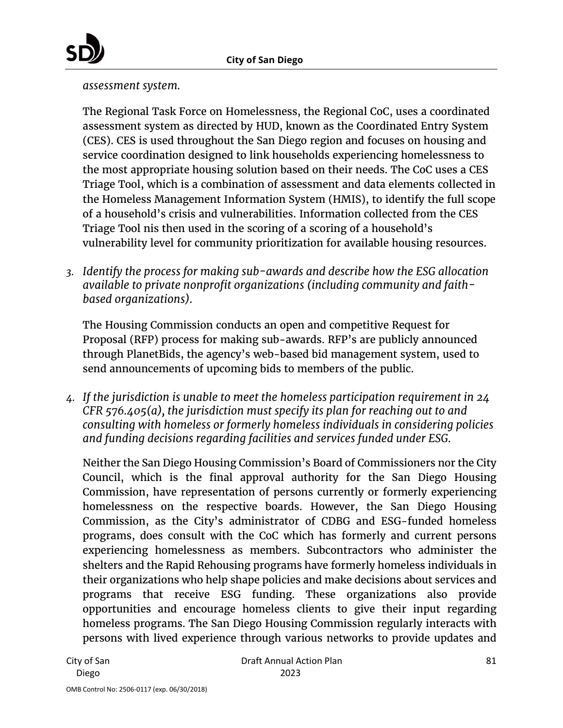*assessment system.*

The Regional Task Force on Homelessness, the Regional CoC, uses a coordinated assessment system as directed by HUD, known as the Coordinated Entry System (CES). CES is used throughout the San Diego region and focuses on housing and service coordination designed to link households experiencing homelessness to the most appropriate housing solution based on their needs. The CoC uses a CES Triage Tool, which is a combination of assessment and data elements collected in the Homeless Management Information System (HMIS), to identify the full scope of a household's crisis and vulnerabilities. Information collected from the CES Triage Tool nis then used in the scoring of a scoring of a household's vulnerability level for community prioritization for available housing resources.

3. *Identify the process for making sub-awards and describe how the ESG allocation available to private nonprofit organizations (including community and faith-based organizations).*

   The Housing Commission conducts an open and competitive Request for Proposal (RFP) process for making sub-awards. RFP's are publicly announced through PlanetBids, the agency's web-based bid management system, used to send announcements of upcoming bids to members of the public.

4. *If the jurisdiction is unable to meet the homeless participation requirement in 24 CFR 576.405(a), the jurisdiction must specify its plan for reaching out to and consulting with homeless or formerly homeless individuals in considering policies and funding decisions regarding facilities and services funded under ESG.*

   Neither the San Diego Housing Commission's Board of Commissioners nor the City Council, which is the final approval authority for the San Diego Housing Commission, have representation of persons currently or formerly experiencing homelessness on the respective boards. However, the San Diego Housing Commission, as the City's administrator of CDBG and ESG-funded homeless programs, does consult with the CoC which has formerly and current persons experiencing homelessness as members. Subcontractors who administer the shelters and the Rapid Rehousing programs have formerly homeless individuals in their organizations who help shape policies and make decisions about services and programs that receive ESG funding. These organizations also provide opportunities and encourage homeless clients to give their input regarding homeless programs. The San Diego Housing Commission regularly interacts with persons with lived experience through various networks to provide updates and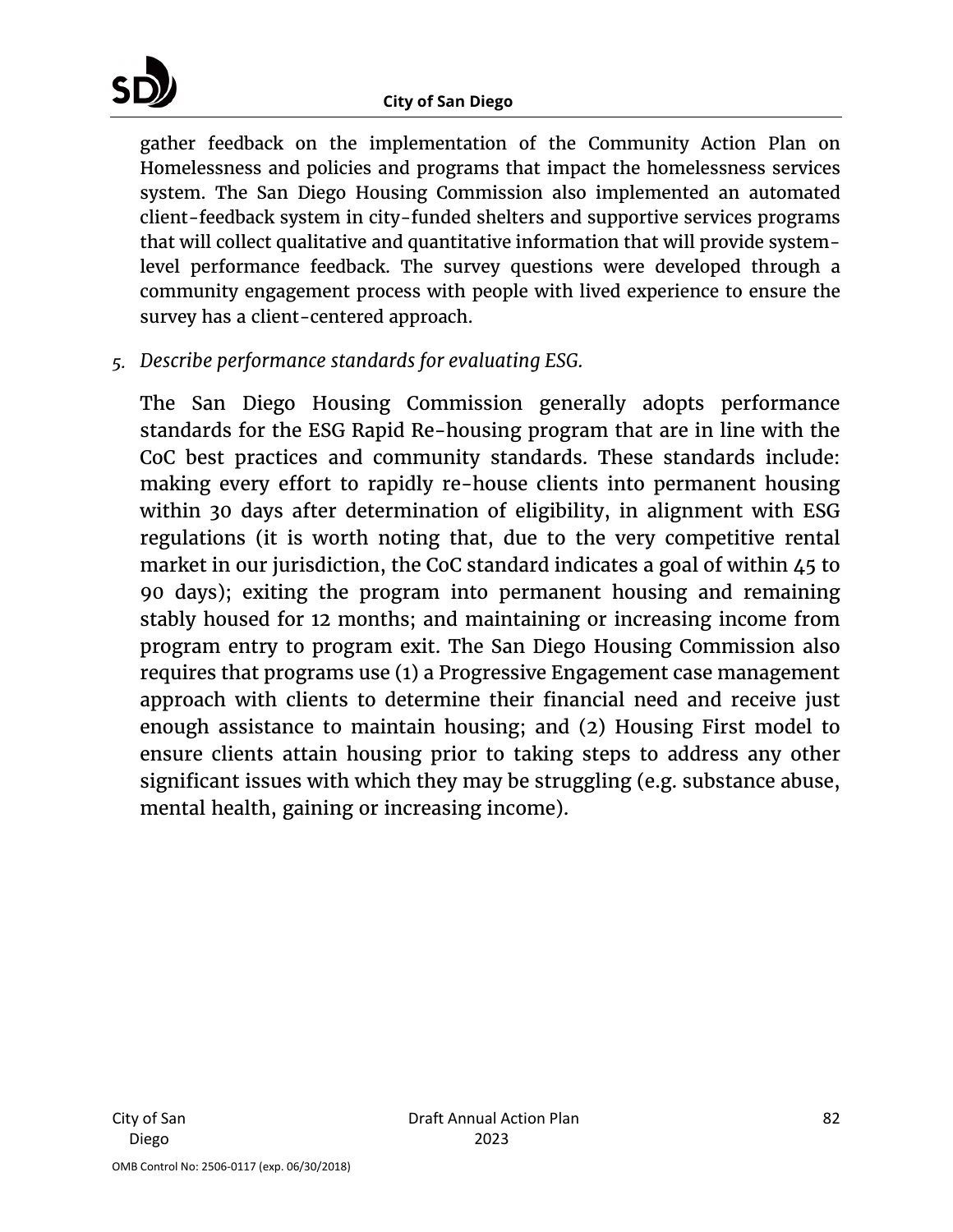gather feedback on the implementation of the Community Action Plan on Homelessness and policies and programs that impact the homelessness services system. The San Diego Housing Commission also implemented an automated client-feedback system in city-funded shelters and supportive services programs that will collect qualitative and quantitative information that will provide system-level performance feedback. The survey questions were developed through a community engagement process with people with lived experience to ensure the survey has a client-centered approach.

5. *Describe performance standards for evaluating ESG.*

The San Diego Housing Commission generally adopts performance standards for the ESG Rapid Re-housing program that are in line with the CoC best practices and community standards. These standards include: making every effort to rapidly re-house clients into permanent housing within 30 days after determination of eligibility, in alignment with ESG regulations (it is worth noting that, due to the very competitive rental market in our jurisdiction, the CoC standard indicates a goal of within 45 to 90 days); exiting the program into permanent housing and remaining stably housed for 12 months; and maintaining or increasing income from program entry to program exit. The San Diego Housing Commission also requires that programs use (1) a Progressive Engagement case management approach with clients to determine their financial need and receive just enough assistance to maintain housing; and (2) Housing First model to ensure clients attain housing prior to taking steps to address any other significant issues with which they may be struggling (e.g. substance abuse, mental health, gaining or increasing income).